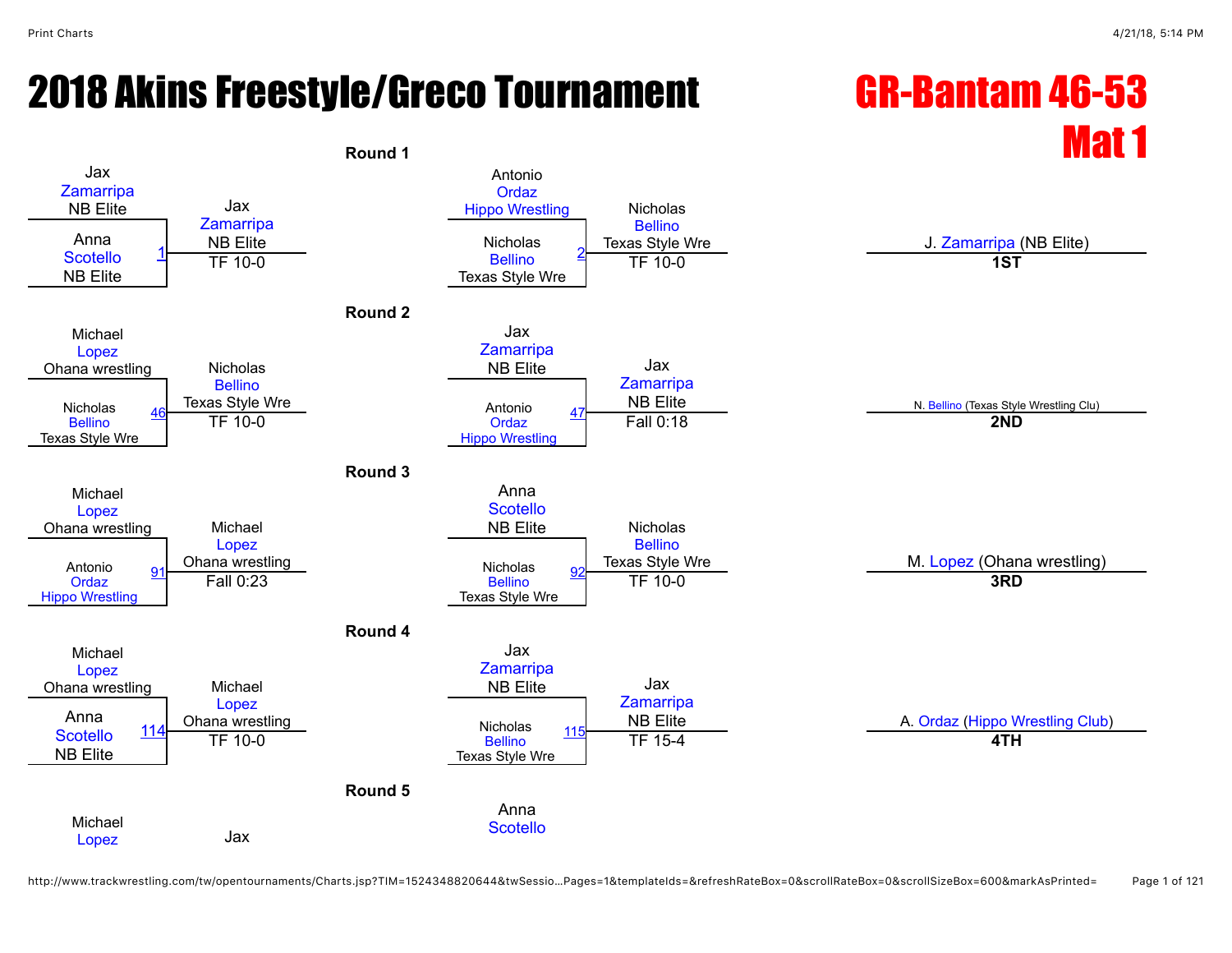# 2018 Akins Freestyle/Greco Tournament

## GR-Bantam 46-53
## Mat 1

### Round 1

| Wrestler 1 | Wrestler 2 | Bout | Winner | Result |
|---|---|---|---|---|
| Jax Zamarripa NB Elite | Anna Scotello NB Elite | 1 | Jax Zamarripa NB Elite | TF 10-0 |
| Antonio Ordaz Hippo Wrestling | Nicholas Bellino Texas Style Wre | 2 | Nicholas Bellino Texas Style Wre | TF 10-0 |

### Round 2

| Wrestler 1 | Wrestler 2 | Bout | Winner | Result |
|---|---|---|---|---|
| Michael Lopez Ohana wrestling | Nicholas Bellino Texas Style Wre | 46 | Nicholas Bellino Texas Style Wre | TF 10-0 |
| Jax Zamarripa NB Elite | Antonio Ordaz Hippo Wrestling | 47 | Jax Zamarripa NB Elite | Fall 0:18 |

### Round 3

| Wrestler 1 | Wrestler 2 | Bout | Winner | Result |
|---|---|---|---|---|
| Michael Lopez Ohana wrestling | Antonio Ordaz Hippo Wrestling | 91 | Michael Lopez Ohana wrestling | Fall 0:23 |
| Anna Scotello NB Elite | Nicholas Bellino Texas Style Wre | 92 | Nicholas Bellino Texas Style Wre | TF 10-0 |

### Round 4

| Wrestler 1 | Wrestler 2 | Bout | Winner | Result |
|---|---|---|---|---|
| Michael Lopez Ohana wrestling | Anna Scotello NB Elite | 114 | Michael Lopez Ohana wrestling | TF 10-0 |
| Jax Zamarripa NB Elite | Nicholas Bellino Texas Style Wre | 115 | Jax Zamarripa NB Elite | TF 15-4 |

### Round 5

| Wrestler 1 | Wrestler 2 | Bout | Winner | Result |
|---|---|---|---|---|
| Michael Lopez | | | Jax | |
| Anna Scotello | | | | |

### Placings

| Place | Wrestler |
|---|---|
| 1ST | J. Zamarripa (NB Elite) |
| 2ND | N. Bellino (Texas Style Wrestling Clu) |
| 3RD | M. Lopez (Ohana wrestling) |
| 4TH | A. Ordaz (Hippo Wrestling Club) |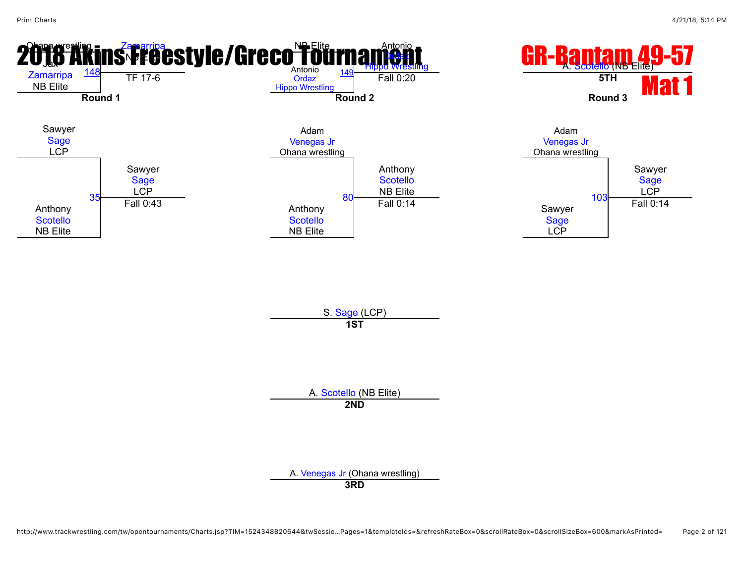# 2018 Akins Freestyle/Greco Tournament

# GR-Bantam 49-57

# Mat 1

## Round 1

Ohana wrestling
Jax
Zamarripa
NB Elite

148 — Zamarripa, NB Elite — TF 17-6

Sawyer
Sage
LCP

Anthony
Scotello
NB Elite

35 — Sawyer Sage, LCP — Fall 0:43

## Round 2

NB Elite
Antonio
Ordaz
Hippo Wrestling

149 — Antonio Ordaz, Hippo Wrestling — Fall 0:20

Adam
Venegas Jr
Ohana wrestling

Anthony
Scotello
NB Elite

80 — Anthony Scotello, NB Elite — Fall 0:14

## Round 3

A. Scotello (NB Elite)
**5TH**

Adam
Venegas Jr
Ohana wrestling

Sawyer
Sage
LCP

103 — Sawyer Sage, LCP — Fall 0:14

## Placements

S. Sage (LCP)
**1ST**

A. Scotello (NB Elite)
**2ND**

A. Venegas Jr (Ohana wrestling)
**3RD**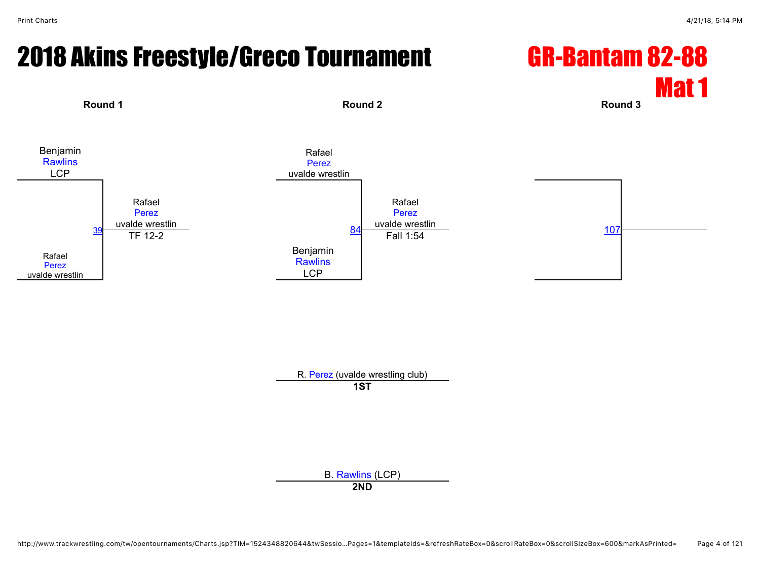# 2018 Akins Freestyle/Greco Tournament

## GR-Bantam 82-88

## Mat 1

**Round 1**

Benjamin Rawlins
LCP

Rafael Perez
uvalde wrestlin

39 — Rafael Perez, uvalde wrestlin — TF 12-2

**Round 2**

Rafael Perez
uvalde wrestlin

Benjamin Rawlins
LCP

84 — Rafael Perez, uvalde wrestlin — Fall 1:54

**Round 3**

107

R. Perez (uvalde wrestling club)
**1ST**

B. Rawlins (LCP)
**2ND**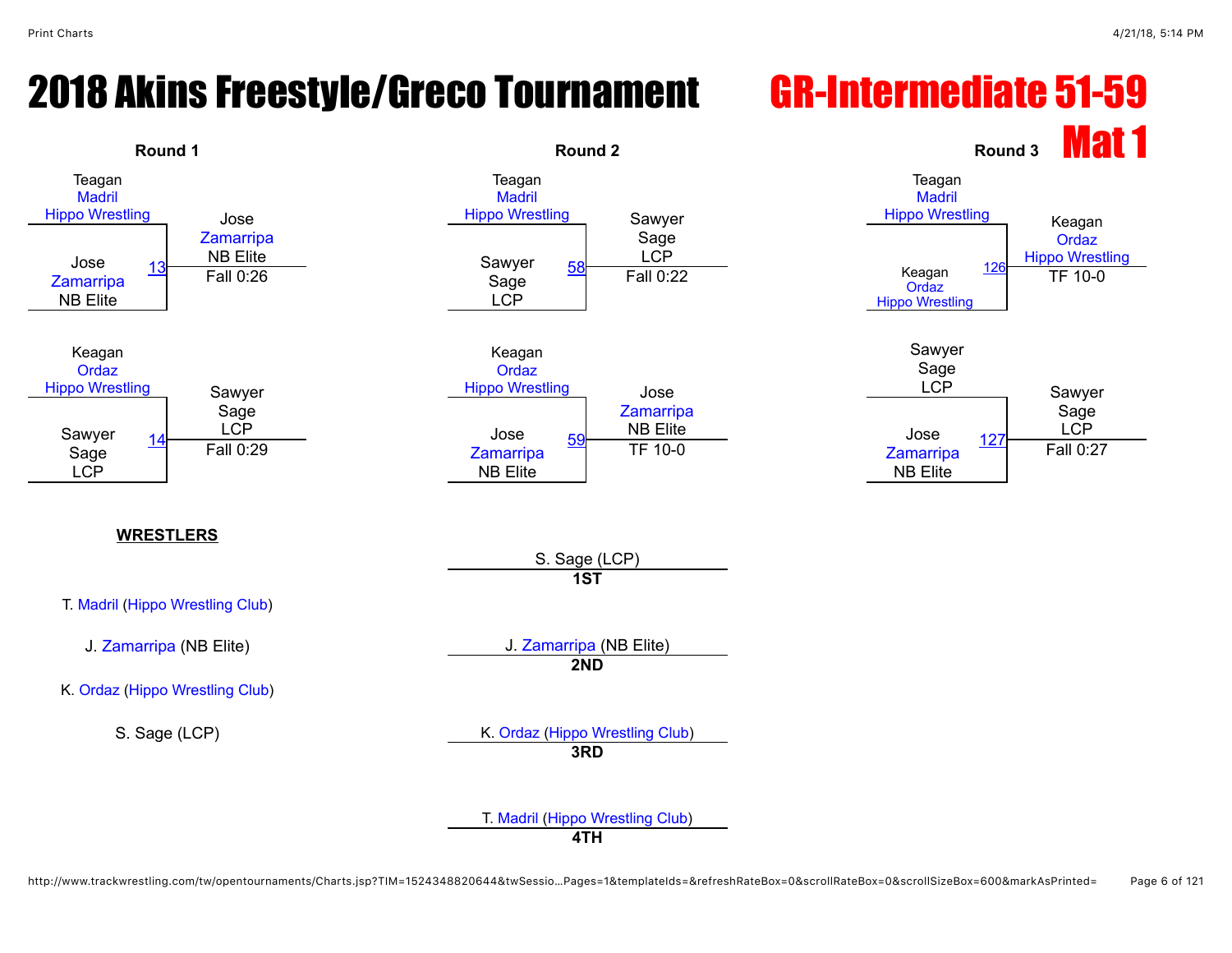# 2018 Akins Freestyle/Greco Tournament

# GR-Intermediate 51-59

## Mat 1

### Round 1

| Match | Wrestler 1 | Wrestler 2 | Winner | Result |
|---|---|---|---|---|
| 13 | Teagan Madril (Hippo Wrestling) | Jose Zamarripa (NB Elite) | Jose Zamarripa (NB Elite) | Fall 0:26 |
| 14 | Keagan Ordaz (Hippo Wrestling) | Sawyer Sage (LCP) | Sawyer Sage (LCP) | Fall 0:29 |

### Round 2

| Match | Wrestler 1 | Wrestler 2 | Winner | Result |
|---|---|---|---|---|
| 58 | Teagan Madril (Hippo Wrestling) | Sawyer Sage (LCP) | Sawyer Sage (LCP) | Fall 0:22 |
| 59 | Keagan Ordaz (Hippo Wrestling) | Jose Zamarripa (NB Elite) | Jose Zamarripa (NB Elite) | TF 10-0 |

### Round 3

| Match | Wrestler 1 | Wrestler 2 | Winner | Result |
|---|---|---|---|---|
| 126 | Teagan Madril (Hippo Wrestling) | Keagan Ordaz (Hippo Wrestling) | Keagan Ordaz (Hippo Wrestling) | TF 10-0 |
| 127 | Sawyer Sage (LCP) | Jose Zamarripa (NB Elite) | Sawyer Sage (LCP) | Fall 0:27 |

### WRESTLERS

- T. Madril (Hippo Wrestling Club)
- J. Zamarripa (NB Elite)
- K. Ordaz (Hippo Wrestling Club)
- S. Sage (LCP)

### Placements

| Place | Wrestler |
|---|---|
| 1ST | S. Sage (LCP) |
| 2ND | J. Zamarripa (NB Elite) |
| 3RD | K. Ordaz (Hippo Wrestling Club) |
| 4TH | T. Madril (Hippo Wrestling Club) |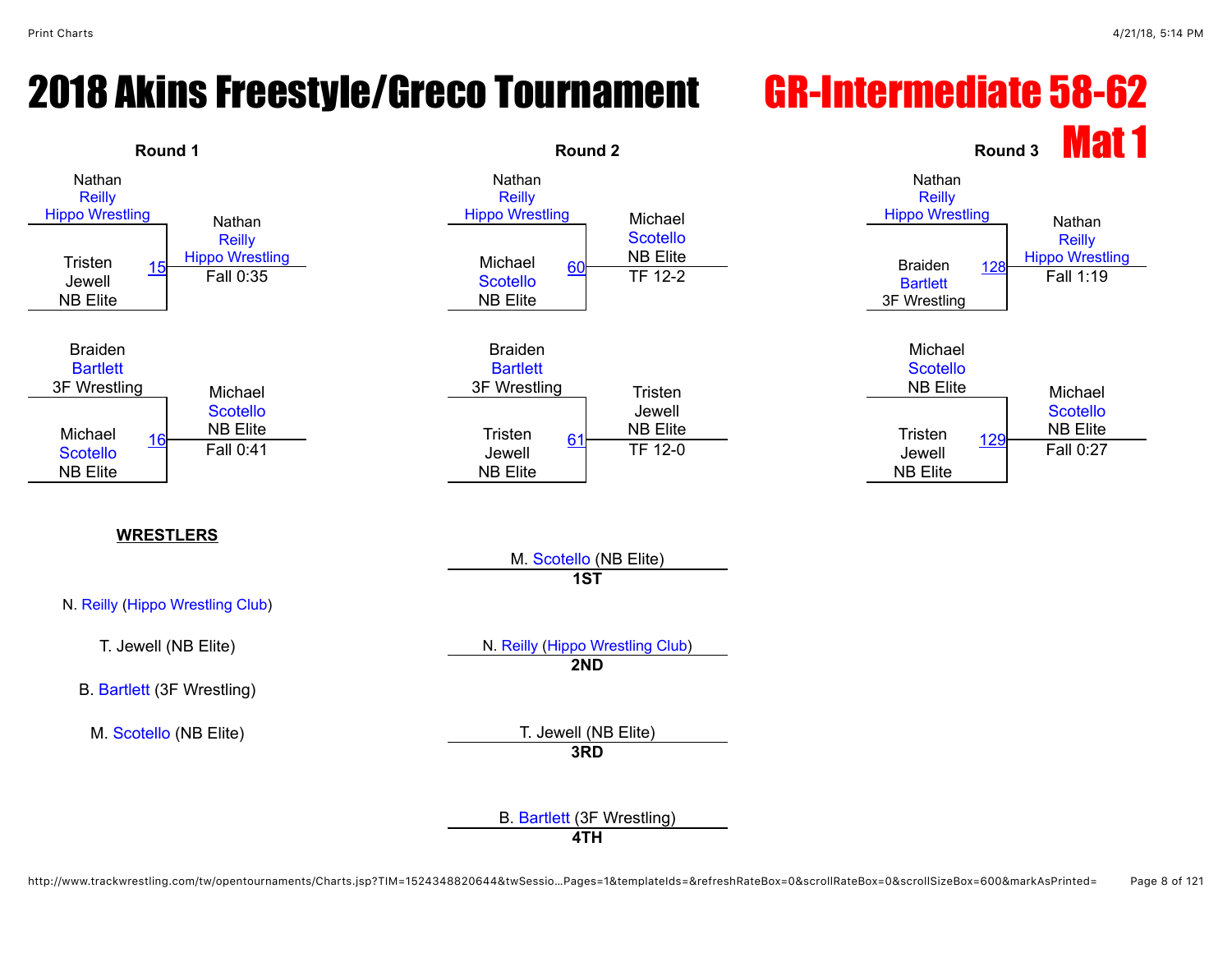# 2018 Akins Freestyle/Greco Tournament

## GR-Intermediate 58-62

## Mat 1

### Round 1

| Match | Wrestler 1 | Wrestler 2 | Winner | Result |
|---|---|---|---|---|
| 15 | Nathan Reilly (Hippo Wrestling) | Tristen Jewell (NB Elite) | Nathan Reilly (Hippo Wrestling) | Fall 0:35 |
| 16 | Braiden Bartlett (3F Wrestling) | Michael Scotello (NB Elite) | Michael Scotello (NB Elite) | Fall 0:41 |

### Round 2

| Match | Wrestler 1 | Wrestler 2 | Winner | Result |
|---|---|---|---|---|
| 60 | Nathan Reilly (Hippo Wrestling) | Michael Scotello (NB Elite) | Michael Scotello (NB Elite) | TF 12-2 |
| 61 | Braiden Bartlett (3F Wrestling) | Tristen Jewell (NB Elite) | Tristen Jewell (NB Elite) | TF 12-0 |

### Round 3

| Match | Wrestler 1 | Wrestler 2 | Winner | Result |
|---|---|---|---|---|
| 128 | Nathan Reilly (Hippo Wrestling) | Braiden Bartlett (3F Wrestling) | Nathan Reilly (Hippo Wrestling) | Fall 1:19 |
| 129 | Michael Scotello (NB Elite) | Tristen Jewell (NB Elite) | Michael Scotello (NB Elite) | Fall 0:27 |

### WRESTLERS

- N. Reilly (Hippo Wrestling Club)
- T. Jewell (NB Elite)
- B. Bartlett (3F Wrestling)
- M. Scotello (NB Elite)

### Placements

| Place | Wrestler |
|---|---|
| **1ST** | M. Scotello (NB Elite) |
| **2ND** | N. Reilly (Hippo Wrestling Club) |
| **3RD** | T. Jewell (NB Elite) |
| **4TH** | B. Bartlett (3F Wrestling) |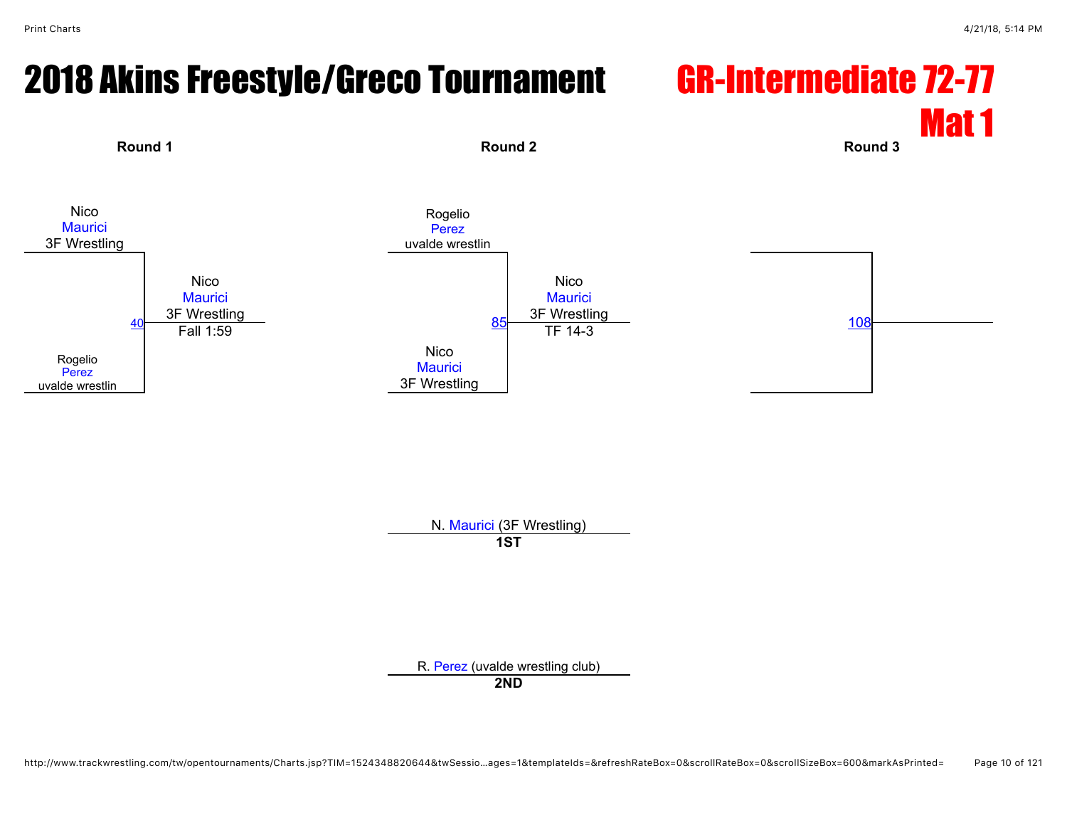# 2018 Akins Freestyle/Greco Tournament

## GR-Intermediate 72-77

## Mat 1

### Round 1

Nico
Maurici
3F Wrestling

Rogelio
Perez
uvalde wrestlin

40 — Nico Maurici, 3F Wrestling — Fall 1:59

### Round 2

Rogelio
Perez
uvalde wrestlin

Nico
Maurici
3F Wrestling

85 — Nico Maurici, 3F Wrestling — TF 14-3

### Round 3

108

---

N. Maurici (3F Wrestling)
**1ST**

R. Perez (uvalde wrestling club)
**2ND**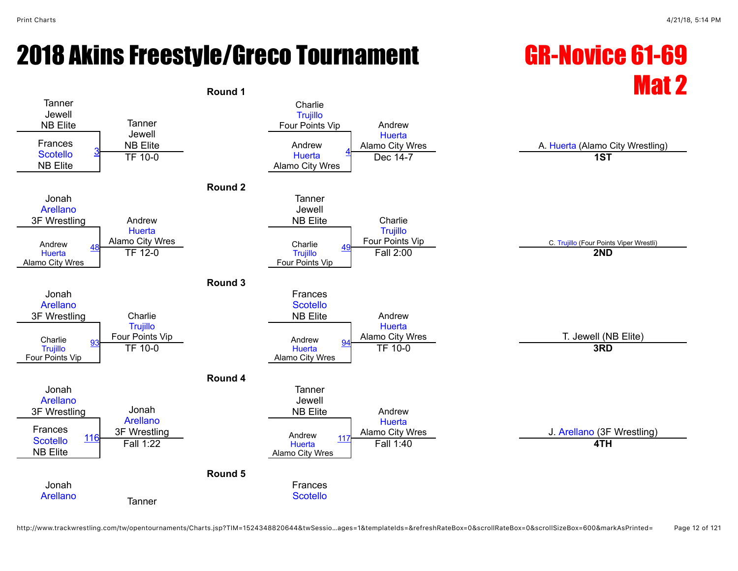# 2018 Akins Freestyle/Greco Tournament

## GR-Novice 61-69
## Mat 2

### Round 1

| Wrestler 1 | Wrestler 2 | Bout | Winner | Result |
|---|---|---|---|---|
| Tanner Jewell (NB Elite) | Frances Scotello (NB Elite) | 3 | Tanner Jewell (NB Elite) | TF 10-0 |
| Charlie Trujillo (Four Points Vip) | Andrew Huerta (Alamo City Wres) | 4 | Andrew Huerta (Alamo City Wres) | Dec 14-7 |

### Round 2

| Wrestler 1 | Wrestler 2 | Bout | Winner | Result |
|---|---|---|---|---|
| Jonah Arellano (3F Wrestling) | Andrew Huerta (Alamo City Wres) | 48 | Andrew Huerta (Alamo City Wres) | TF 12-0 |
| Tanner Jewell (NB Elite) | Charlie Trujillo (Four Points Vip) | 49 | Charlie Trujillo (Four Points Vip) | Fall 2:00 |

### Round 3

| Wrestler 1 | Wrestler 2 | Bout | Winner | Result |
|---|---|---|---|---|
| Jonah Arellano (3F Wrestling) | Charlie Trujillo (Four Points Vip) | 93 | Charlie Trujillo (Four Points Vip) | TF 10-0 |
| Frances Scotello (NB Elite) | Andrew Huerta (Alamo City Wres) | 94 | Andrew Huerta (Alamo City Wres) | TF 10-0 |

### Round 4

| Wrestler 1 | Wrestler 2 | Bout | Winner | Result |
|---|---|---|---|---|
| Jonah Arellano (3F Wrestling) | Frances Scotello (NB Elite) | 116 | Jonah Arellano (3F Wrestling) | Fall 1:22 |
| Tanner Jewell (NB Elite) | Andrew Huerta (Alamo City Wres) | 117 | Andrew Huerta (Alamo City Wres) | Fall 1:40 |

### Round 5

| Wrestler 1 | Wrestler 2 | Bout | Winner | Result |
|---|---|---|---|---|
| Jonah Arellano | Tanner | | | |
| Frances Scotello | | | | |

### Placements

| Place | Wrestler |
|---|---|
| 1ST | A. Huerta (Alamo City Wrestling) |
| 2ND | C. Trujillo (Four Points Viper Wrestli) |
| 3RD | T. Jewell (NB Elite) |
| 4TH | J. Arellano (3F Wrestling) |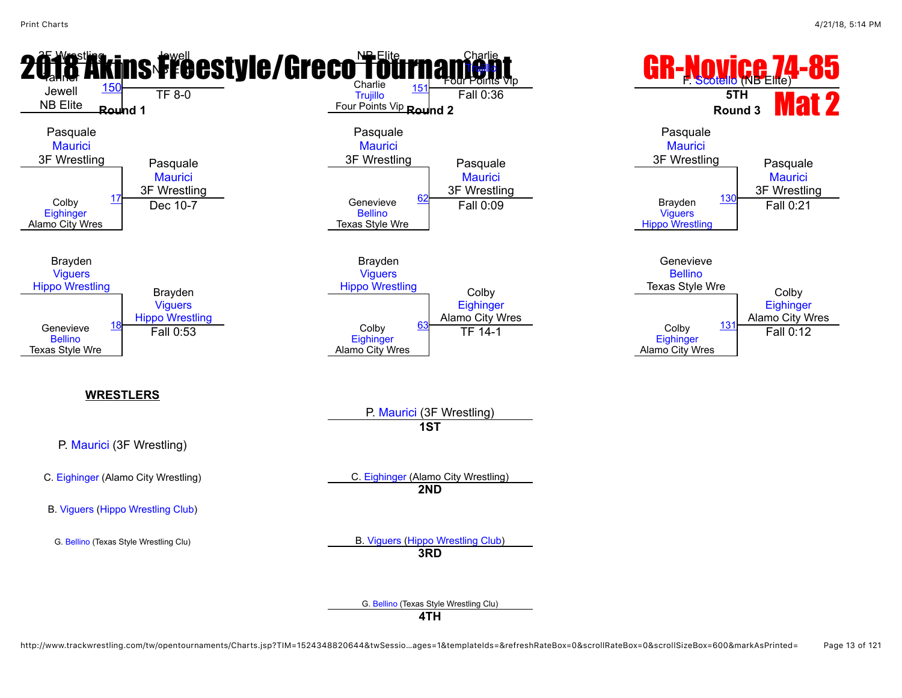# 2018 Akins Freestyle/Greco Tournament

# GR-Novice 74-85

# Mat 2

**Round 1**

- Match 150: 3F Wrestling / Tanner / Jewell / NB Elite — Winner: Jewell, NB Elite — TF 8-0
- Match 17: Pasquale Maurici (3F Wrestling) vs. Colby Eighinger (Alamo City Wres) — Winner: Pasquale Maurici, 3F Wrestling — Dec 10-7
- Match 18: Brayden Viguers (Hippo Wrestling) vs. Genevieve Bellino (Texas Style Wre) — Winner: Brayden Viguers, Hippo Wrestling — Fall 0:53

**Round 2**

- Match 151: NB Elite vs. Charlie Trujillo (Four Points Vip) — Winner: Charlie Trujillo, Four Points Vip — Fall 0:36
- Match 62: Pasquale Maurici (3F Wrestling) vs. Genevieve Bellino (Texas Style Wre) — Winner: Pasquale Maurici, 3F Wrestling — Fall 0:09
- Match 63: Brayden Viguers (Hippo Wrestling) vs. Colby Eighinger (Alamo City Wres) — Winner: Colby Eighinger, Alamo City Wres — TF 14-1

**Round 3**

- F. Scotello (NB Elite) — **5TH**
- Match 130: Pasquale Maurici (3F Wrestling) vs. Brayden Viguers (Hippo Wrestling) — Winner: Pasquale Maurici, 3F Wrestling — Fall 0:21
- Match 131: Genevieve Bellino (Texas Style Wre) vs. Colby Eighinger (Alamo City Wres) — Winner: Colby Eighinger, Alamo City Wres — Fall 0:12

**WRESTLERS**

- P. Maurici (3F Wrestling)
- C. Eighinger (Alamo City Wrestling)
- B. Viguers (Hippo Wrestling Club)
- G. Bellino (Texas Style Wrestling Clu)

**Placings**

- **1ST**: P. Maurici (3F Wrestling)
- **2ND**: C. Eighinger (Alamo City Wrestling)
- **3RD**: B. Viguers (Hippo Wrestling Club)
- **4TH**: G. Bellino (Texas Style Wrestling Clu)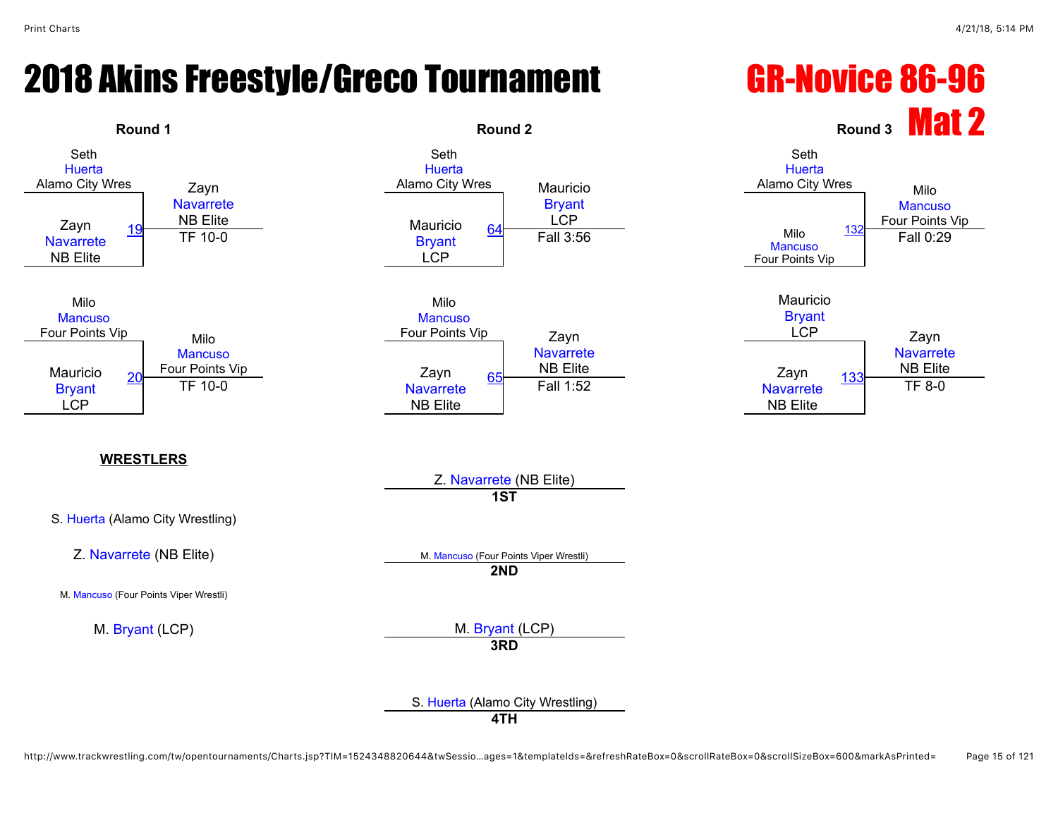# 2018 Akins Freestyle/Greco Tournament

# GR-Novice 86-96

## Mat 2

### Round 1

| Match | Wrestler 1 | Wrestler 2 | Winner | Result |
|---|---|---|---|---|
| 19 | Seth Huerta (Alamo City Wres) | Zayn Navarrete (NB Elite) | Zayn Navarrete (NB Elite) | TF 10-0 |
| 20 | Milo Mancuso (Four Points Vip) | Mauricio Bryant (LCP) | Milo Mancuso (Four Points Vip) | TF 10-0 |

### Round 2

| Match | Wrestler 1 | Wrestler 2 | Winner | Result |
|---|---|---|---|---|
| 64 | Seth Huerta (Alamo City Wres) | Mauricio Bryant (LCP) | Mauricio Bryant (LCP) | Fall 3:56 |
| 65 | Milo Mancuso (Four Points Vip) | Zayn Navarrete (NB Elite) | Zayn Navarrete (NB Elite) | Fall 1:52 |

### Round 3

| Match | Wrestler 1 | Wrestler 2 | Winner | Result |
|---|---|---|---|---|
| 132 | Seth Huerta (Alamo City Wres) | Milo Mancuso (Four Points Vip) | Milo Mancuso (Four Points Vip) | Fall 0:29 |
| 133 | Mauricio Bryant (LCP) | Zayn Navarrete (NB Elite) | Zayn Navarrete (NB Elite) | TF 8-0 |

**WRESTLERS**

S. Huerta (Alamo City Wrestling)

Z. Navarrete (NB Elite)

M. Mancuso (Four Points Viper Wrestli)

M. Bryant (LCP)

**Placements**

Z. Navarrete (NB Elite)
**1ST**

M. Mancuso (Four Points Viper Wrestli)
**2ND**

M. Bryant (LCP)
**3RD**

S. Huerta (Alamo City Wrestling)
**4TH**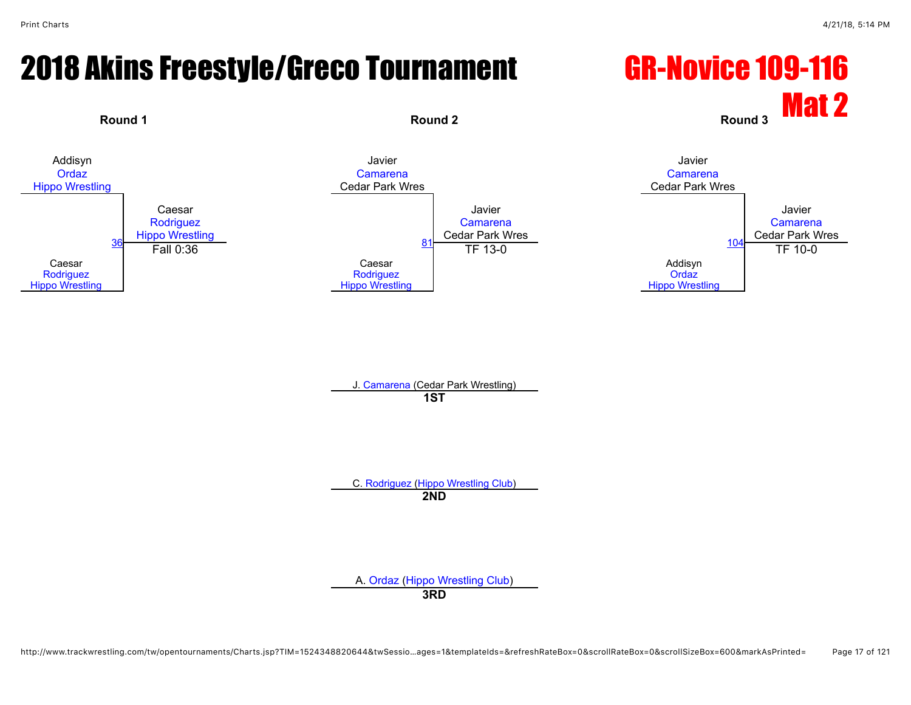# 2018 Akins Freestyle/Greco Tournament

## GR-Novice 109-116
## Mat 2

### Round 1

Addisyn
Ordaz
Hippo Wrestling

36

Caesar
Rodriguez
Hippo Wrestling

**Winner:** Caesar Rodriguez, Hippo Wrestling — Fall 0:36

### Round 2

Javier
Camarena
Cedar Park Wres

81

Caesar
Rodriguez
Hippo Wrestling

**Winner:** Javier Camarena, Cedar Park Wres — TF 13-0

### Round 3

Javier
Camarena
Cedar Park Wres

104

Addisyn
Ordaz
Hippo Wrestling

**Winner:** Javier Camarena, Cedar Park Wres — TF 10-0

### Placings

J. Camarena (Cedar Park Wrestling)
**1ST**

C. Rodriguez (Hippo Wrestling Club)
**2ND**

A. Ordaz (Hippo Wrestling Club)
**3RD**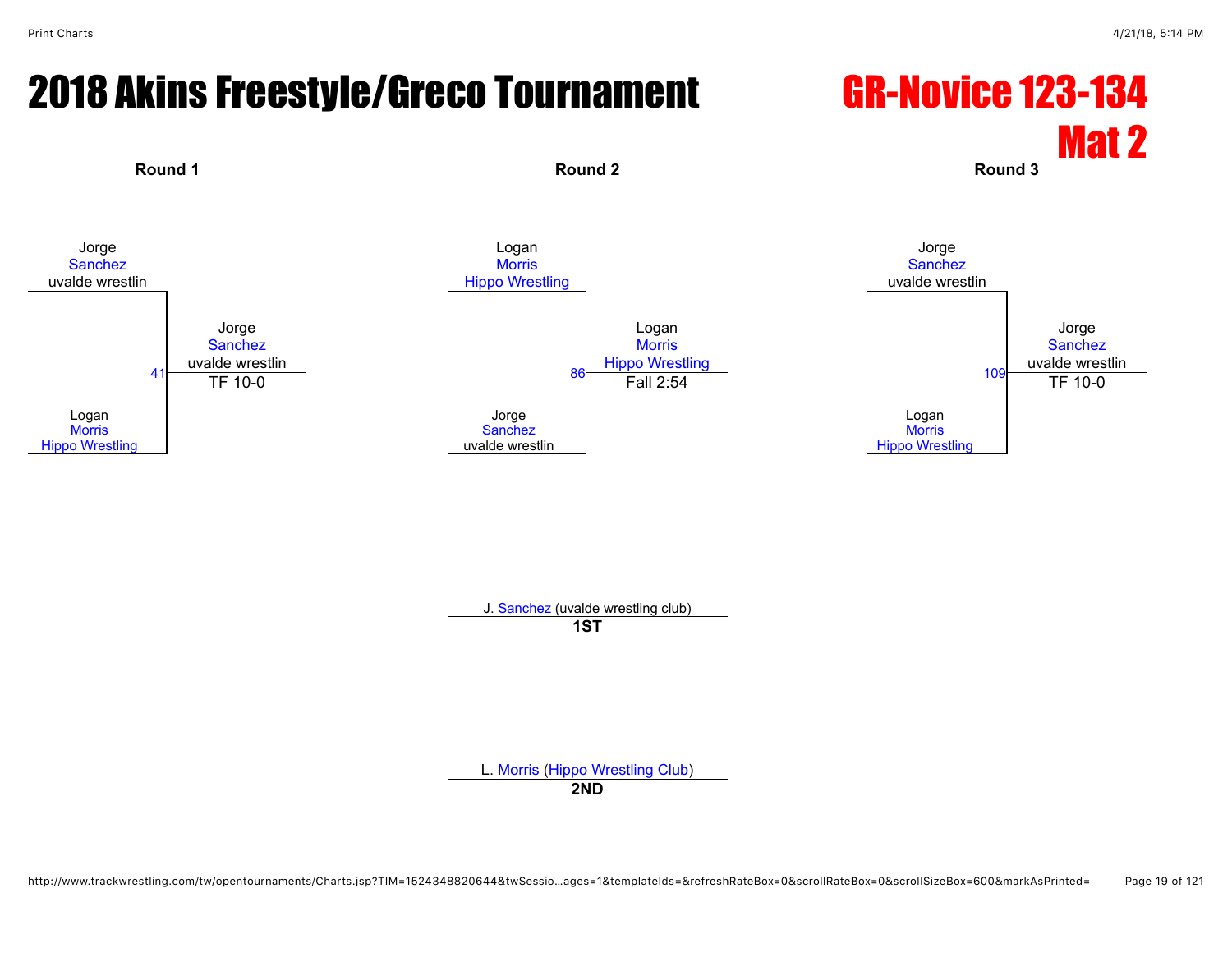# 2018 Akins Freestyle/Greco Tournament

## GR-Novice 123-134
## Mat 2

### Round 1

Jorge Sanchez, uvalde wrestlin
vs.
Logan Morris, Hippo Wrestling

Bout 41 — Winner: Jorge Sanchez, uvalde wrestlin — TF 10-0

### Round 2

Logan Morris, Hippo Wrestling
vs.
Jorge Sanchez, uvalde wrestlin

Bout 86 — Winner: Logan Morris, Hippo Wrestling — Fall 2:54

### Round 3

Jorge Sanchez, uvalde wrestlin
vs.
Logan Morris, Hippo Wrestling

Bout 109 — Winner: Jorge Sanchez, uvalde wrestlin — TF 10-0

J. Sanchez (uvalde wrestling club)
**1ST**

L. Morris (Hippo Wrestling Club)
**2ND**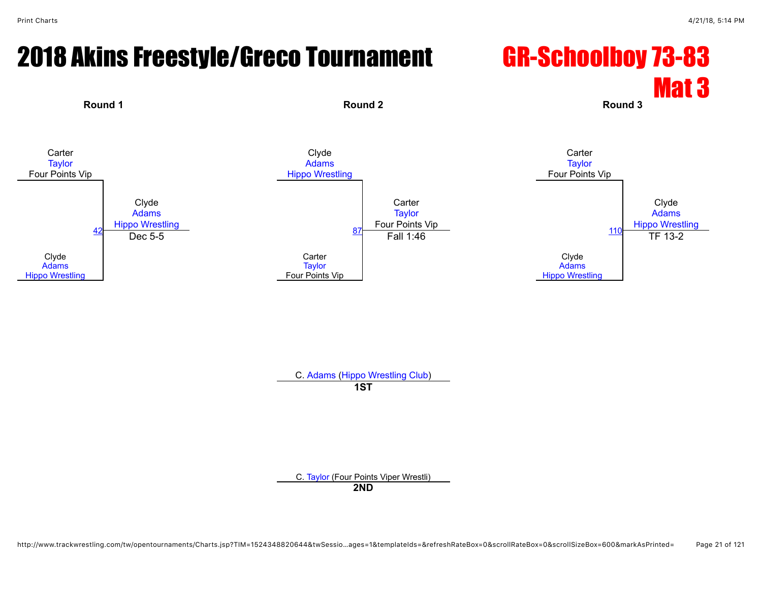# 2018 Akins Freestyle/Greco Tournament

# GR-Schoolboy 73-83 Mat 3

### Round 1

Carter Taylor
Four Points Vip

42

Clyde Adams
Hippo Wrestling

Clyde Adams
Hippo Wrestling
Dec 5-5

### Round 2

Clyde Adams
Hippo Wrestling

87

Carter Taylor
Four Points Vip

Carter Taylor
Four Points Vip
Fall 1:46

### Round 3

Carter Taylor
Four Points Vip

110

Clyde Adams
Hippo Wrestling

Clyde Adams
Hippo Wrestling
TF 13-2

C. Adams (Hippo Wrestling Club)
**1ST**

C. Taylor (Four Points Viper Wrestli)
**2ND**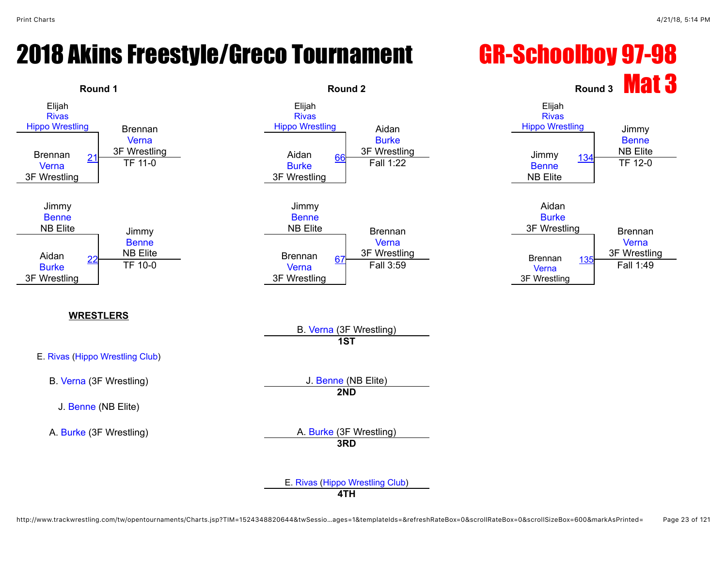# 2018 Akins Freestyle/Greco Tournament

# GR-Schoolboy 97-98

## Mat 3

### Round 1

Elijah Rivas (Hippo Wrestling) vs. Brennan Verna (3F Wrestling) — Match 21
Winner: Brennan Verna (3F Wrestling) — TF 11-0

Jimmy Benne (NB Elite) vs. Aidan Burke (3F Wrestling) — Match 22
Winner: Jimmy Benne (NB Elite) — TF 10-0

### Round 2

Elijah Rivas (Hippo Wrestling) vs. Aidan Burke (3F Wrestling) — Match 66
Winner: Aidan Burke (3F Wrestling) — Fall 1:22

Jimmy Benne (NB Elite) vs. Brennan Verna (3F Wrestling) — Match 67
Winner: Brennan Verna (3F Wrestling) — Fall 3:59

### Round 3

Elijah Rivas (Hippo Wrestling) vs. Jimmy Benne (NB Elite) — Match 134
Winner: Jimmy Benne (NB Elite) — TF 12-0

Aidan Burke (3F Wrestling) vs. Brennan Verna (3F Wrestling) — Match 135
Winner: Brennan Verna (3F Wrestling) — Fall 1:49

**WRESTLERS**

E. Rivas (Hippo Wrestling Club)

B. Verna (3F Wrestling)

J. Benne (NB Elite)

A. Burke (3F Wrestling)

**Placements**

**1ST** — B. Verna (3F Wrestling)

**2ND** — J. Benne (NB Elite)

**3RD** — A. Burke (3F Wrestling)

**4TH** — E. Rivas (Hippo Wrestling Club)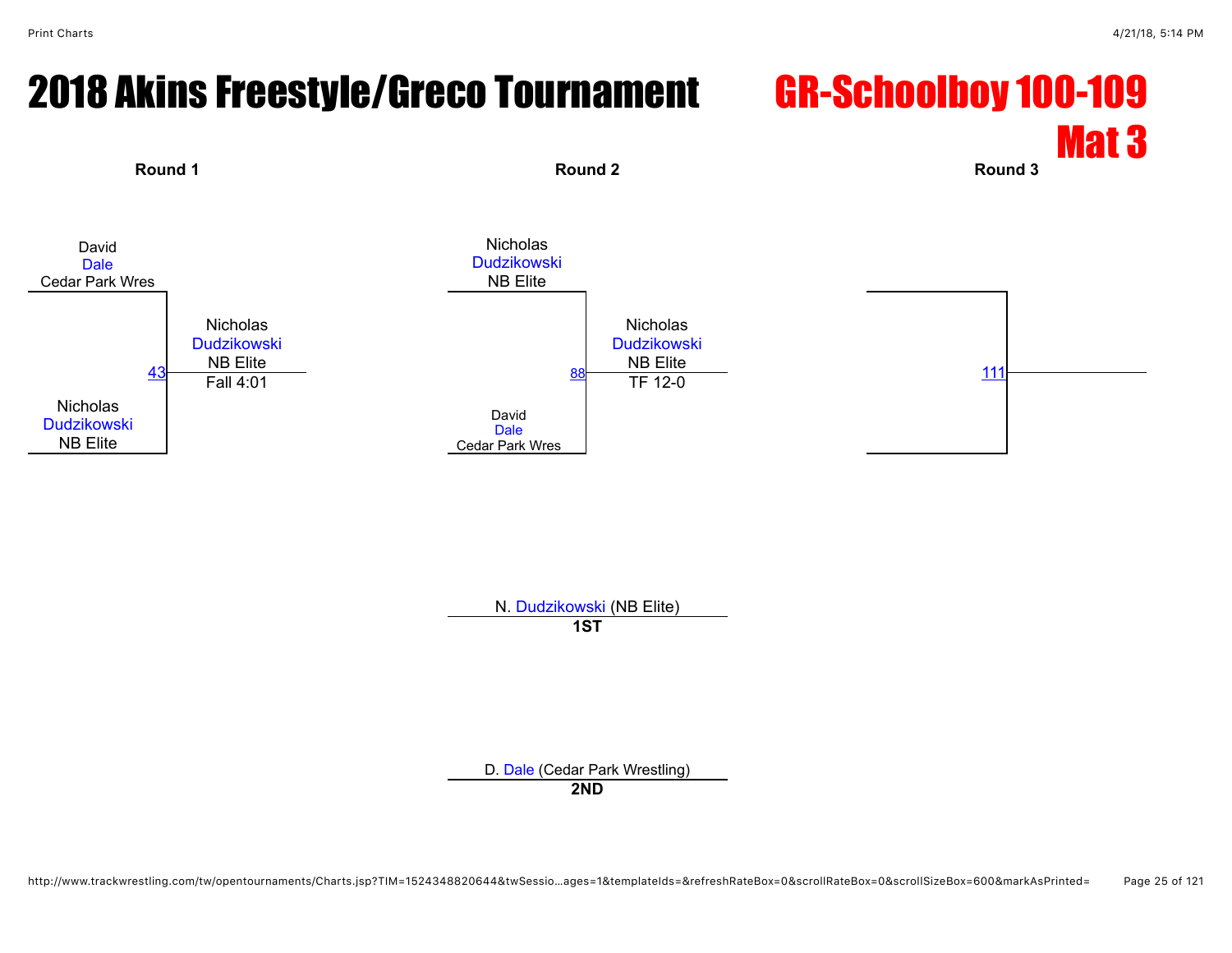# 2018 Akins Freestyle/Greco Tournament

## GR-Schoolboy 100-109

## Mat 3

**Round 1**

David Dale, Cedar Park Wres

Nicholas Dudzikowski, NB Elite

Match 43: Nicholas Dudzikowski, NB Elite — Fall 4:01

**Round 2**

Nicholas Dudzikowski, NB Elite

David Dale, Cedar Park Wres

Match 88: Nicholas Dudzikowski, NB Elite — TF 12-0

**Round 3**

Match 111

N. Dudzikowski (NB Elite)
**1ST**

D. Dale (Cedar Park Wrestling)
**2ND**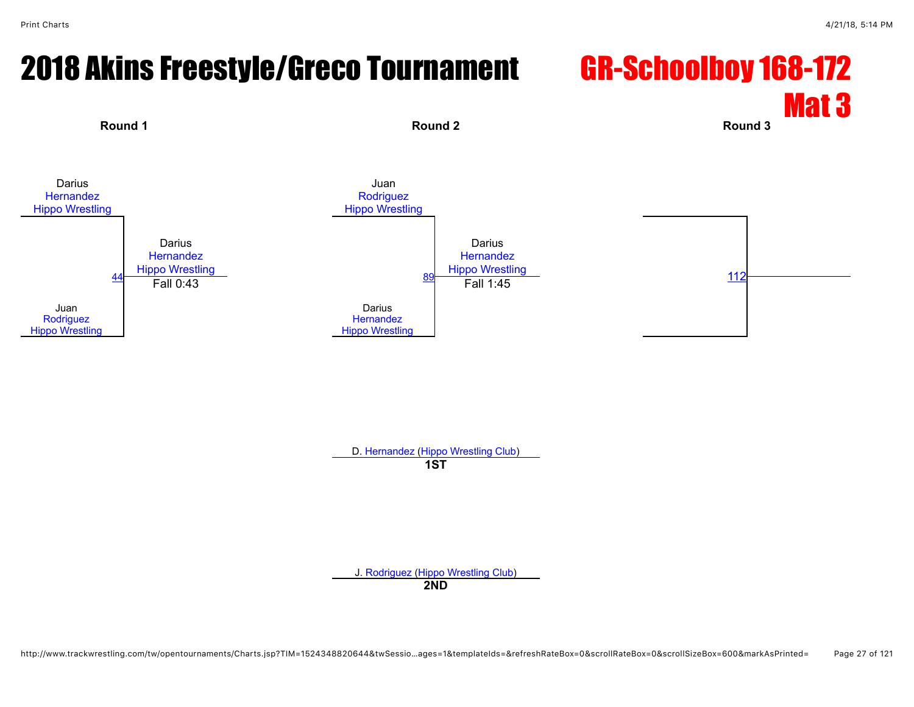# 2018 Akins Freestyle/Greco Tournament

# GR-Schoolboy 168-172

## Mat 3

| Round 1 | | Round 2 | | Round 3 |
| --- | --- | --- | --- | --- |
| Darius Hernandez Hippo Wrestling | | Juan Rodriguez Hippo Wrestling | | |
| 44 | Darius Hernandez Hippo Wrestling Fall 0:43 | 89 | Darius Hernandez Hippo Wrestling Fall 1:45 | 112 |
| Juan Rodriguez Hippo Wrestling | | Darius Hernandez Hippo Wrestling | | |

D. Hernandez (Hippo Wrestling Club)
**1ST**

J. Rodriguez (Hippo Wrestling Club)
**2ND**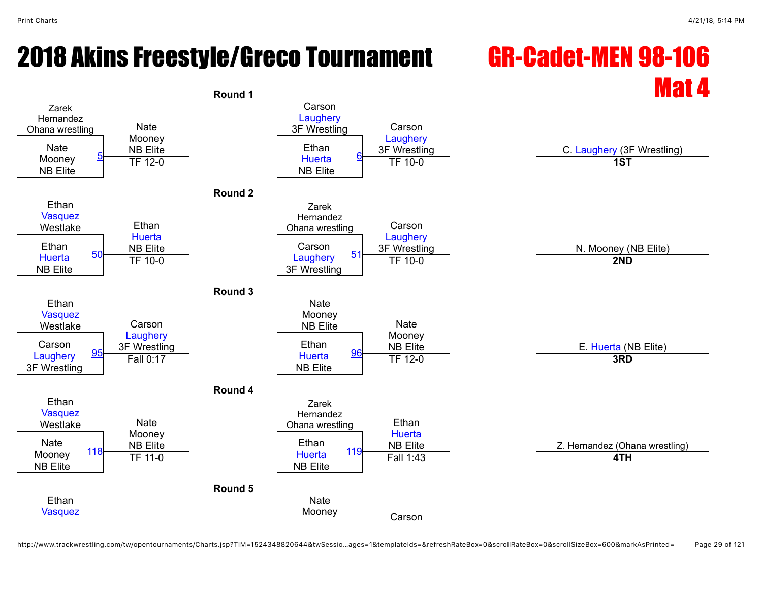# 2018 Akins Freestyle/Greco Tournament

## GR-Cadet-MEN 98-106

## Mat 4

### Round 1

| Bout | Wrestler 1 | Wrestler 2 | Winner | Result |
|---|---|---|---|---|
| 5 | Zarek Hernandez (Ohana wrestling) | Nate Mooney (NB Elite) | Nate Mooney (NB Elite) | TF 12-0 |
| 6 | Carson Laughery (3F Wrestling) | Ethan Huerta (NB Elite) | Carson Laughery (3F Wrestling) | TF 10-0 |

### Round 2

| Bout | Wrestler 1 | Wrestler 2 | Winner | Result |
|---|---|---|---|---|
| 50 | Ethan Vasquez (Westlake) | Ethan Huerta (NB Elite) | Ethan Huerta (NB Elite) | TF 10-0 |
| 51 | Zarek Hernandez (Ohana wrestling) | Carson Laughery (3F Wrestling) | Carson Laughery (3F Wrestling) | TF 10-0 |

### Round 3

| Bout | Wrestler 1 | Wrestler 2 | Winner | Result |
|---|---|---|---|---|
| 95 | Ethan Vasquez (Westlake) | Carson Laughery (3F Wrestling) | Carson Laughery (3F Wrestling) | Fall 0:17 |
| 96 | Nate Mooney (NB Elite) | Ethan Huerta (NB Elite) | Nate Mooney (NB Elite) | TF 12-0 |

### Round 4

| Bout | Wrestler 1 | Wrestler 2 | Winner | Result |
|---|---|---|---|---|
| 118 | Ethan Vasquez (Westlake) | Nate Mooney (NB Elite) | Nate Mooney (NB Elite) | TF 11-0 |
| 119 | Zarek Hernandez (Ohana wrestling) | Ethan Huerta (NB Elite) | Ethan Huerta (NB Elite) | Fall 1:43 |

### Round 5

| Bout | Wrestler 1 | Wrestler 2 | Winner | Result |
|---|---|---|---|---|
| | Ethan Vasquez | | | |
| | Nate Mooney | | Carson | |

### Placings

| Place | Wrestler |
|---|---|
| 1ST | C. Laughery (3F Wrestling) |
| 2ND | N. Mooney (NB Elite) |
| 3RD | E. Huerta (NB Elite) |
| 4TH | Z. Hernandez (Ohana wrestling) |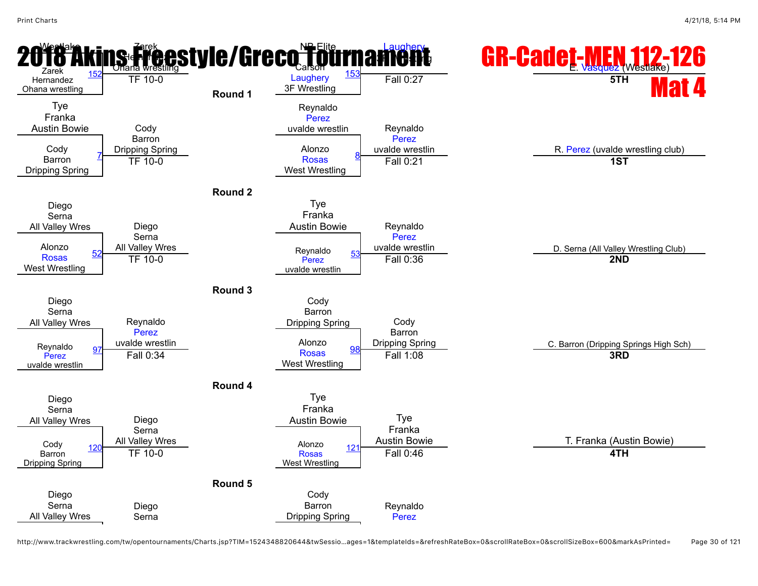# 2018 Akins Freestyle/Greco Tournament

# GR-Cadet-MEN 112-126

# Mat 4

## Round 1

| Match | Wrestler 1 | Wrestler 2 | Winner | Result |
|---|---|---|---|---|
| 152 | Westlake | Zarek Hernandez, Ohana wrestling | Zarek Hernandez, Ohana wrestling | TF 10-0 |
| 153 | NB Elite | Carson Laughery, 3F Wrestling | Laughery, 3F Wrestling | Fall 0:27 |
| 7 | Tye Franka, Austin Bowie | Cody Barron, Dripping Spring | Cody Barron, Dripping Spring | TF 10-0 |
| 8 | Reynaldo Perez, uvalde wrestlin | Alonzo Rosas, West Wrestling | Reynaldo Perez, uvalde wrestlin | Fall 0:21 |

## Round 2

| Match | Wrestler 1 | Wrestler 2 | Winner | Result |
|---|---|---|---|---|
| 52 | Diego Serna, All Valley Wres | Alonzo Rosas, West Wrestling | Diego Serna, All Valley Wres | TF 10-0 |
| 53 | Tye Franka, Austin Bowie | Reynaldo Perez, uvalde wrestlin | Reynaldo Perez, uvalde wrestlin | Fall 0:36 |

## Round 3

| Match | Wrestler 1 | Wrestler 2 | Winner | Result |
|---|---|---|---|---|
| 97 | Diego Serna, All Valley Wres | Reynaldo Perez, uvalde wrestlin | Reynaldo Perez, uvalde wrestlin | Fall 0:34 |
| 98 | Cody Barron, Dripping Spring | Alonzo Rosas, West Wrestling | Cody Barron, Dripping Spring | Fall 1:08 |

## Round 4

| Match | Wrestler 1 | Wrestler 2 | Winner | Result |
|---|---|---|---|---|
| 120 | Diego Serna, All Valley Wres | Cody Barron, Dripping Spring | Diego Serna, All Valley Wres | TF 10-0 |
| 121 | Tye Franka, Austin Bowie | Alonzo Rosas, West Wrestling | Tye Franka, Austin Bowie | Fall 0:46 |

## Round 5

| Match | Wrestler 1 | Wrestler 2 | Winner | Result |
|---|---|---|---|---|
| | Diego Serna, All Valley Wres | | Diego Serna | |
| | Cody Barron, Dripping Spring | | Reynaldo Perez | |

## Placements

| Place | Wrestler |
|---|---|
| 1ST | R. Perez (uvalde wrestling club) |
| 2ND | D. Serna (All Valley Wrestling Club) |
| 3RD | C. Barron (Dripping Springs High Sch) |
| 4TH | T. Franka (Austin Bowie) |
| 5TH | E. Vasquez (Westlake) |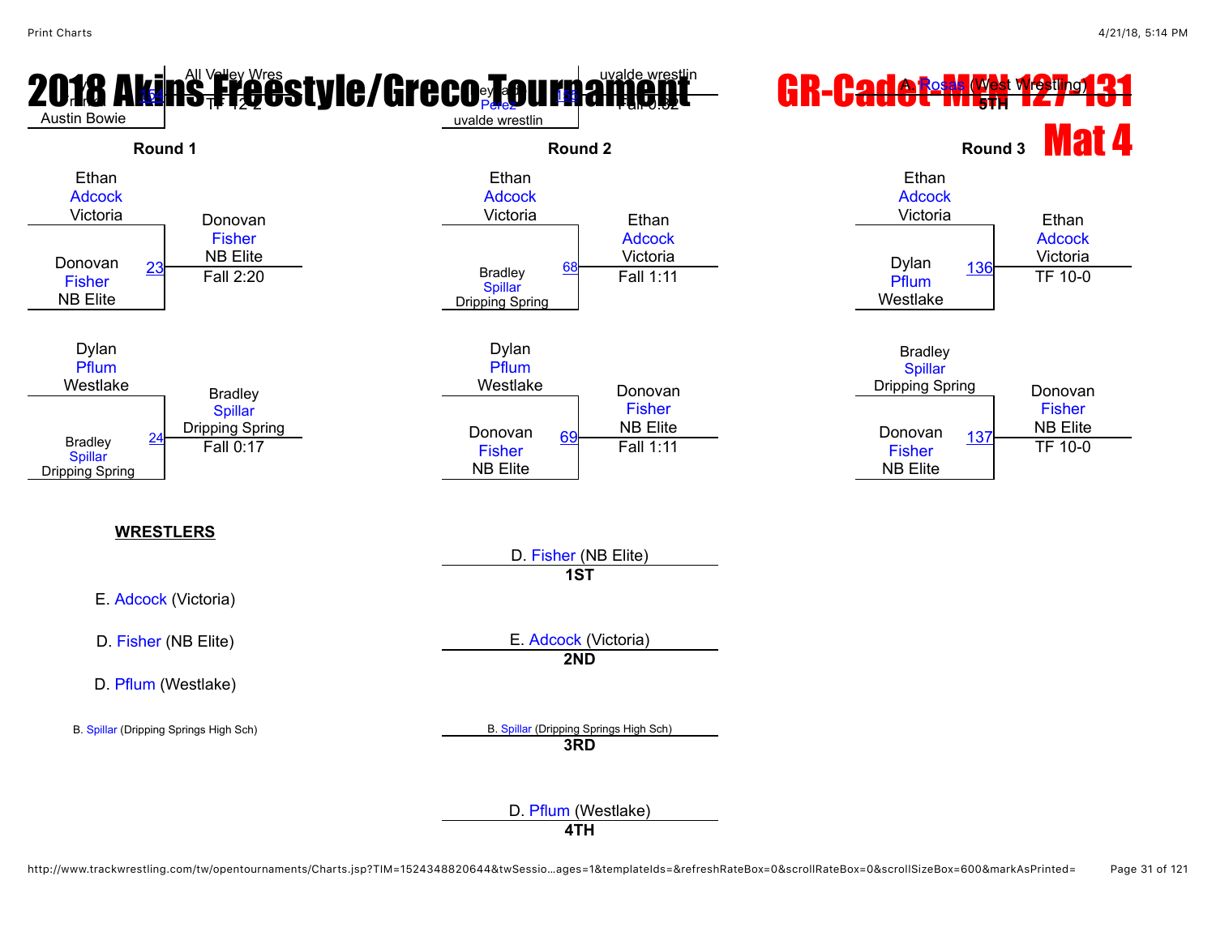# 2018 Akins Freestyle/Greco Tournament

## GR-Cadet-MEN 127-131

## Mat 4

### Round 1

| Wrestler A | Wrestler B | Bout | Winner | Result |
|---|---|---|---|---|
| Ethan Adcock, Victoria | Donovan Fisher, NB Elite | 23 | Donovan Fisher, NB Elite | Fall 2:20 |
| Dylan Pflum, Westlake | Bradley Spillar, Dripping Spring | 24 | Bradley Spillar, Dripping Spring | Fall 0:17 |

### Round 2

| Wrestler A | Wrestler B | Bout | Winner | Result |
|---|---|---|---|---|
| Ethan Adcock, Victoria | Bradley Spillar, Dripping Spring | 68 | Ethan Adcock, Victoria | Fall 1:11 |
| Dylan Pflum, Westlake | Donovan Fisher, NB Elite | 69 | Donovan Fisher, NB Elite | Fall 1:11 |

### Round 3

| Wrestler A | Wrestler B | Bout | Winner | Result |
|---|---|---|---|---|
| Ethan Adcock, Victoria | Dylan Pflum, Westlake | 136 | Ethan Adcock, Victoria | TF 10-0 |
| Bradley Spillar, Dripping Spring | Donovan Fisher, NB Elite | 137 | Donovan Fisher, NB Elite | TF 10-0 |

**WRESTLERS**

- E. Adcock (Victoria)
- D. Fisher (NB Elite)
- D. Pflum (Westlake)
- B. Spillar (Dripping Springs High Sch)

**1ST**: D. Fisher (NB Elite)

**2ND**: E. Adcock (Victoria)

**3RD**: B. Spillar (Dripping Springs High Sch)

**4TH**: D. Pflum (Westlake)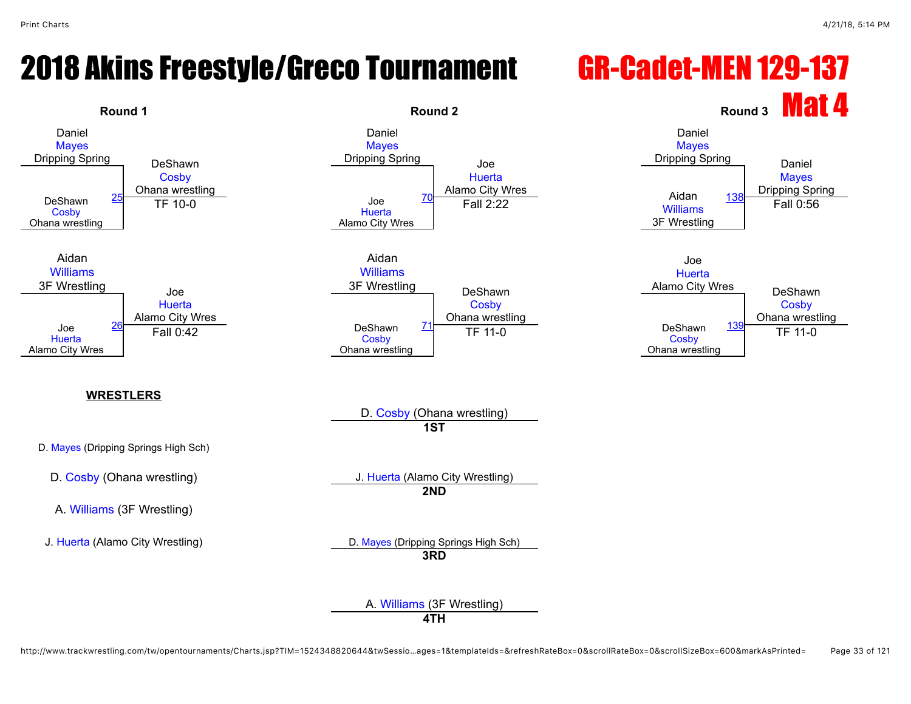# 2018 Akins Freestyle/Greco Tournament

# GR-Cadet-MEN 129-137

## Mat 4

### Round 1

| Match | Wrestler 1 | Wrestler 2 | Winner | Result |
|---|---|---|---|---|
| 25 | Daniel Mayes (Dripping Spring) | DeShawn Cosby (Ohana wrestling) | DeShawn Cosby (Ohana wrestling) | TF 10-0 |
| 26 | Aidan Williams (3F Wrestling) | Joe Huerta (Alamo City Wres) | Joe Huerta (Alamo City Wres) | Fall 0:42 |

### Round 2

| Match | Wrestler 1 | Wrestler 2 | Winner | Result |
|---|---|---|---|---|
| 70 | Daniel Mayes (Dripping Spring) | Joe Huerta (Alamo City Wres) | Joe Huerta (Alamo City Wres) | Fall 2:22 |
| 71 | Aidan Williams (3F Wrestling) | DeShawn Cosby (Ohana wrestling) | DeShawn Cosby (Ohana wrestling) | TF 11-0 |

### Round 3

| Match | Wrestler 1 | Wrestler 2 | Winner | Result |
|---|---|---|---|---|
| 138 | Daniel Mayes (Dripping Spring) | Aidan Williams (3F Wrestling) | Daniel Mayes (Dripping Spring) | Fall 0:56 |
| 139 | Joe Huerta (Alamo City Wres) | DeShawn Cosby (Ohana wrestling) | DeShawn Cosby (Ohana wrestling) | TF 11-0 |

**WRESTLERS**

- D. Mayes (Dripping Springs High Sch)
- D. Cosby (Ohana wrestling)
- A. Williams (3F Wrestling)
- J. Huerta (Alamo City Wrestling)

**Placings**

- **1ST**: D. Cosby (Ohana wrestling)
- **2ND**: J. Huerta (Alamo City Wrestling)
- **3RD**: D. Mayes (Dripping Springs High Sch)
- **4TH**: A. Williams (3F Wrestling)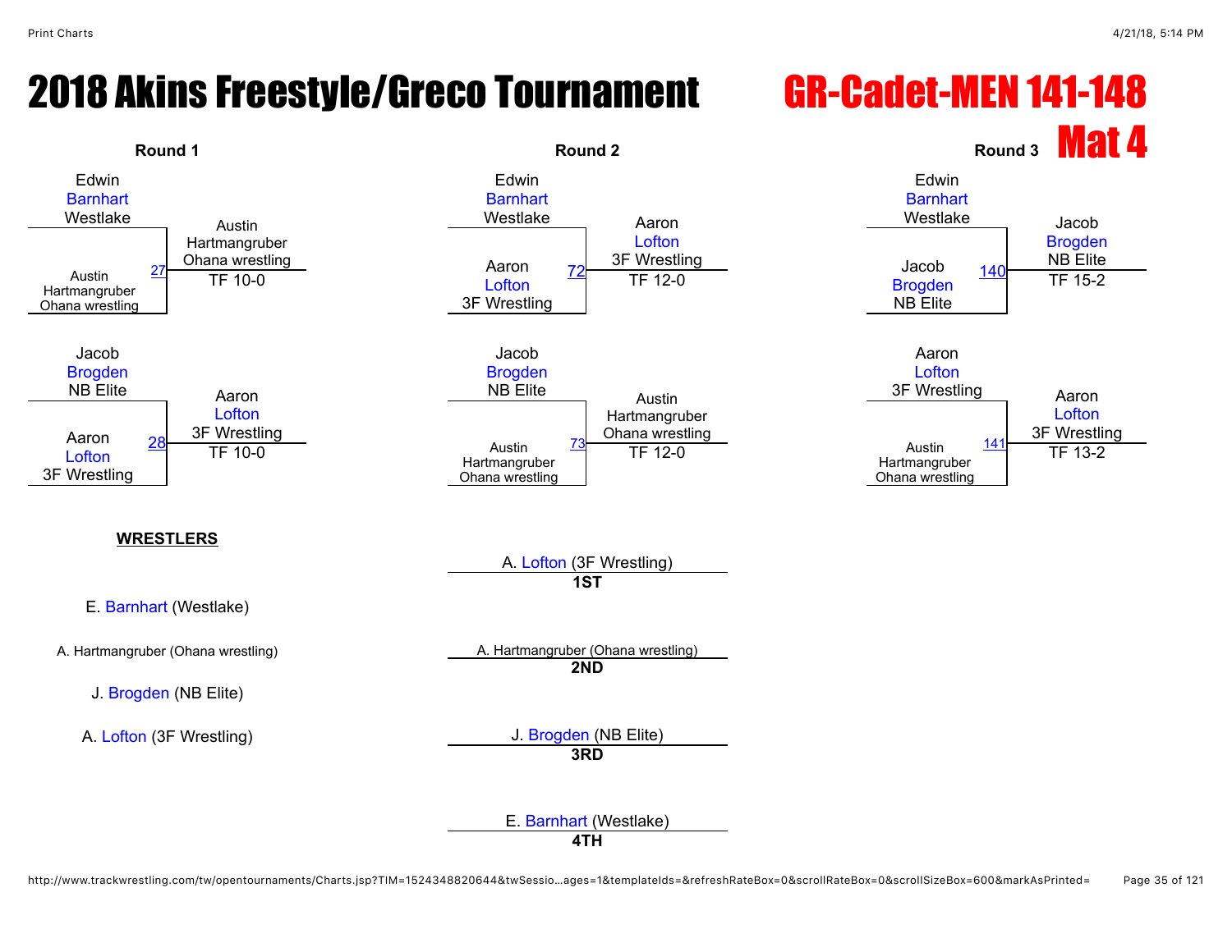# 2018 Akins Freestyle/Greco Tournament

## GR-Cadet-MEN 141-148

## Mat 4

### Round 1

| Match | Wrestler 1 | Wrestler 2 | Winner | Result |
|---|---|---|---|---|
| 27 | Edwin Barnhart, Westlake | Austin Hartmangruber, Ohana wrestling | Austin Hartmangruber, Ohana wrestling | TF 10-0 |
| 28 | Jacob Brogden, NB Elite | Aaron Lofton, 3F Wrestling | Aaron Lofton, 3F Wrestling | TF 10-0 |

### Round 2

| Match | Wrestler 1 | Wrestler 2 | Winner | Result |
|---|---|---|---|---|
| 72 | Edwin Barnhart, Westlake | Aaron Lofton, 3F Wrestling | Aaron Lofton, 3F Wrestling | TF 12-0 |
| 73 | Jacob Brogden, NB Elite | Austin Hartmangruber, Ohana wrestling | Austin Hartmangruber, Ohana wrestling | TF 12-0 |

### Round 3

| Match | Wrestler 1 | Wrestler 2 | Winner | Result |
|---|---|---|---|---|
| 140 | Edwin Barnhart, Westlake | Jacob Brogden, NB Elite | Jacob Brogden, NB Elite | TF 15-2 |
| 141 | Aaron Lofton, 3F Wrestling | Austin Hartmangruber, Ohana wrestling | Aaron Lofton, 3F Wrestling | TF 13-2 |

**WRESTLERS**

- E. Barnhart (Westlake)
- A. Hartmangruber (Ohana wrestling)
- J. Brogden (NB Elite)
- A. Lofton (3F Wrestling)

**Placements**

- **1ST**: A. Lofton (3F Wrestling)
- **2ND**: A. Hartmangruber (Ohana wrestling)
- **3RD**: J. Brogden (NB Elite)
- **4TH**: E. Barnhart (Westlake)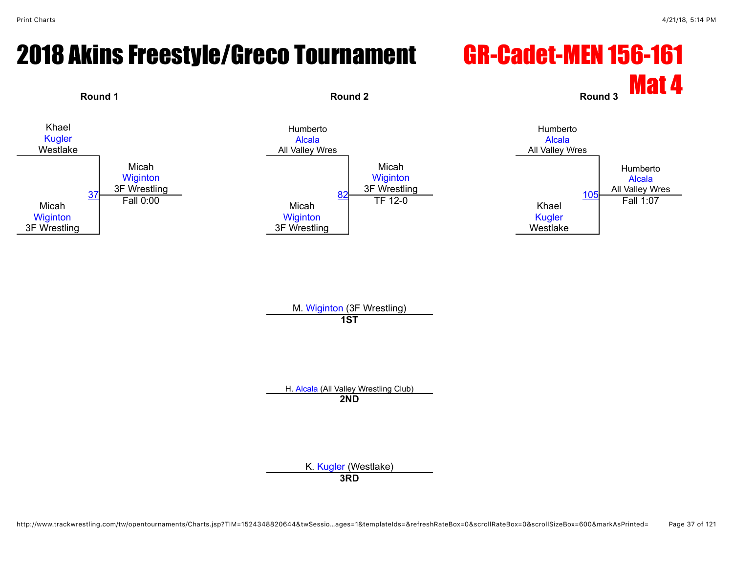# 2018 Akins Freestyle/Greco Tournament

## GR-Cadet-MEN 156-161

## Mat 4

### Round 1

Khael Kugler, Westlake

Micah Wiginton, 3F Wrestling

Bout 37 — Winner: Micah Wiginton, 3F Wrestling — Fall 0:00

### Round 2

Humberto Alcala, All Valley Wres

Micah Wiginton, 3F Wrestling

Bout 82 — Winner: Micah Wiginton, 3F Wrestling — TF 12-0

### Round 3

Humberto Alcala, All Valley Wres

Khael Kugler, Westlake

Bout 105 — Winner: Humberto Alcala, All Valley Wres — Fall 1:07

### Placements

**1ST**: M. Wiginton (3F Wrestling)

**2ND**: H. Alcala (All Valley Wrestling Club)

**3RD**: K. Kugler (Westlake)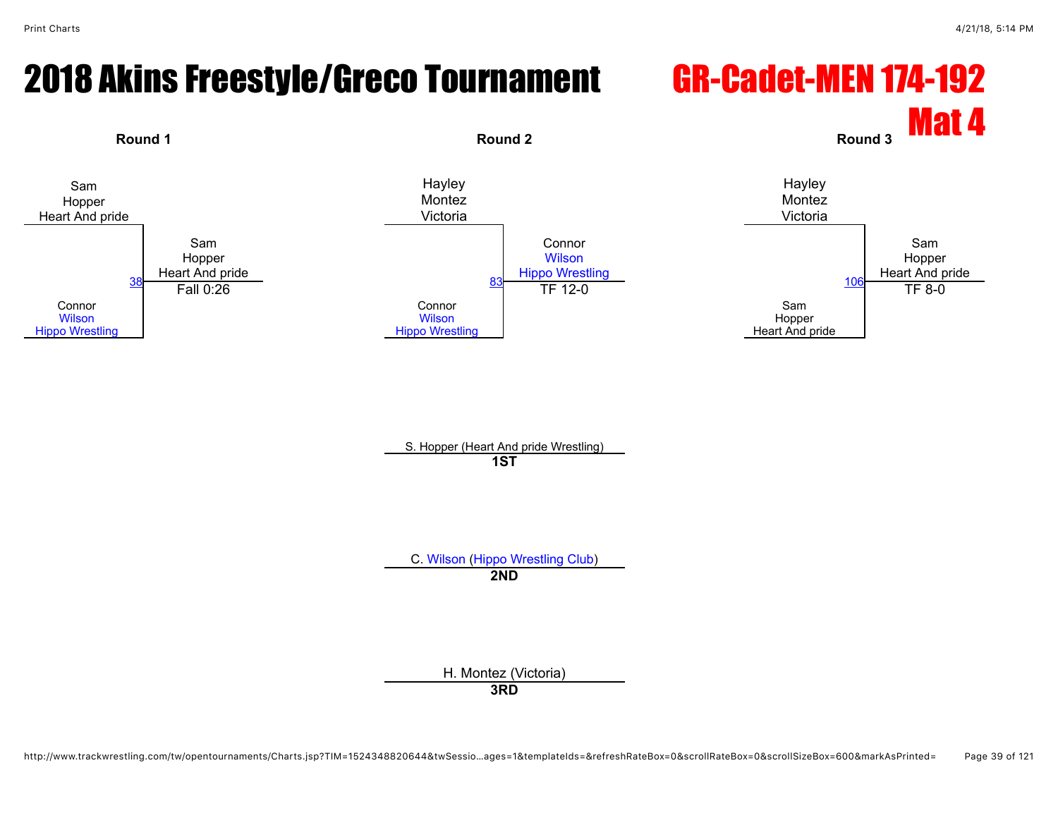# 2018 Akins Freestyle/Greco Tournament

## GR-Cadet-MEN 174-192

## Mat 4

### Round 1

Sam Hopper, Heart And pride
vs.
Connor Wilson, Hippo Wrestling

Match 38 — Winner: Sam Hopper, Heart And pride — Fall 0:26

### Round 2

Hayley Montez, Victoria
vs.
Connor Wilson, Hippo Wrestling

Match 83 — Winner: Connor Wilson, Hippo Wrestling — TF 12-0

### Round 3

Hayley Montez, Victoria
vs.
Sam Hopper, Heart And pride

Match 106 — Winner: Sam Hopper, Heart And pride — TF 8-0

### Placings

**1ST**: S. Hopper (Heart And pride Wrestling)

**2ND**: C. Wilson (Hippo Wrestling Club)

**3RD**: H. Montez (Victoria)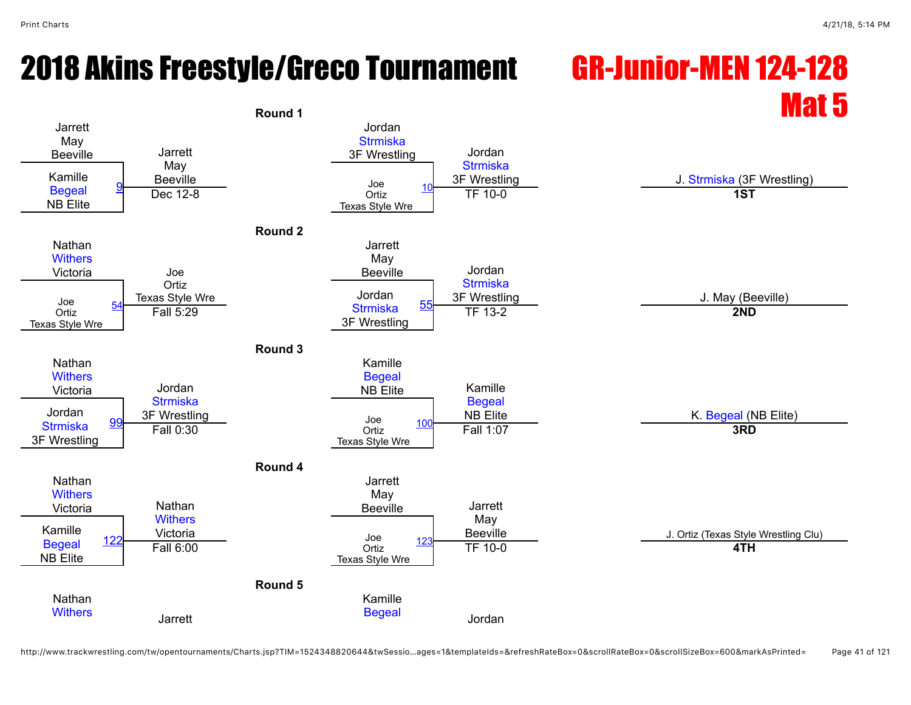# 2018 Akins Freestyle/Greco Tournament

## GR-Junior-MEN 124-128

## Mat 5

### Round 1

| Wrestler 1 | Wrestler 2 | Bout | Winner | Result |
|---|---|---|---|---|
| Jarrett May (Beeville) | Kamille Begeal (NB Elite) | 9 | Jarrett May (Beeville) | Dec 12-8 |
| Jordan Strmiska (3F Wrestling) | Joe Ortiz (Texas Style Wre) | 10 | Jordan Strmiska (3F Wrestling) | TF 10-0 |

### Round 2

| Wrestler 1 | Wrestler 2 | Bout | Winner | Result |
|---|---|---|---|---|
| Nathan Withers (Victoria) | Joe Ortiz (Texas Style Wre) | 54 | Joe Ortiz (Texas Style Wre) | Fall 5:29 |
| Jarrett May (Beeville) | Jordan Strmiska (3F Wrestling) | 55 | Jordan Strmiska (3F Wrestling) | TF 13-2 |

### Round 3

| Wrestler 1 | Wrestler 2 | Bout | Winner | Result |
|---|---|---|---|---|
| Nathan Withers (Victoria) | Jordan Strmiska (3F Wrestling) | 99 | Jordan Strmiska (3F Wrestling) | Fall 0:30 |
| Kamille Begeal (NB Elite) | Joe Ortiz (Texas Style Wre) | 100 | Kamille Begeal (NB Elite) | Fall 1:07 |

### Round 4

| Wrestler 1 | Wrestler 2 | Bout | Winner | Result |
|---|---|---|---|---|
| Nathan Withers (Victoria) | Kamille Begeal (NB Elite) | 122 | Nathan Withers (Victoria) | Fall 6:00 |
| Jarrett May (Beeville) | Joe Ortiz (Texas Style Wre) | 123 | Jarrett May (Beeville) | TF 10-0 |

### Round 5

| Wrestler 1 | Wrestler 2 | Bout | Winner | Result |
|---|---|---|---|---|
| Nathan Withers | | | Jarrett | |
| Kamille Begeal | | | Jordan | |

### Placings

| Place | Wrestler |
|---|---|
| **1ST** | J. Strmiska (3F Wrestling) |
| **2ND** | J. May (Beeville) |
| **3RD** | K. Begeal (NB Elite) |
| **4TH** | J. Ortiz (Texas Style Wrestling Clu) |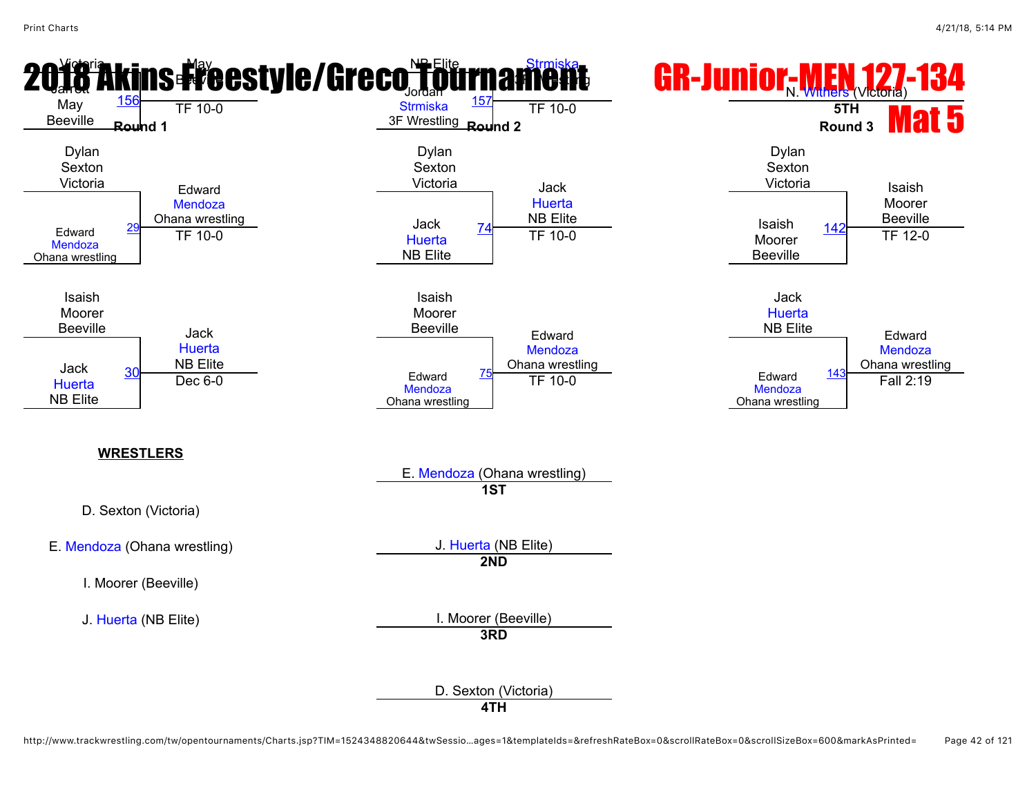# 2018 Akins Freestyle/Greco Tournament

# GR-Junior-MEN 127-134

# Mat 5

## Round 1

| Wrestler 1 | Wrestler 2 | Bout | Winner | Result |
|---|---|---|---|---|
| Dylan Sexton Victoria | Edward Mendoza Ohana wrestling | 29 | Edward Mendoza Ohana wrestling | TF 10-0 |
| Isaish Moorer Beeville | Jack Huerta NB Elite | 30 | Jack Huerta NB Elite | Dec 6-0 |

## Round 2

| Wrestler 1 | Wrestler 2 | Bout | Winner | Result |
|---|---|---|---|---|
| Dylan Sexton Victoria | Jack Huerta NB Elite | 74 | Jack Huerta NB Elite | TF 10-0 |
| Isaish Moorer Beeville | Edward Mendoza Ohana wrestling | 75 | Edward Mendoza Ohana wrestling | TF 10-0 |

## Round 3

| Wrestler 1 | Wrestler 2 | Bout | Winner | Result |
|---|---|---|---|---|
| Dylan Sexton Victoria | Isaish Moorer Beeville | 142 | Isaish Moorer Beeville | TF 12-0 |
| Jack Huerta NB Elite | Edward Mendoza Ohana wrestling | 143 | Edward Mendoza Ohana wrestling | Fall 2:19 |

Victoria / Jarrett May Beeville — 156 — May Beeville — TF 10-0

NB Elite / Jordan Strmiska 3F Wrestling — 157 — Strmiska 3F Wrestling — TF 10-0

N. Withers (Victoria) — 5TH

**WRESTLERS**

D. Sexton (Victoria)

E. Mendoza (Ohana wrestling)

I. Moorer (Beeville)

J. Huerta (NB Elite)

E. Mendoza (Ohana wrestling) — **1ST**

J. Huerta (NB Elite) — **2ND**

I. Moorer (Beeville) — **3RD**

D. Sexton (Victoria) — **4TH**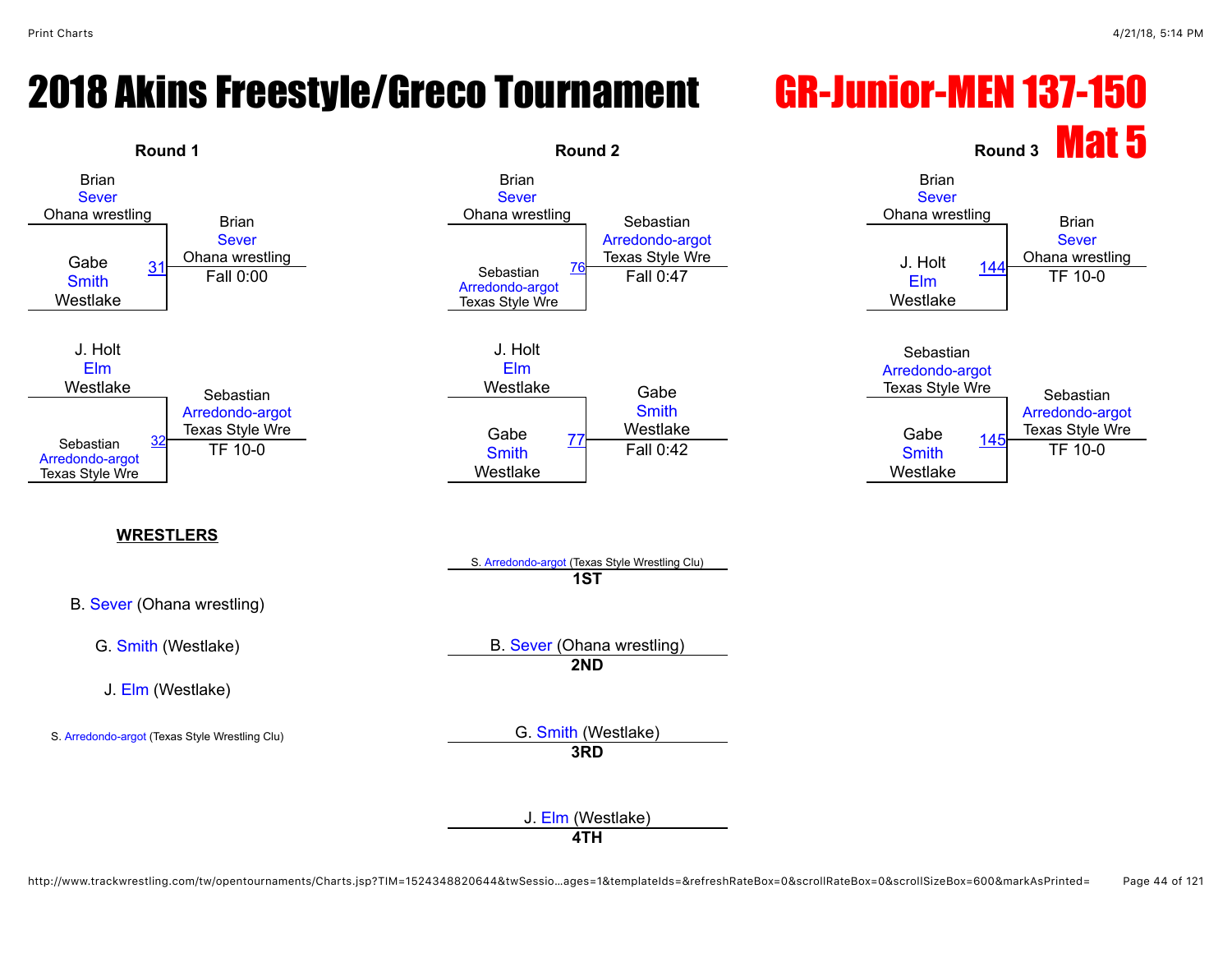# 2018 Akins Freestyle/Greco Tournament

# GR-Junior-MEN 137-150

## Mat 5

### Round 1

| Match | Wrestler 1 | Wrestler 2 | Winner | Result |
|---|---|---|---|---|
| 31 | Brian Sever (Ohana wrestling) | Gabe Smith (Westlake) | Brian Sever (Ohana wrestling) | Fall 0:00 |
| 32 | J. Holt Elm (Westlake) | Sebastian Arredondo-argot (Texas Style Wre) | Sebastian Arredondo-argot (Texas Style Wre) | TF 10-0 |

### Round 2

| Match | Wrestler 1 | Wrestler 2 | Winner | Result |
|---|---|---|---|---|
| 76 | Brian Sever (Ohana wrestling) | Sebastian Arredondo-argot (Texas Style Wre) | Sebastian Arredondo-argot (Texas Style Wre) | Fall 0:47 |
| 77 | J. Holt Elm (Westlake) | Gabe Smith (Westlake) | Gabe Smith (Westlake) | Fall 0:42 |

### Round 3

| Match | Wrestler 1 | Wrestler 2 | Winner | Result |
|---|---|---|---|---|
| 144 | Brian Sever (Ohana wrestling) | J. Holt Elm (Westlake) | Brian Sever (Ohana wrestling) | TF 10-0 |
| 145 | Sebastian Arredondo-argot (Texas Style Wre) | Gabe Smith (Westlake) | Sebastian Arredondo-argot (Texas Style Wre) | TF 10-0 |

**WRESTLERS**

- B. Sever (Ohana wrestling)
- G. Smith (Westlake)
- J. Elm (Westlake)
- S. Arredondo-argot (Texas Style Wrestling Clu)

**Placings**

- **1ST**: S. Arredondo-argot (Texas Style Wrestling Clu)
- **2ND**: B. Sever (Ohana wrestling)
- **3RD**: G. Smith (Westlake)
- **4TH**: J. Elm (Westlake)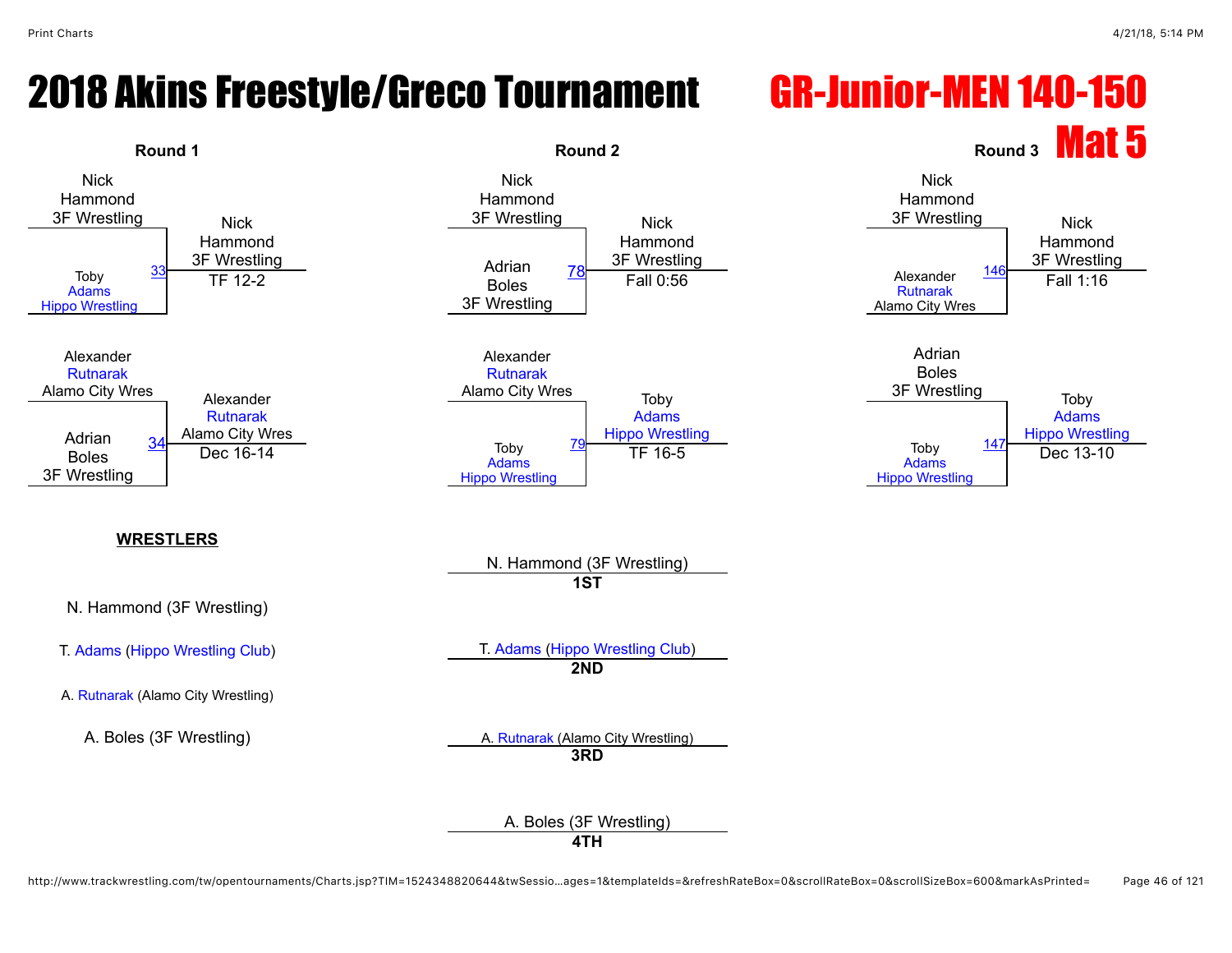# 2018 Akins Freestyle/Greco Tournament

## GR-Junior-MEN 140-150 Mat 5

### Round 1

| Match | Wrestler 1 | Wrestler 2 | Winner | Result |
|---|---|---|---|---|
| 33 | Nick Hammond 3F Wrestling | Toby Adams Hippo Wrestling | Nick Hammond 3F Wrestling | TF 12-2 |
| 34 | Alexander Rutnarak Alamo City Wres | Adrian Boles 3F Wrestling | Alexander Rutnarak Alamo City Wres | Dec 16-14 |

### Round 2

| Match | Wrestler 1 | Wrestler 2 | Winner | Result |
|---|---|---|---|---|
| 78 | Nick Hammond 3F Wrestling | Adrian Boles 3F Wrestling | Nick Hammond 3F Wrestling | Fall 0:56 |
| 79 | Alexander Rutnarak Alamo City Wres | Toby Adams Hippo Wrestling | Toby Adams Hippo Wrestling | TF 16-5 |

### Round 3

| Match | Wrestler 1 | Wrestler 2 | Winner | Result |
|---|---|---|---|---|
| 146 | Nick Hammond 3F Wrestling | Alexander Rutnarak Alamo City Wres | Nick Hammond 3F Wrestling | Fall 1:16 |
| 147 | Adrian Boles 3F Wrestling | Toby Adams Hippo Wrestling | Toby Adams Hippo Wrestling | Dec 13-10 |

**WRESTLERS**

N. Hammond (3F Wrestling)

T. Adams (Hippo Wrestling Club)

A. Rutnarak (Alamo City Wrestling)

A. Boles (3F Wrestling)

**1ST** N. Hammond (3F Wrestling)

**2ND** T. Adams (Hippo Wrestling Club)

**3RD** A. Rutnarak (Alamo City Wrestling)

**4TH** A. Boles (3F Wrestling)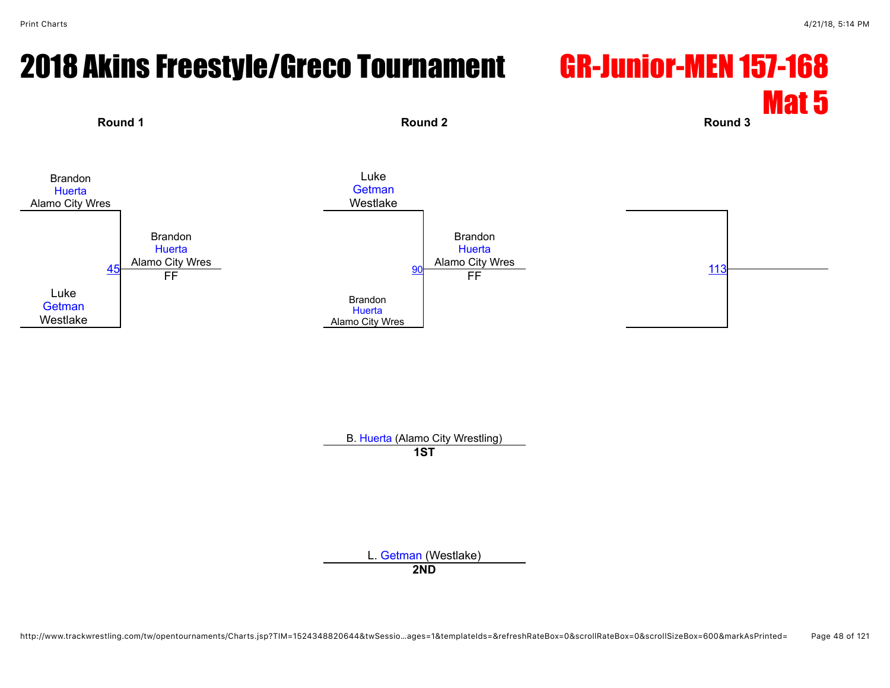# 2018 Akins Freestyle/Greco Tournament

# GR-Junior-MEN 157-168
## Mat 5

**Round 1**

Brandon Huerta
Alamo City Wres

Luke Getman
Westlake

45 — Brandon Huerta, Alamo City Wres
FF

**Round 2**

Luke Getman
Westlake

Brandon Huerta
Alamo City Wres

90 — Brandon Huerta, Alamo City Wres
FF

**Round 3**

113

B. Huerta (Alamo City Wrestling)
**1ST**

L. Getman (Westlake)
**2ND**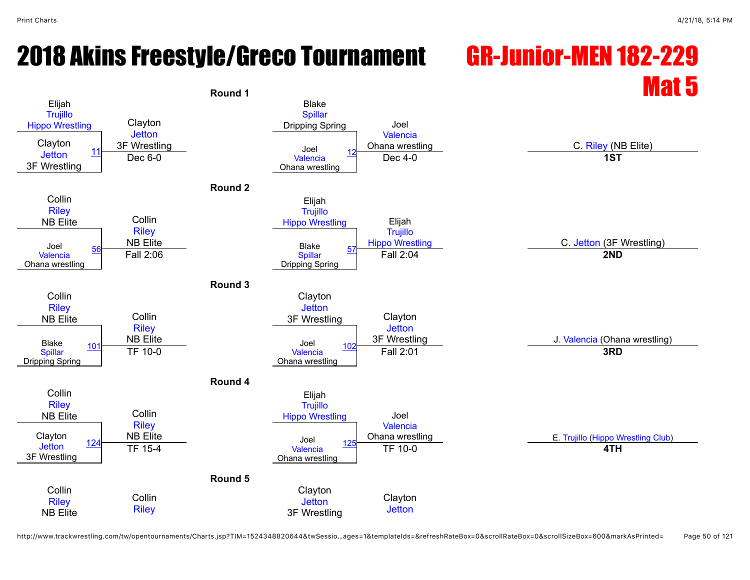# 2018 Akins Freestyle/Greco Tournament

# GR-Junior-MEN 182-229

## Mat 5

### Round 1

| Bout | Wrestler 1 | Wrestler 2 | Winner | Result |
|---|---|---|---|---|
| 11 | Elijah Trujillo (Hippo Wrestling) | Clayton Jetton (3F Wrestling) | Clayton Jetton (3F Wrestling) | Dec 6-0 |
| 12 | Blake Spillar (Dripping Spring) | Joel Valencia (Ohana wrestling) | Joel Valencia (Ohana wrestling) | Dec 4-0 |

### Round 2

| Bout | Wrestler 1 | Wrestler 2 | Winner | Result |
|---|---|---|---|---|
| 56 | Collin Riley (NB Elite) | Joel Valencia (Ohana wrestling) | Collin Riley (NB Elite) | Fall 2:06 |
| 57 | Elijah Trujillo (Hippo Wrestling) | Blake Spillar (Dripping Spring) | Elijah Trujillo (Hippo Wrestling) | Fall 2:04 |

### Round 3

| Bout | Wrestler 1 | Wrestler 2 | Winner | Result |
|---|---|---|---|---|
| 101 | Collin Riley (NB Elite) | Blake Spillar (Dripping Spring) | Collin Riley (NB Elite) | TF 10-0 |
| 102 | Clayton Jetton (3F Wrestling) | Joel Valencia (Ohana wrestling) | Clayton Jetton (3F Wrestling) | Fall 2:01 |

### Round 4

| Bout | Wrestler 1 | Wrestler 2 | Winner | Result |
|---|---|---|---|---|
| 124 | Collin Riley (NB Elite) | Clayton Jetton (3F Wrestling) | Collin Riley (NB Elite) | TF 15-4 |
| 125 | Elijah Trujillo (Hippo Wrestling) | Joel Valencia (Ohana wrestling) | Joel Valencia (Ohana wrestling) | TF 10-0 |

### Round 5

| Wrestler | Winner |
|---|---|
| Collin Riley (NB Elite) | Collin Riley |
| Clayton Jetton (3F Wrestling) | Clayton Jetton |

### Placings

- **1ST**: C. Riley (NB Elite)
- **2ND**: C. Jetton (3F Wrestling)
- **3RD**: J. Valencia (Ohana wrestling)
- **4TH**: E. Trujillo (Hippo Wrestling Club)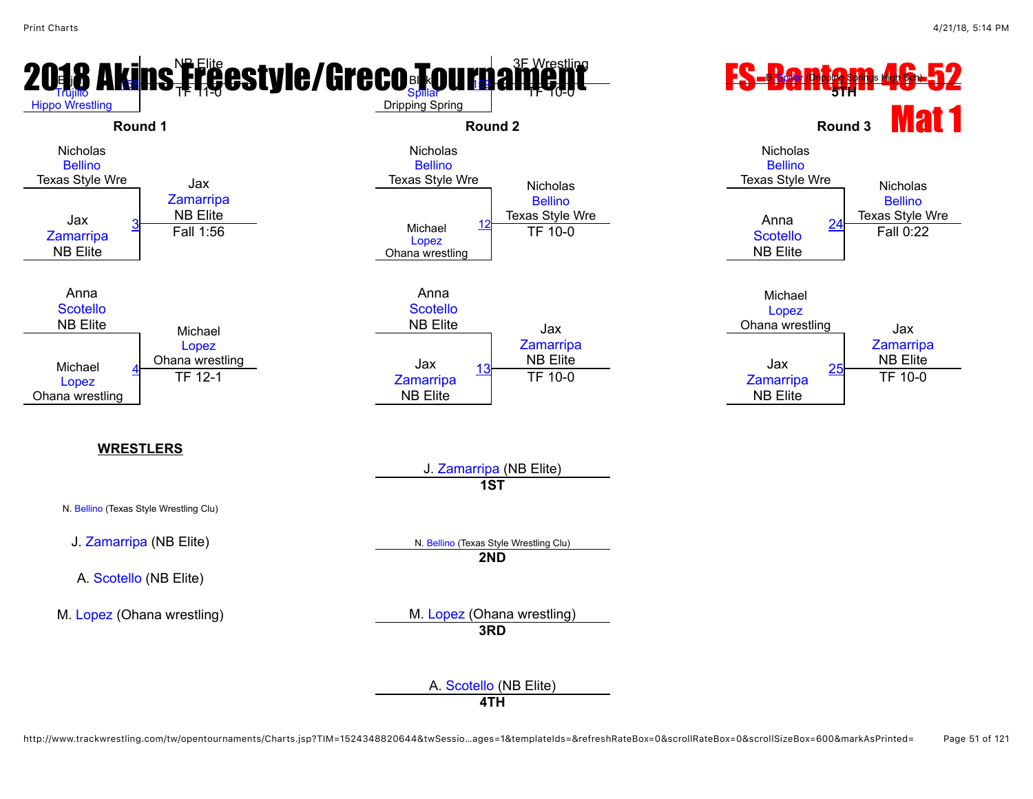# 2018 Akins Freestyle/Greco Tournament

# FS-Bantam 46-52

# Mat 1

Match 158: Trujillo (Hippo Wrestling) vs. NB Elite — TF 11-0

Match 159: Blake Spillar (Dripping Spring) vs. 3F Wrestling — TF 10-0

B. Spillar (Dripping Springs High Sch) — **5TH**

### Round 1

| Match | Wrestler 1 | Wrestler 2 | Winner | Result |
|---|---|---|---|---|
| 3 | Nicholas Bellino (Texas Style Wre) | Jax Zamarripa (NB Elite) | Jax Zamarripa (NB Elite) | Fall 1:56 |
| 4 | Anna Scotello (NB Elite) | Michael Lopez (Ohana wrestling) | Michael Lopez (Ohana wrestling) | TF 12-1 |

### Round 2

| Match | Wrestler 1 | Wrestler 2 | Winner | Result |
|---|---|---|---|---|
| 12 | Nicholas Bellino (Texas Style Wre) | Michael Lopez (Ohana wrestling) | Nicholas Bellino (Texas Style Wre) | TF 10-0 |
| 13 | Anna Scotello (NB Elite) | Jax Zamarripa (NB Elite) | Jax Zamarripa (NB Elite) | TF 10-0 |

### Round 3

| Match | Wrestler 1 | Wrestler 2 | Winner | Result |
|---|---|---|---|---|
| 24 | Nicholas Bellino (Texas Style Wre) | Anna Scotello (NB Elite) | Nicholas Bellino (Texas Style Wre) | Fall 0:22 |
| 25 | Michael Lopez (Ohana wrestling) | Jax Zamarripa (NB Elite) | Jax Zamarripa (NB Elite) | TF 10-0 |

**WRESTLERS**

- N. Bellino (Texas Style Wrestling Clu)
- J. Zamarripa (NB Elite)
- A. Scotello (NB Elite)
- M. Lopez (Ohana wrestling)

**Placings**

- **1ST**: J. Zamarripa (NB Elite)
- **2ND**: N. Bellino (Texas Style Wrestling Clu)
- **3RD**: M. Lopez (Ohana wrestling)
- **4TH**: A. Scotello (NB Elite)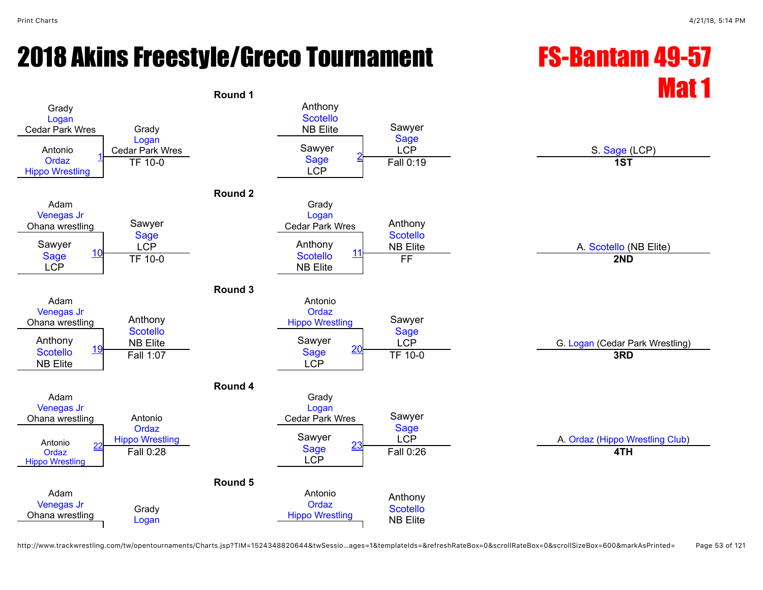# 2018 Akins Freestyle/Greco Tournament

## FS-Bantam 49-57
## Mat 1

### Round 1

| Bout | Wrestler 1 | Wrestler 2 | Winner | Result |
|---|---|---|---|---|
| 1 | Grady Logan (Cedar Park Wres) | Antonio Ordaz (Hippo Wrestling) | Grady Logan (Cedar Park Wres) | TF 10-0 |
| 2 | Anthony Scotello (NB Elite) | Sawyer Sage (LCP) | Sawyer Sage (LCP) | Fall 0:19 |

### Round 2

| Bout | Wrestler 1 | Wrestler 2 | Winner | Result |
|---|---|---|---|---|
| 10 | Adam Venegas Jr (Ohana wrestling) | Sawyer Sage (LCP) | Sawyer Sage (LCP) | TF 10-0 |
| 11 | Grady Logan (Cedar Park Wres) | Anthony Scotello (NB Elite) | Anthony Scotello (NB Elite) | FF |

### Round 3

| Bout | Wrestler 1 | Wrestler 2 | Winner | Result |
|---|---|---|---|---|
| 19 | Adam Venegas Jr (Ohana wrestling) | Anthony Scotello (NB Elite) | Anthony Scotello (NB Elite) | Fall 1:07 |
| 20 | Antonio Ordaz (Hippo Wrestling) | Sawyer Sage (LCP) | Sawyer Sage (LCP) | TF 10-0 |

### Round 4

| Bout | Wrestler 1 | Wrestler 2 | Winner | Result |
|---|---|---|---|---|
| 22 | Adam Venegas Jr (Ohana wrestling) | Antonio Ordaz (Hippo Wrestling) | Antonio Ordaz (Hippo Wrestling) | Fall 0:28 |
| 23 | Grady Logan (Cedar Park Wres) | Sawyer Sage (LCP) | Sawyer Sage (LCP) | Fall 0:26 |

### Round 5

| Bout | Wrestler 1 | Wrestler 2 | Winner | Result |
|---|---|---|---|---|
| | Adam Venegas Jr (Ohana wrestling) | | Grady Logan | |
| | Antonio Ordaz (Hippo Wrestling) | | Anthony Scotello (NB Elite) | |

### Placements

| Place | Wrestler |
|---|---|
| **1ST** | S. Sage (LCP) |
| **2ND** | A. Scotello (NB Elite) |
| **3RD** | G. Logan (Cedar Park Wrestling) |
| **4TH** | A. Ordaz (Hippo Wrestling Club) |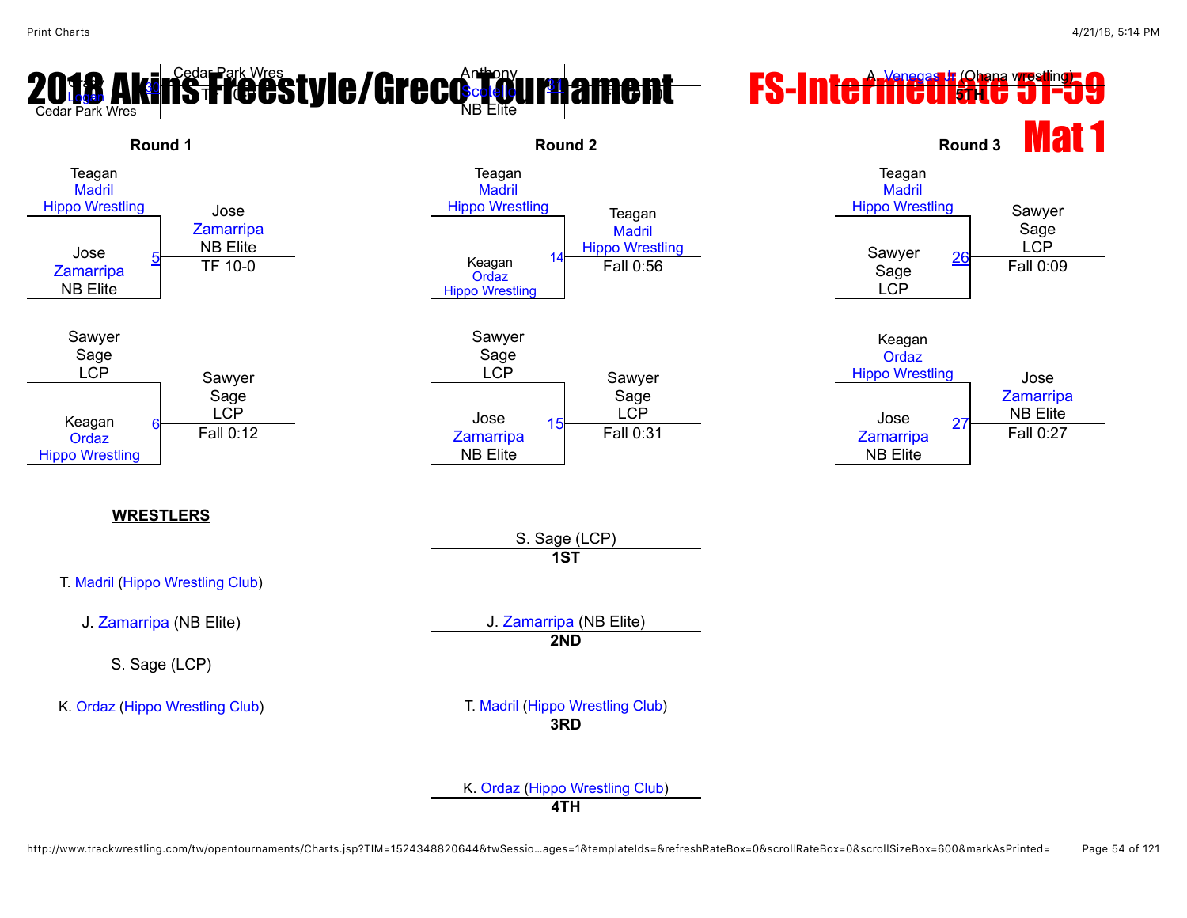# 2018 Akins Freestyle/Greco Tournament

## FS-Intermediate 51-59

## Mat 1

### Round 1

| Wrestler 1 | Wrestler 2 | Bout | Winner | Result |
|---|---|---|---|---|
| Teagan Madril, Hippo Wrestling | Jose Zamarripa, NB Elite | 5 | Jose Zamarripa, NB Elite | TF 10-0 |
| Sawyer Sage, LCP | Keagan Ordaz, Hippo Wrestling | 6 | Sawyer Sage, LCP | Fall 0:12 |

### Round 2

| Wrestler 1 | Wrestler 2 | Bout | Winner | Result |
|---|---|---|---|---|
| Teagan Madril, Hippo Wrestling | Keagan Ordaz, Hippo Wrestling | 14 | Teagan Madril, Hippo Wrestling | Fall 0:56 |
| Sawyer Sage, LCP | Jose Zamarripa, NB Elite | 15 | Sawyer Sage, LCP | Fall 0:31 |

### Round 3

| Wrestler 1 | Wrestler 2 | Bout | Winner | Result |
|---|---|---|---|---|
| Teagan Madril, Hippo Wrestling | Sawyer Sage, LCP | 26 | Sawyer Sage, LCP | Fall 0:09 |
| Keagan Ordaz, Hippo Wrestling | Jose Zamarripa, NB Elite | 27 | Jose Zamarripa, NB Elite | Fall 0:27 |

**WRESTLERS**

T. Madril (Hippo Wrestling Club)

J. Zamarripa (NB Elite)

S. Sage (LCP)

K. Ordaz (Hippo Wrestling Club)

**1ST** S. Sage (LCP)

**2ND** J. Zamarripa (NB Elite)

**3RD** T. Madril (Hippo Wrestling Club)

**4TH** K. Ordaz (Hippo Wrestling Club)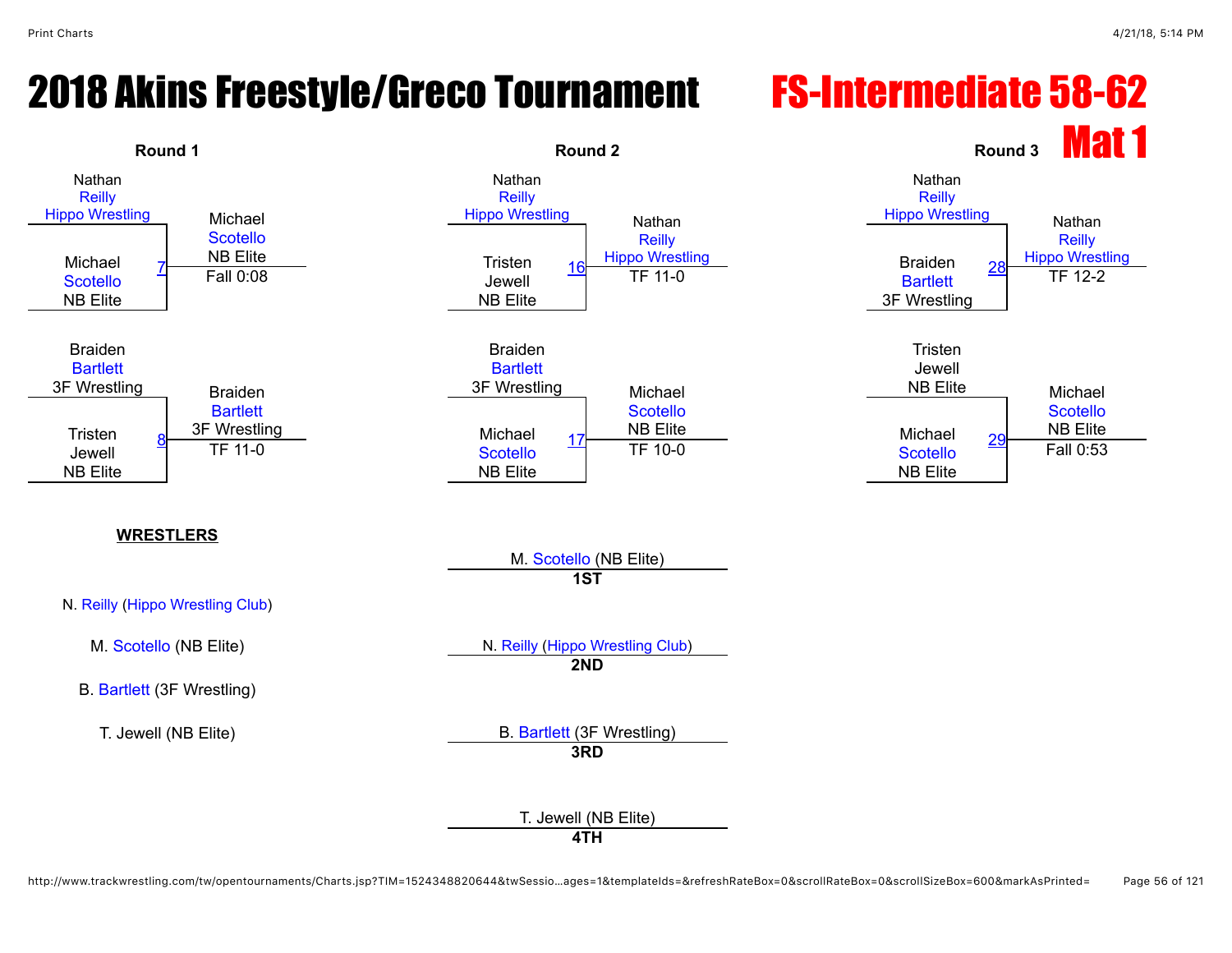# 2018 Akins Freestyle/Greco Tournament

# FS-Intermediate 58-62

## Mat 1

### Round 1

| Match | Wrestler 1 | Wrestler 2 | Winner | Result |
|---|---|---|---|---|
| 7 | Nathan Reilly, Hippo Wrestling | Michael Scotello, NB Elite | Michael Scotello, NB Elite | Fall 0:08 |
| 8 | Braiden Bartlett, 3F Wrestling | Tristen Jewell, NB Elite | Braiden Bartlett, 3F Wrestling | TF 11-0 |

### Round 2

| Match | Wrestler 1 | Wrestler 2 | Winner | Result |
|---|---|---|---|---|
| 16 | Nathan Reilly, Hippo Wrestling | Tristen Jewell, NB Elite | Nathan Reilly, Hippo Wrestling | TF 11-0 |
| 17 | Braiden Bartlett, 3F Wrestling | Michael Scotello, NB Elite | Michael Scotello, NB Elite | TF 10-0 |

### Round 3

| Match | Wrestler 1 | Wrestler 2 | Winner | Result |
|---|---|---|---|---|
| 28 | Nathan Reilly, Hippo Wrestling | Braiden Bartlett, 3F Wrestling | Nathan Reilly, Hippo Wrestling | TF 12-2 |
| 29 | Tristen Jewell, NB Elite | Michael Scotello, NB Elite | Michael Scotello, NB Elite | Fall 0:53 |

**WRESTLERS**

N. Reilly (Hippo Wrestling Club)

M. Scotello (NB Elite)

B. Bartlett (3F Wrestling)

T. Jewell (NB Elite)

**Placings**

- **1ST**: M. Scotello (NB Elite)
- **2ND**: N. Reilly (Hippo Wrestling Club)
- **3RD**: B. Bartlett (3F Wrestling)
- **4TH**: T. Jewell (NB Elite)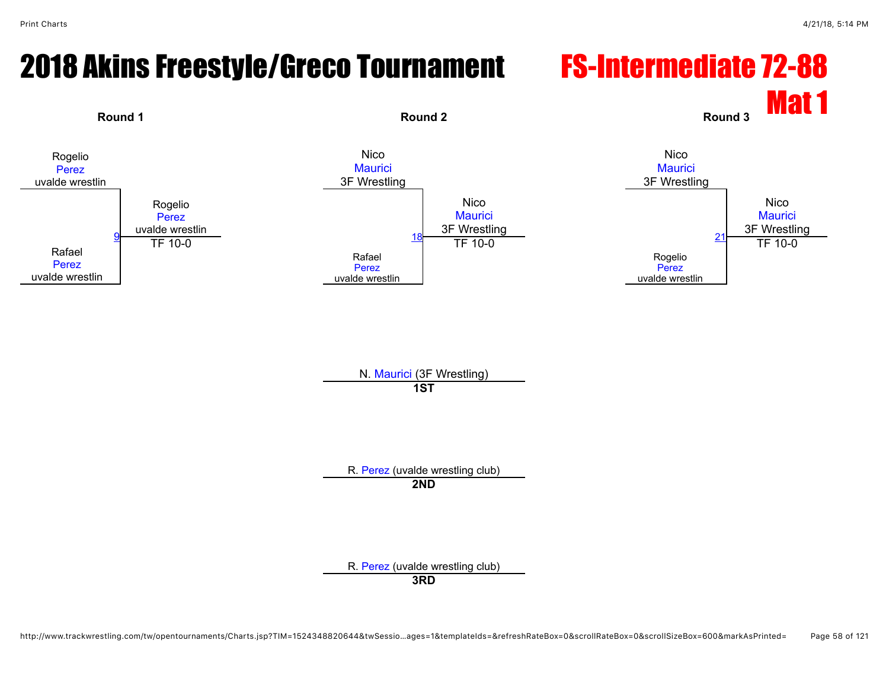# 2018 Akins Freestyle/Greco Tournament

# FS-Intermediate 72-88

## Mat 1

### Round 1

Rogelio Perez, uvalde wrestlin

Rafael Perez, uvalde wrestlin

Match 9 — Winner: Rogelio Perez, uvalde wrestlin — TF 10-0

### Round 2

Nico Maurici, 3F Wrestling

Rafael Perez, uvalde wrestlin

Match 18 — Winner: Nico Maurici, 3F Wrestling — TF 10-0

### Round 3

Nico Maurici, 3F Wrestling

Rogelio Perez, uvalde wrestlin

Match 21 — Winner: Nico Maurici, 3F Wrestling — TF 10-0

### Placements

N. Maurici (3F Wrestling)
**1ST**

R. Perez (uvalde wrestling club)
**2ND**

R. Perez (uvalde wrestling club)
**3RD**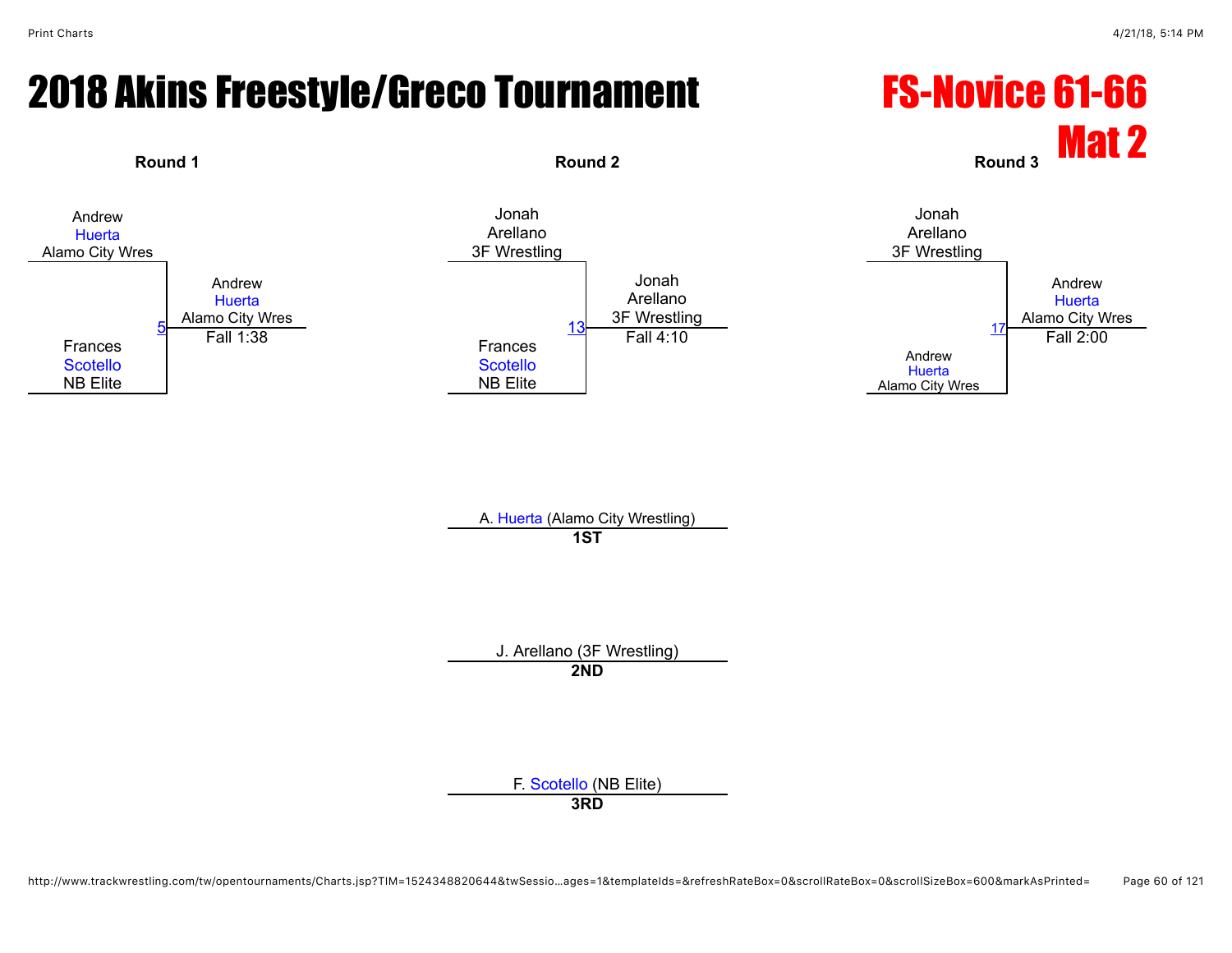# 2018 Akins Freestyle/Greco Tournament

## FS-Novice 61-66
## Mat 2

### Round 1

Andrew
Huerta
Alamo City Wres

Frances
Scotello
NB Elite

5 — Andrew Huerta, Alamo City Wres — Fall 1:38

### Round 2

Jonah
Arellano
3F Wrestling

Frances
Scotello
NB Elite

13 — Jonah Arellano, 3F Wrestling — Fall 4:10

### Round 3

Jonah
Arellano
3F Wrestling

Andrew
Huerta
Alamo City Wres

17 — Andrew Huerta, Alamo City Wres — Fall 2:00

A. Huerta (Alamo City Wrestling)
**1ST**

J. Arellano (3F Wrestling)
**2ND**

F. Scotello (NB Elite)
**3RD**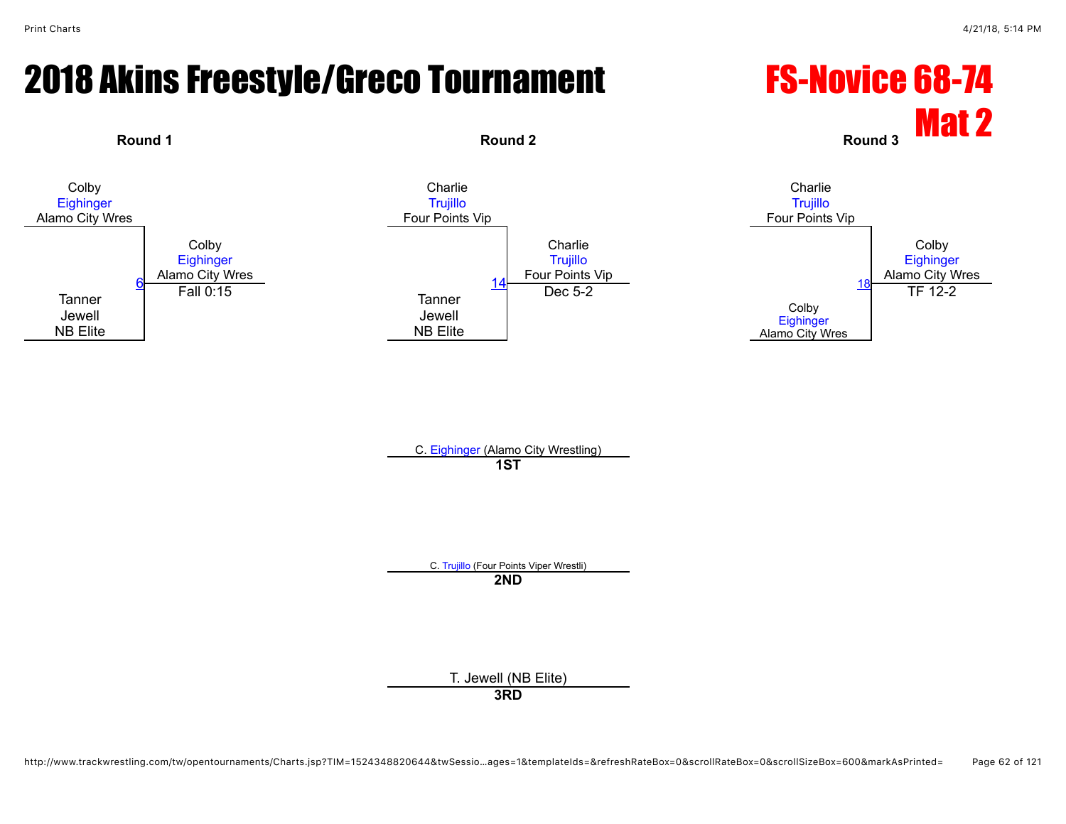# 2018 Akins Freestyle/Greco Tournament

## FS-Novice 68-74

## Mat 2

### Round 1

Colby Eighinger, Alamo City Wres
vs.
Tanner Jewell, NB Elite

Bout 6: Colby Eighinger, Alamo City Wres — Fall 0:15

### Round 2

Charlie Trujillo, Four Points Vip
vs.
Tanner Jewell, NB Elite

Bout 14: Charlie Trujillo, Four Points Vip — Dec 5-2

### Round 3

Charlie Trujillo, Four Points Vip
vs.
Colby Eighinger, Alamo City Wres

Bout 18: Colby Eighinger, Alamo City Wres — TF 12-2

### Placings

**1ST:** C. Eighinger (Alamo City Wrestling)

**2ND:** C. Trujillo (Four Points Viper Wrestli)

**3RD:** T. Jewell (NB Elite)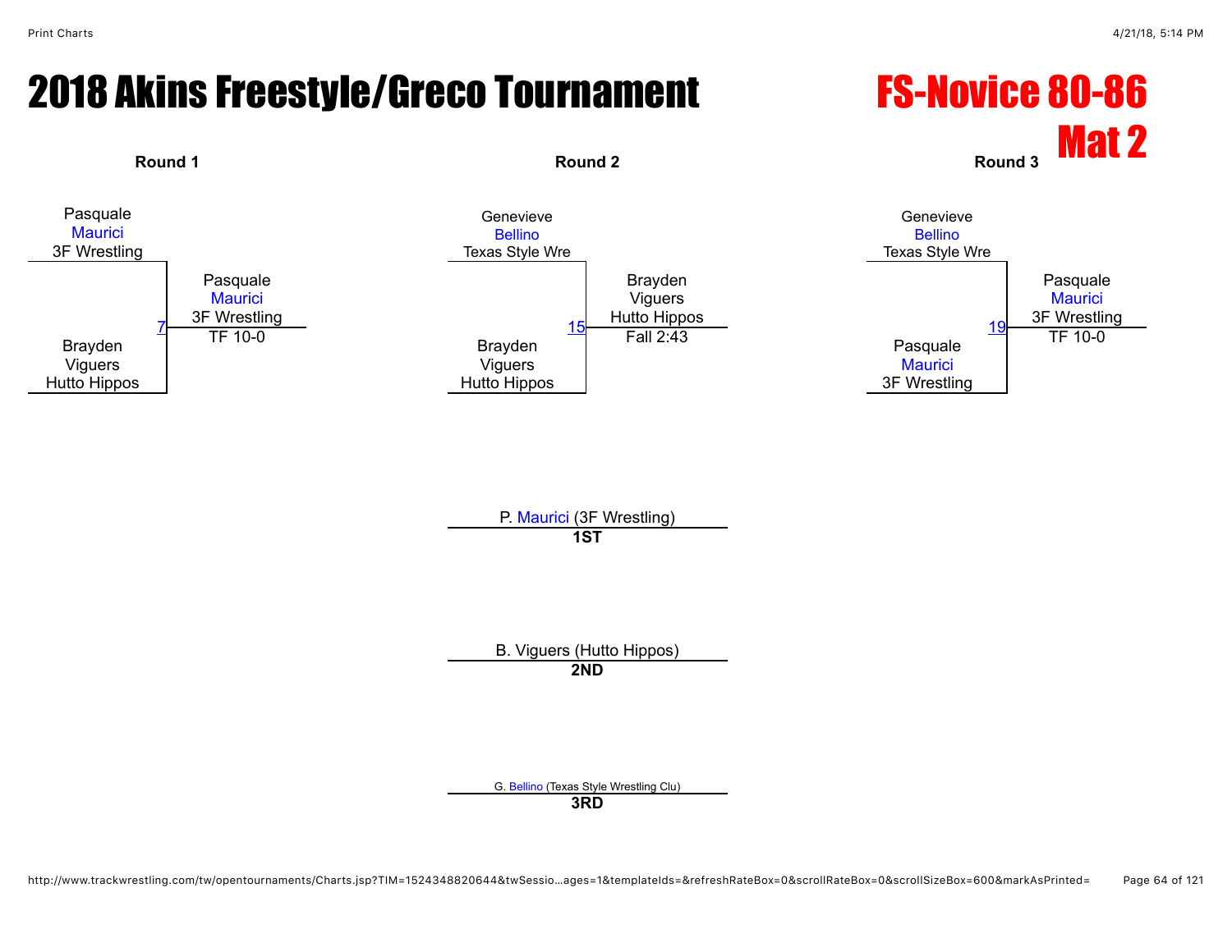# 2018 Akins Freestyle/Greco Tournament

## FS-Novice 80-86
## Mat 2

### Round 1

Pasquale Maurici, 3F Wrestling
vs.
Brayden Viguers, Hutto Hippos

Match 7 — Winner: Pasquale Maurici, 3F Wrestling — TF 10-0

### Round 2

Genevieve Bellino, Texas Style Wre
vs.
Brayden Viguers, Hutto Hippos

Match 15 — Winner: Brayden Viguers, Hutto Hippos — Fall 2:43

### Round 3

Genevieve Bellino, Texas Style Wre
vs.
Pasquale Maurici, 3F Wrestling

Match 19 — Winner: Pasquale Maurici, 3F Wrestling — TF 10-0

### Placings

**1ST**: P. Maurici (3F Wrestling)

**2ND**: B. Viguers (Hutto Hippos)

**3RD**: G. Bellino (Texas Style Wrestling Clu)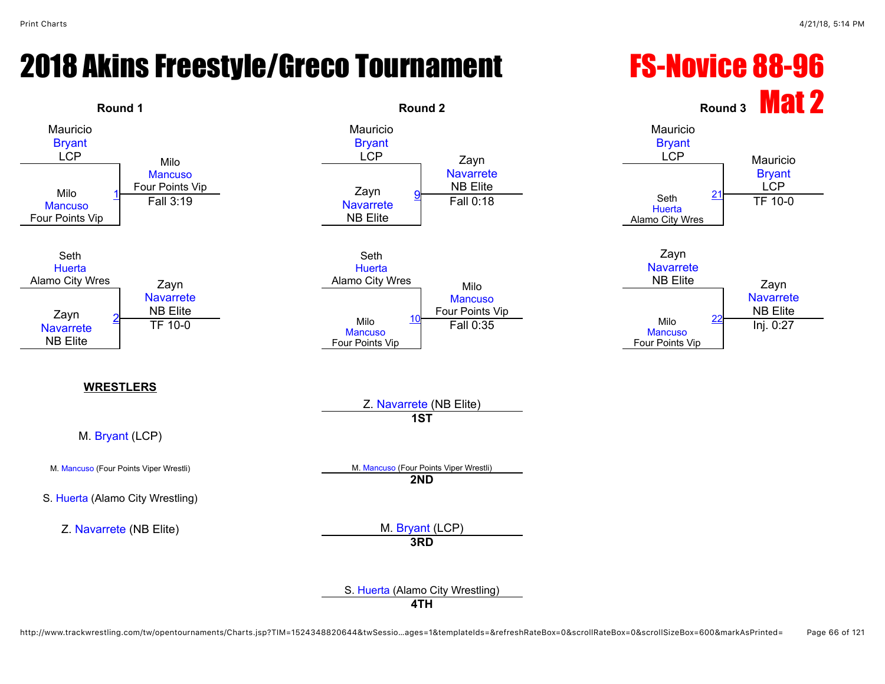# 2018 Akins Freestyle/Greco Tournament

# FS-Novice 88-96

## Mat 2

### Round 1

| Match | Wrestler 1 | Wrestler 2 | Winner | Result |
|---|---|---|---|---|
| 1 | Mauricio Bryant (LCP) | Milo Mancuso (Four Points Vip) | Milo Mancuso (Four Points Vip) | Fall 3:19 |
| 2 | Seth Huerta (Alamo City Wres) | Zayn Navarrete (NB Elite) | Zayn Navarrete (NB Elite) | TF 10-0 |

### Round 2

| Match | Wrestler 1 | Wrestler 2 | Winner | Result |
|---|---|---|---|---|
| 9 | Mauricio Bryant (LCP) | Zayn Navarrete (NB Elite) | Zayn Navarrete (NB Elite) | Fall 0:18 |
| 10 | Seth Huerta (Alamo City Wres) | Milo Mancuso (Four Points Vip) | Milo Mancuso (Four Points Vip) | Fall 0:35 |

### Round 3

| Match | Wrestler 1 | Wrestler 2 | Winner | Result |
|---|---|---|---|---|
| 21 | Mauricio Bryant (LCP) | Seth Huerta (Alamo City Wres) | Mauricio Bryant (LCP) | TF 10-0 |
| 22 | Zayn Navarrete (NB Elite) | Milo Mancuso (Four Points Vip) | Zayn Navarrete (NB Elite) | Inj. 0:27 |

**WRESTLERS**

- M. Bryant (LCP)
- M. Mancuso (Four Points Viper Wrestli)
- S. Huerta (Alamo City Wrestling)
- Z. Navarrete (NB Elite)

**Placements**

- **1ST**: Z. Navarrete (NB Elite)
- **2ND**: M. Mancuso (Four Points Viper Wrestli)
- **3RD**: M. Bryant (LCP)
- **4TH**: S. Huerta (Alamo City Wrestling)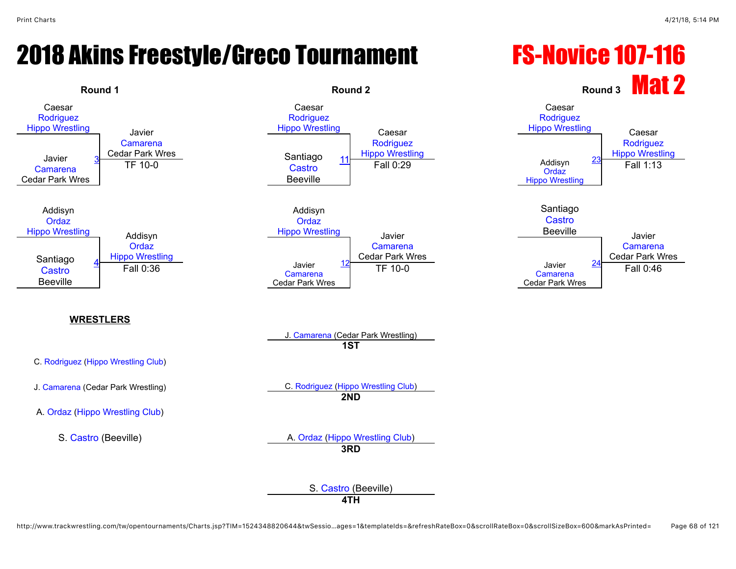# 2018 Akins Freestyle/Greco Tournament

## FS-Novice 107-116

## Mat 2

### Round 1

| Match | Wrestler 1 | Wrestler 2 | Winner | Result |
|---|---|---|---|---|
| 3 | Caesar Rodriguez (Hippo Wrestling) | Javier Camarena (Cedar Park Wres) | Javier Camarena (Cedar Park Wres) | TF 10-0 |
| 4 | Addisyn Ordaz (Hippo Wrestling) | Santiago Castro (Beeville) | Addisyn Ordaz (Hippo Wrestling) | Fall 0:36 |

### Round 2

| Match | Wrestler 1 | Wrestler 2 | Winner | Result |
|---|---|---|---|---|
| 11 | Caesar Rodriguez (Hippo Wrestling) | Santiago Castro (Beeville) | Caesar Rodriguez (Hippo Wrestling) | Fall 0:29 |
| 12 | Addisyn Ordaz (Hippo Wrestling) | Javier Camarena (Cedar Park Wres) | Javier Camarena (Cedar Park Wres) | TF 10-0 |

### Round 3

| Match | Wrestler 1 | Wrestler 2 | Winner | Result |
|---|---|---|---|---|
| 23 | Caesar Rodriguez (Hippo Wrestling) | Addisyn Ordaz (Hippo Wrestling) | Caesar Rodriguez (Hippo Wrestling) | Fall 1:13 |
| 24 | Santiago Castro (Beeville) | Javier Camarena (Cedar Park Wres) | Javier Camarena (Cedar Park Wres) | Fall 0:46 |

### WRESTLERS

- C. Rodriguez (Hippo Wrestling Club)
- J. Camarena (Cedar Park Wrestling)
- A. Ordaz (Hippo Wrestling Club)
- S. Castro (Beeville)

### Placements

**1ST**: J. Camarena (Cedar Park Wrestling)

**2ND**: C. Rodriguez (Hippo Wrestling Club)

**3RD**: A. Ordaz (Hippo Wrestling Club)

**4TH**: S. Castro (Beeville)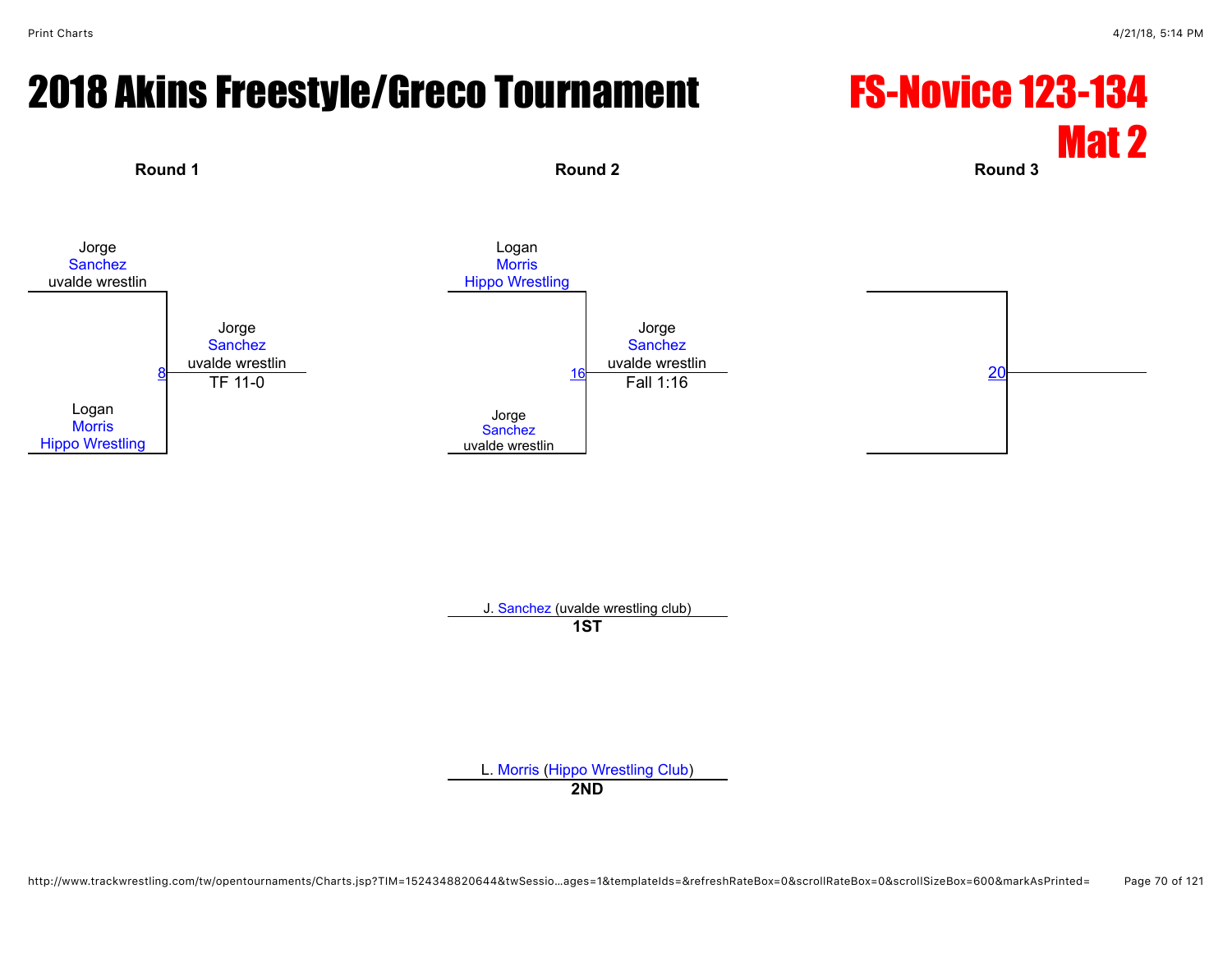# 2018 Akins Freestyle/Greco Tournament

## FS-Novice 123-134
## Mat 2

**Round 1**

Jorge Sanchez, uvalde wrestlin
vs.
Logan Morris, Hippo Wrestling

Bout 8 — Winner: Jorge Sanchez, uvalde wrestlin — TF 11-0

**Round 2**

Logan Morris, Hippo Wrestling
vs.
Jorge Sanchez, uvalde wrestlin

Bout 16 — Winner: Jorge Sanchez, uvalde wrestlin — Fall 1:16

**Round 3**

Bout 20

---

J. Sanchez (uvalde wrestling club)
**1ST**

L. Morris (Hippo Wrestling Club)
**2ND**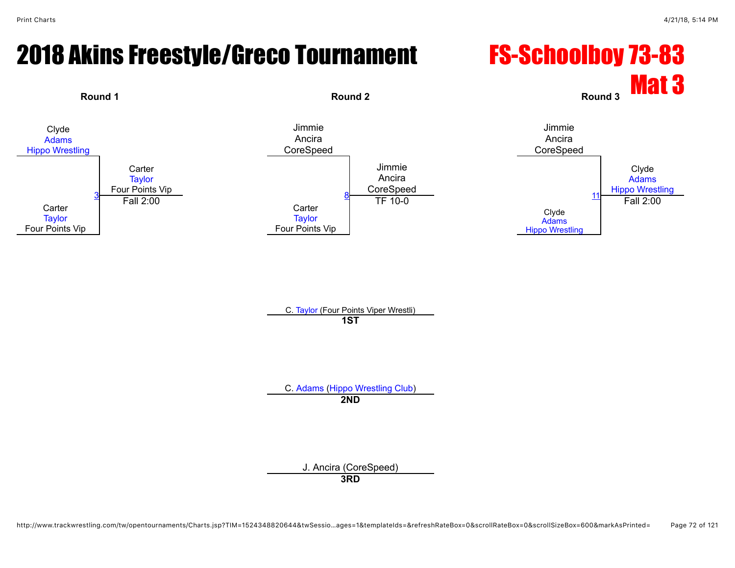# 2018 Akins Freestyle/Greco Tournament

## FS-Schoolboy 73-83
## Mat 3

### Round 1

Clyde
Adams
Hippo Wrestling

Carter
Taylor
Four Points Vip

3 — Winner: Carter Taylor, Four Points Vip — Fall 2:00

### Round 2

Jimmie
Ancira
CoreSpeed

Carter
Taylor
Four Points Vip

8 — Winner: Jimmie Ancira, CoreSpeed — TF 10-0

### Round 3

Jimmie
Ancira
CoreSpeed

Clyde
Adams
Hippo Wrestling

11 — Winner: Clyde Adams, Hippo Wrestling — Fall 2:00

### Placings

C. Taylor (Four Points Viper Wrestli)
**1ST**

C. Adams (Hippo Wrestling Club)
**2ND**

J. Ancira (CoreSpeed)
**3RD**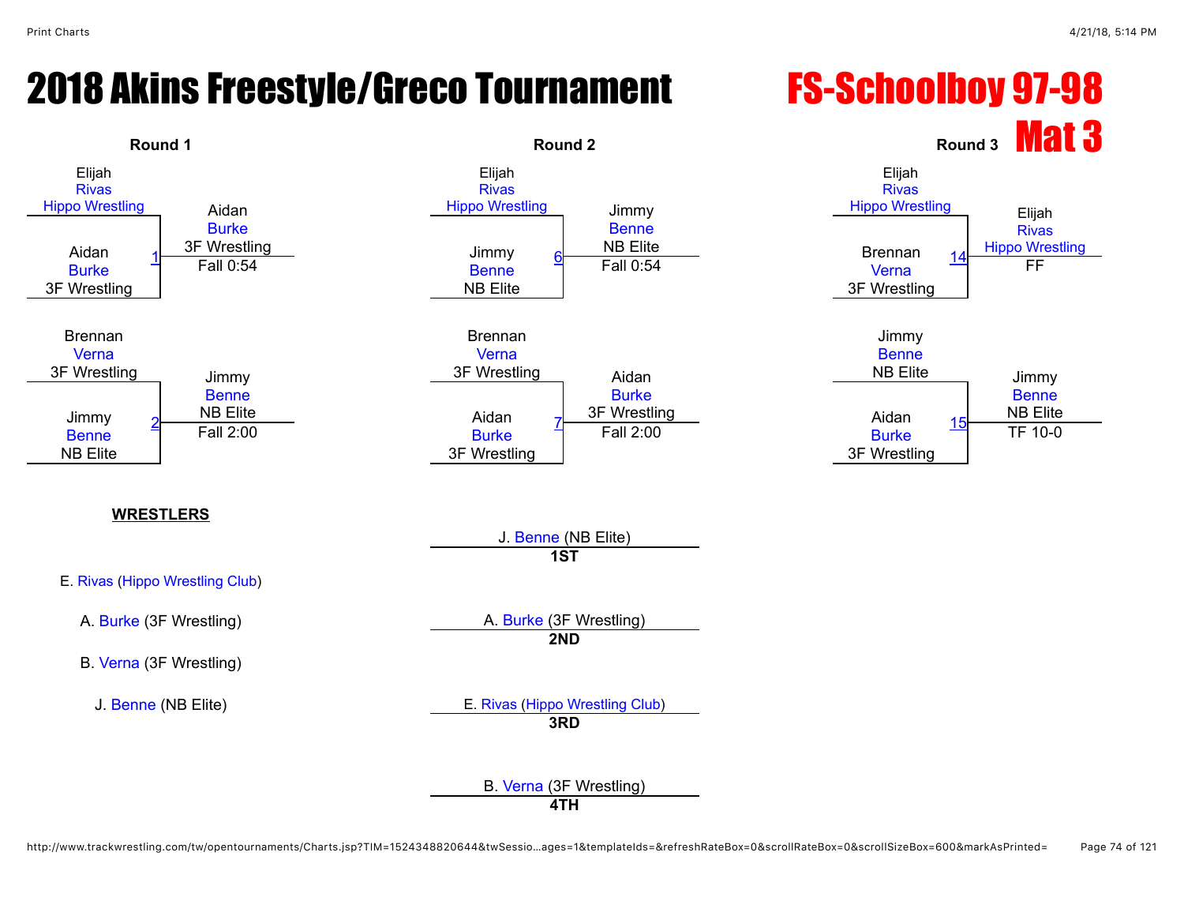# 2018 Akins Freestyle/Greco Tournament

## FS-Schoolboy 97-98

## Mat 3

### Round 1

| Match | Wrestler 1 | Wrestler 2 | Winner | Result |
|---|---|---|---|---|
| 1 | Elijah Rivas (Hippo Wrestling) | Aidan Burke (3F Wrestling) | Aidan Burke (3F Wrestling) | Fall 0:54 |
| 2 | Brennan Verna (3F Wrestling) | Jimmy Benne (NB Elite) | Jimmy Benne (NB Elite) | Fall 2:00 |

### Round 2

| Match | Wrestler 1 | Wrestler 2 | Winner | Result |
|---|---|---|---|---|
| 6 | Elijah Rivas (Hippo Wrestling) | Jimmy Benne (NB Elite) | Jimmy Benne (NB Elite) | Fall 0:54 |
| 7 | Brennan Verna (3F Wrestling) | Aidan Burke (3F Wrestling) | Aidan Burke (3F Wrestling) | Fall 2:00 |

### Round 3

| Match | Wrestler 1 | Wrestler 2 | Winner | Result |
|---|---|---|---|---|
| 14 | Elijah Rivas (Hippo Wrestling) | Brennan Verna (3F Wrestling) | Elijah Rivas (Hippo Wrestling) | FF |
| 15 | Jimmy Benne (NB Elite) | Aidan Burke (3F Wrestling) | Jimmy Benne (NB Elite) | TF 10-0 |

**WRESTLERS**

- E. Rivas (Hippo Wrestling Club)
- A. Burke (3F Wrestling)
- B. Verna (3F Wrestling)
- J. Benne (NB Elite)

**Placements**

- **1ST**: J. Benne (NB Elite)
- **2ND**: A. Burke (3F Wrestling)
- **3RD**: E. Rivas (Hippo Wrestling Club)
- **4TH**: B. Verna (3F Wrestling)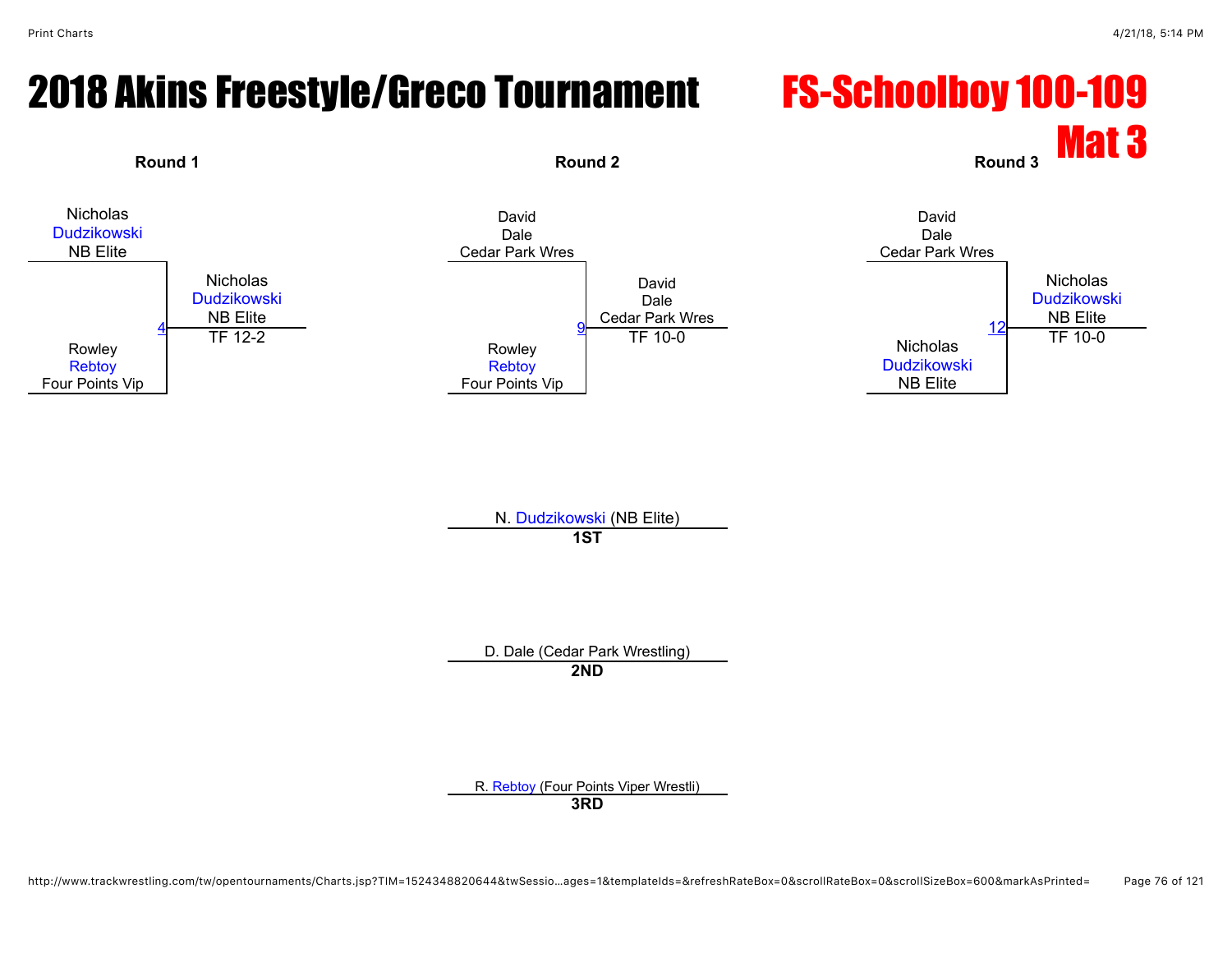# 2018 Akins Freestyle/Greco Tournament

## FS-Schoolboy 100-109

## Mat 3

### Round 1

Nicholas Dudzikowski, NB Elite

vs.

Rowley Rebtoy, Four Points Vip

Match 4 — Winner: Nicholas Dudzikowski, NB Elite — TF 12-2

### Round 2

David Dale, Cedar Park Wres

vs.

Rowley Rebtoy, Four Points Vip

Match 9 — Winner: David Dale, Cedar Park Wres — TF 10-0

### Round 3

David Dale, Cedar Park Wres

vs.

Nicholas Dudzikowski, NB Elite

Match 12 — Winner: Nicholas Dudzikowski, NB Elite — TF 10-0

### Placements

| Place | Wrestler |
| --- | --- |
| **1ST** | N. Dudzikowski (NB Elite) |
| **2ND** | D. Dale (Cedar Park Wrestling) |
| **3RD** | R. Rebtoy (Four Points Viper Wrestli) |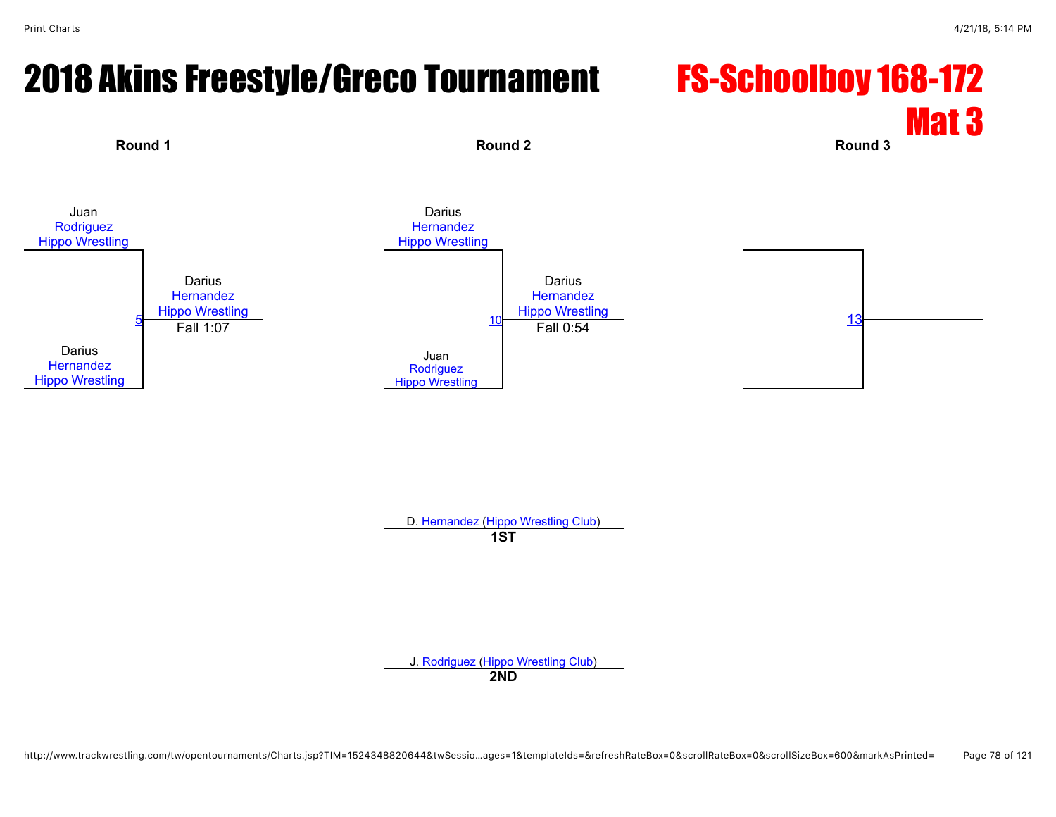# 2018 Akins Freestyle/Greco Tournament

## FS-Schoolboy 168-172

## Mat 3

**Round 1**

Juan
Rodriguez
Hippo Wrestling

5

Darius
Hernandez
Hippo Wrestling
Fall 1:07

Darius
Hernandez
Hippo Wrestling

**Round 2**

Darius
Hernandez
Hippo Wrestling

10

Darius
Hernandez
Hippo Wrestling
Fall 0:54

Juan
Rodriguez
Hippo Wrestling

**Round 3**

13

D. Hernandez (Hippo Wrestling Club)
**1ST**

J. Rodriguez (Hippo Wrestling Club)
**2ND**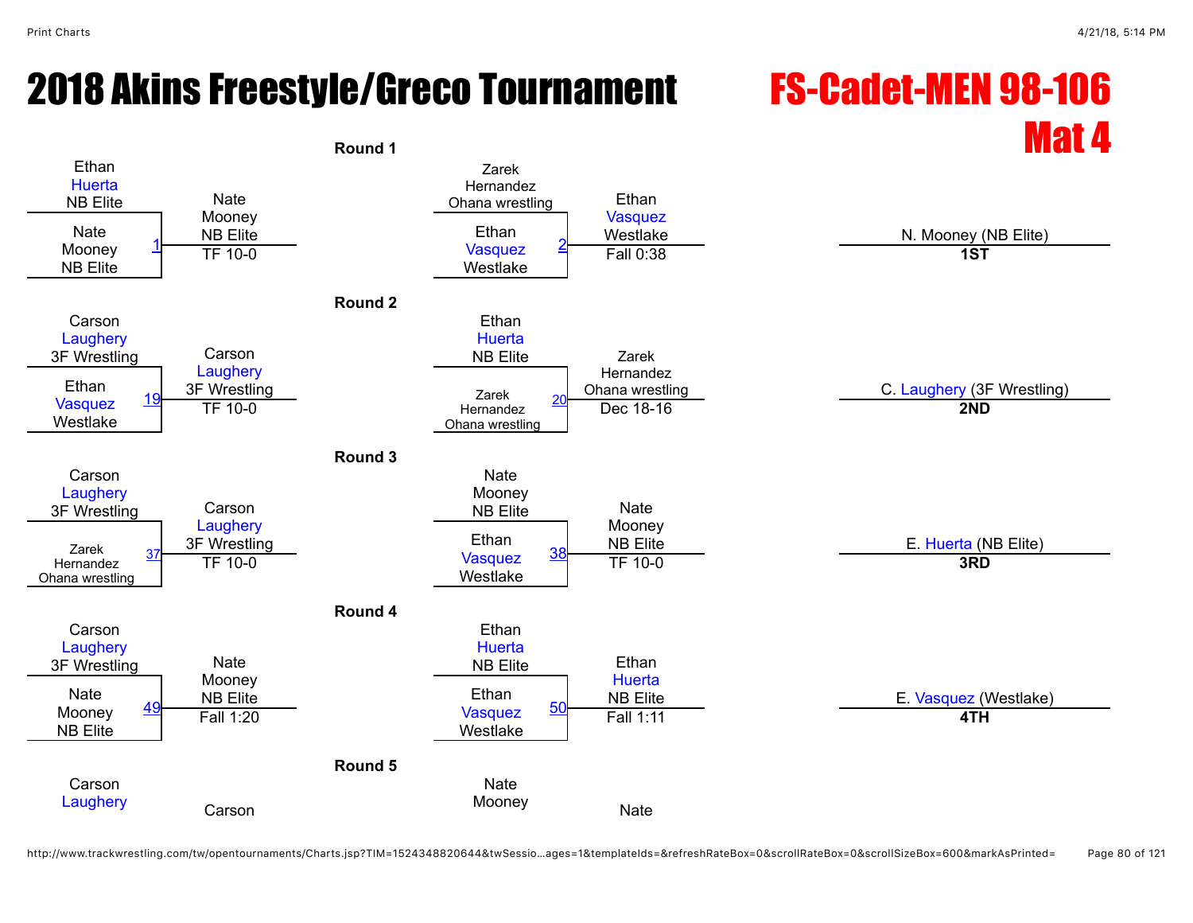# 2018 Akins Freestyle/Greco Tournament

# FS-Cadet-MEN 98-106

## Mat 4

### Round 1

| Match | Wrestler 1 | Wrestler 2 | Winner | Result |
|---|---|---|---|---|
| 1 | Ethan Huerta, NB Elite | Nate Mooney, NB Elite | Nate Mooney, NB Elite | TF 10-0 |
| 2 | Zarek Hernandez, Ohana wrestling | Ethan Vasquez, Westlake | Ethan Vasquez, Westlake | Fall 0:38 |

### Round 2

| Match | Wrestler 1 | Wrestler 2 | Winner | Result |
|---|---|---|---|---|
| 19 | Carson Laughery, 3F Wrestling | Ethan Vasquez, Westlake | Carson Laughery, 3F Wrestling | TF 10-0 |
| 20 | Ethan Huerta, NB Elite | Zarek Hernandez, Ohana wrestling | Zarek Hernandez, Ohana wrestling | Dec 18-16 |

### Round 3

| Match | Wrestler 1 | Wrestler 2 | Winner | Result |
|---|---|---|---|---|
| 37 | Carson Laughery, 3F Wrestling | Zarek Hernandez, Ohana wrestling | Carson Laughery, 3F Wrestling | TF 10-0 |
| 38 | Nate Mooney, NB Elite | Ethan Vasquez, Westlake | Nate Mooney, NB Elite | TF 10-0 |

### Round 4

| Match | Wrestler 1 | Wrestler 2 | Winner | Result |
|---|---|---|---|---|
| 49 | Carson Laughery, 3F Wrestling | Nate Mooney, NB Elite | Nate Mooney, NB Elite | Fall 1:20 |
| 50 | Ethan Huerta, NB Elite | Ethan Vasquez, Westlake | Ethan Huerta, NB Elite | Fall 1:11 |

### Round 5

| Match | Wrestler 1 | Wrestler 2 | Winner | Result |
|---|---|---|---|---|
| | Carson Laughery | | Carson | |
| | Nate Mooney | | Nate | |

### Placings

| Place | Wrestler |
|---|---|
| **1ST** | N. Mooney (NB Elite) |
| **2ND** | C. Laughery (3F Wrestling) |
| **3RD** | E. Huerta (NB Elite) |
| **4TH** | E. Vasquez (Westlake) |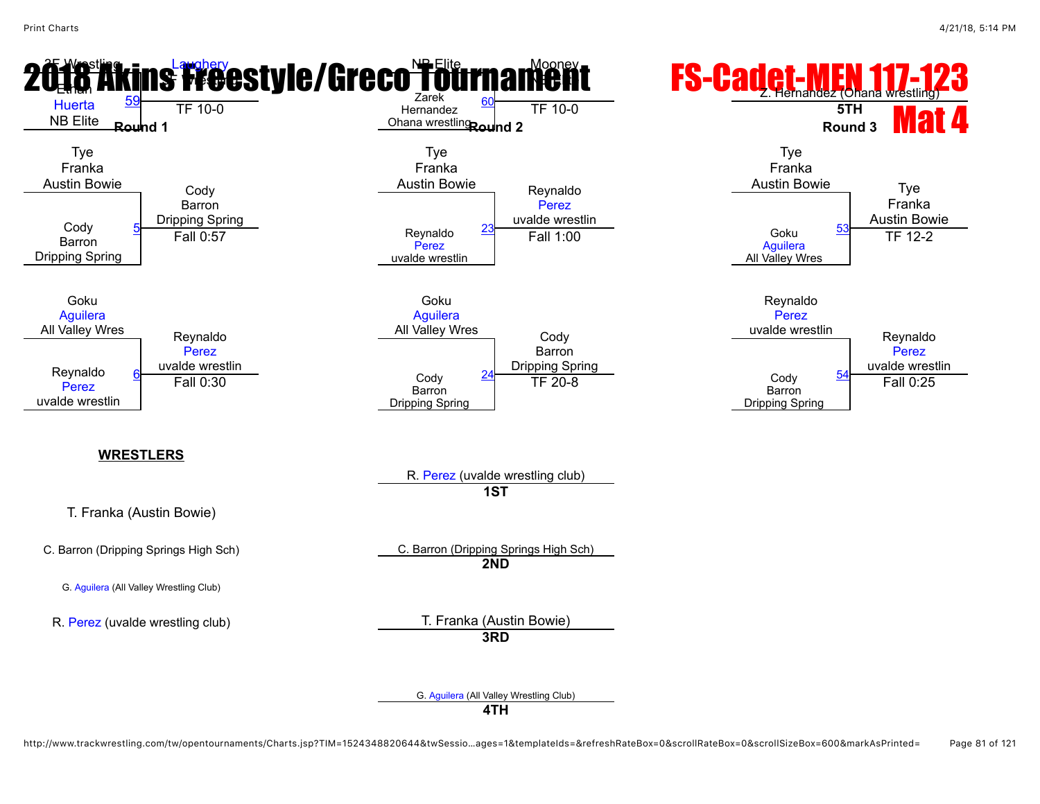# 2018 Akins Freestyle/Greco Tournament

# FS-Cadet-MEN 117-123

# Mat 4

### Round 1

| Wrestler 1 | Wrestler 2 | Bout | Winner | Result |
|---|---|---|---|---|
| Laughery (3F Wrestling) | Ethan Huerta (NB Elite) | 59 | Laughery (3F Wrestling) | TF 10-0 |
| Tye Franka (Austin Bowie) | Cody Barron (Dripping Spring) | 5 | Cody Barron (Dripping Spring) | Fall 0:57 |
| Goku Aguilera (All Valley Wres) | Reynaldo Perez (uvalde wrestlin) | 6 | Reynaldo Perez (uvalde wrestlin) | Fall 0:30 |

### Round 2

| Wrestler 1 | Wrestler 2 | Bout | Winner | Result |
|---|---|---|---|---|
| NB Elite | Zarek Hernandez (Ohana wrestling) | 60 | Mooney | TF 10-0 |
| Tye Franka (Austin Bowie) | Reynaldo Perez (uvalde wrestlin) | 23 | Reynaldo Perez (uvalde wrestlin) | Fall 1:00 |
| Goku Aguilera (All Valley Wres) | Cody Barron (Dripping Spring) | 24 | Cody Barron (Dripping Spring) | TF 20-8 |

### Round 3

| Wrestler 1 | Wrestler 2 | Bout | Winner | Result |
|---|---|---|---|---|
| Tye Franka (Austin Bowie) | Goku Aguilera (All Valley Wres) | 53 | Tye Franka (Austin Bowie) | TF 12-2 |
| Reynaldo Perez (uvalde wrestlin) | Cody Barron (Dripping Spring) | 54 | Reynaldo Perez (uvalde wrestlin) | Fall 0:25 |

**5TH**: Z. Hernandez (Ohana wrestling)

## WRESTLERS

- T. Franka (Austin Bowie)
- C. Barron (Dripping Springs High Sch)
- G. Aguilera (All Valley Wrestling Club)
- R. Perez (uvalde wrestling club)

## Placings

**1ST**: R. Perez (uvalde wrestling club)

**2ND**: C. Barron (Dripping Springs High Sch)

**3RD**: T. Franka (Austin Bowie)

**4TH**: G. Aguilera (All Valley Wrestling Club)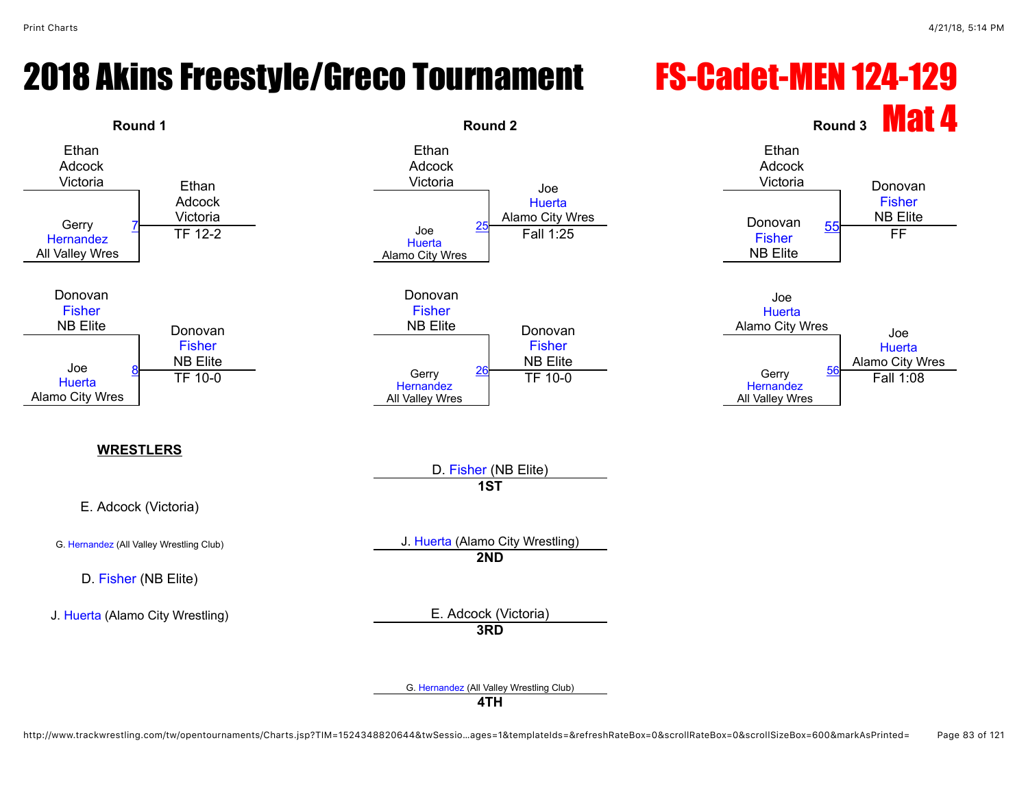# 2018 Akins Freestyle/Greco Tournament

## FS-Cadet-MEN 124-129

## Mat 4

### Round 1

| Wrestler 1 | Wrestler 2 | Bout | Winner | Result |
|---|---|---|---|---|
| Ethan Adcock Victoria | Gerry Hernandez All Valley Wres | 7 | Ethan Adcock Victoria | TF 12-2 |
| Donovan Fisher NB Elite | Joe Huerta Alamo City Wres | 8 | Donovan Fisher NB Elite | TF 10-0 |

### Round 2

| Wrestler 1 | Wrestler 2 | Bout | Winner | Result |
|---|---|---|---|---|
| Ethan Adcock Victoria | Joe Huerta Alamo City Wres | 25 | Joe Huerta Alamo City Wres | Fall 1:25 |
| Donovan Fisher NB Elite | Gerry Hernandez All Valley Wres | 26 | Donovan Fisher NB Elite | TF 10-0 |

### Round 3

| Wrestler 1 | Wrestler 2 | Bout | Winner | Result |
|---|---|---|---|---|
| Ethan Adcock Victoria | Donovan Fisher NB Elite | 55 | Donovan Fisher NB Elite | FF |
| Joe Huerta Alamo City Wres | Gerry Hernandez All Valley Wres | 56 | Joe Huerta Alamo City Wres | Fall 1:08 |

**WRESTLERS**

E. Adcock (Victoria)

G. Hernandez (All Valley Wrestling Club)

D. Fisher (NB Elite)

J. Huerta (Alamo City Wrestling)

**1ST** D. Fisher (NB Elite)

**2ND** J. Huerta (Alamo City Wrestling)

**3RD** E. Adcock (Victoria)

**4TH** G. Hernandez (All Valley Wrestling Club)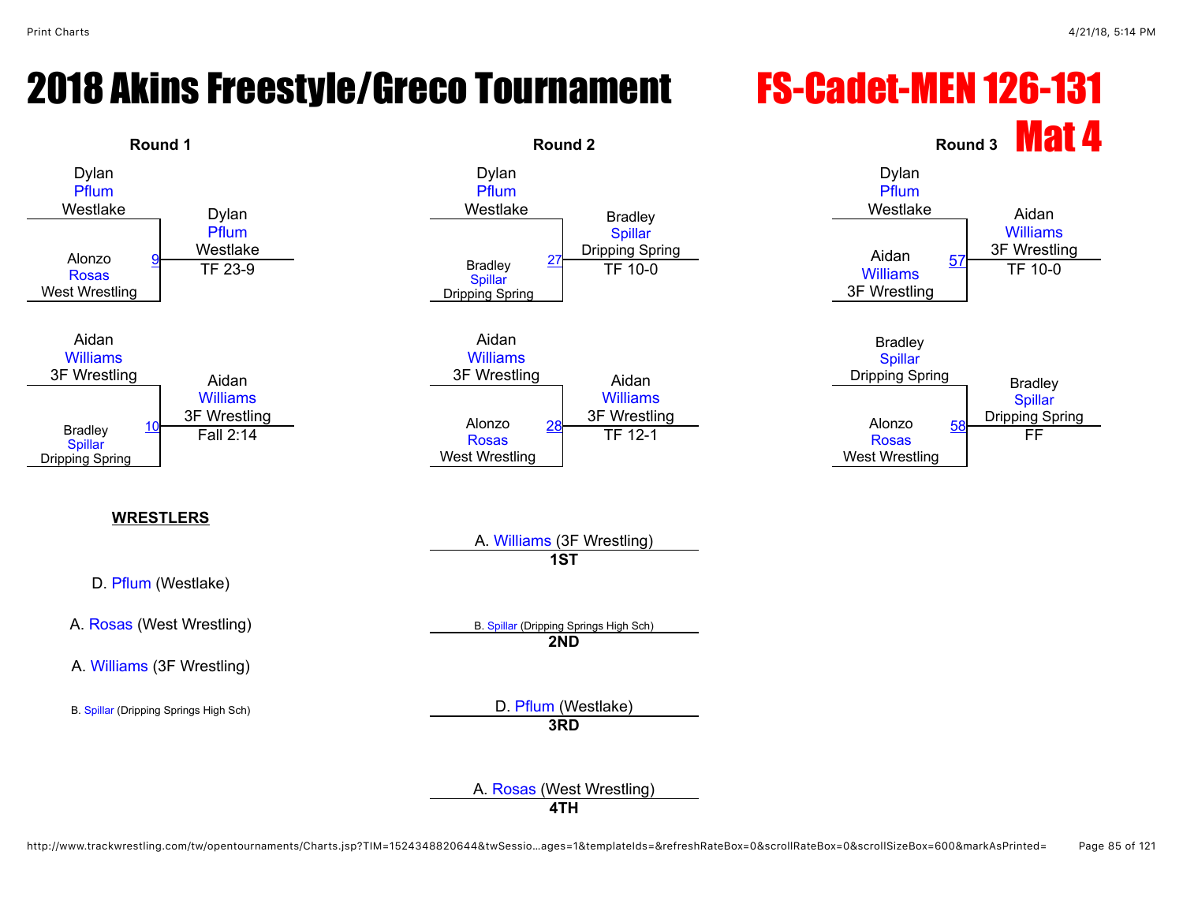# 2018 Akins Freestyle/Greco Tournament

# FS-Cadet-MEN 126-131

## Mat 4

### Round 1

| Match | Wrestler 1 | Wrestler 2 | Winner | Result |
|---|---|---|---|---|
| 9 | Dylan Pflum (Westlake) | Alonzo Rosas (West Wrestling) | Dylan Pflum (Westlake) | TF 23-9 |
| 10 | Aidan Williams (3F Wrestling) | Bradley Spillar (Dripping Spring) | Aidan Williams (3F Wrestling) | Fall 2:14 |

### Round 2

| Match | Wrestler 1 | Wrestler 2 | Winner | Result |
|---|---|---|---|---|
| 27 | Dylan Pflum (Westlake) | Bradley Spillar (Dripping Spring) | Bradley Spillar (Dripping Spring) | TF 10-0 |
| 28 | Aidan Williams (3F Wrestling) | Alonzo Rosas (West Wrestling) | Aidan Williams (3F Wrestling) | TF 12-1 |

### Round 3

| Match | Wrestler 1 | Wrestler 2 | Winner | Result |
|---|---|---|---|---|
| 57 | Dylan Pflum (Westlake) | Aidan Williams (3F Wrestling) | Aidan Williams (3F Wrestling) | TF 10-0 |
| 58 | Bradley Spillar (Dripping Spring) | Alonzo Rosas (West Wrestling) | Bradley Spillar (Dripping Spring) | FF |

**WRESTLERS**

- D. Pflum (Westlake)
- A. Rosas (West Wrestling)
- A. Williams (3F Wrestling)
- B. Spillar (Dripping Springs High Sch)

**1ST** A. Williams (3F Wrestling)

**2ND** B. Spillar (Dripping Springs High Sch)

**3RD** D. Pflum (Westlake)

**4TH** A. Rosas (West Wrestling)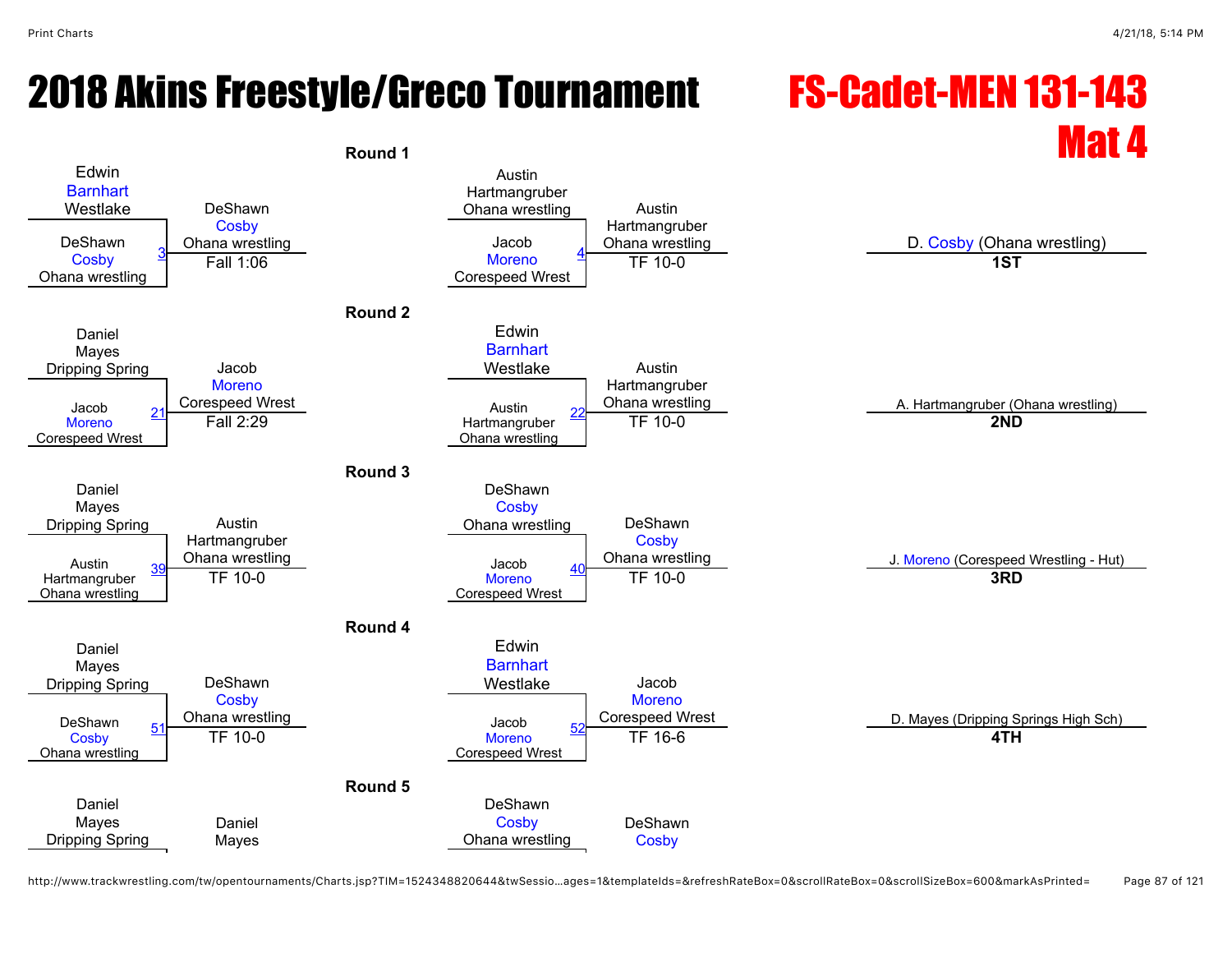# 2018 Akins Freestyle/Greco Tournament

## FS-Cadet-MEN 131-143

## Mat 4

### Round 1

| Bout | Wrestler 1 | Wrestler 2 | Winner | Result |
|---|---|---|---|---|
| 3 | Edwin Barnhart (Westlake) | DeShawn Cosby (Ohana wrestling) | DeShawn Cosby (Ohana wrestling) | Fall 1:06 |
| 4 | Austin Hartmangruber (Ohana wrestling) | Jacob Moreno (Corespeed Wrest) | Austin Hartmangruber (Ohana wrestling) | TF 10-0 |

### Round 2

| Bout | Wrestler 1 | Wrestler 2 | Winner | Result |
|---|---|---|---|---|
| 21 | Daniel Mayes (Dripping Spring) | Jacob Moreno (Corespeed Wrest) | Jacob Moreno (Corespeed Wrest) | Fall 2:29 |
| 22 | Edwin Barnhart (Westlake) | Austin Hartmangruber (Ohana wrestling) | Austin Hartmangruber (Ohana wrestling) | TF 10-0 |

### Round 3

| Bout | Wrestler 1 | Wrestler 2 | Winner | Result |
|---|---|---|---|---|
| 39 | Daniel Mayes (Dripping Spring) | Austin Hartmangruber (Ohana wrestling) | Austin Hartmangruber (Ohana wrestling) | TF 10-0 |
| 40 | DeShawn Cosby (Ohana wrestling) | Jacob Moreno (Corespeed Wrest) | DeShawn Cosby (Ohana wrestling) | TF 10-0 |

### Round 4

| Bout | Wrestler 1 | Wrestler 2 | Winner | Result |
|---|---|---|---|---|
| 51 | Daniel Mayes (Dripping Spring) | DeShawn Cosby (Ohana wrestling) | DeShawn Cosby (Ohana wrestling) | TF 10-0 |
| 52 | Edwin Barnhart (Westlake) | Jacob Moreno (Corespeed Wrest) | Jacob Moreno (Corespeed Wrest) | TF 16-6 |

### Round 5

| Bout | Wrestler 1 | Wrestler 2 | Winner | Result |
|---|---|---|---|---|
| | Daniel Mayes (Dripping Spring) | | Daniel Mayes | |
| | DeShawn Cosby (Ohana wrestling) | | DeShawn Cosby | |

### Placements

| Place | Wrestler |
|---|---|
| 1ST | D. Cosby (Ohana wrestling) |
| 2ND | A. Hartmangruber (Ohana wrestling) |
| 3RD | J. Moreno (Corespeed Wrestling - Hut) |
| 4TH | D. Mayes (Dripping Springs High Sch) |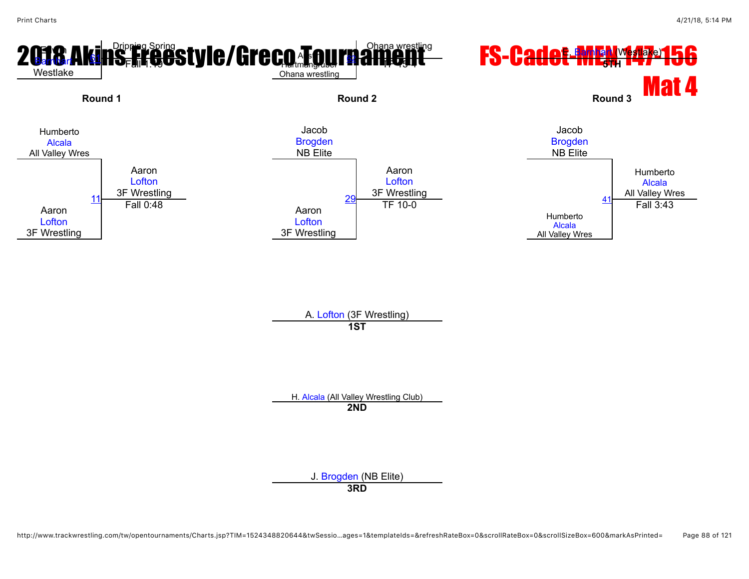# 2018 Akins Freestyle/Greco Tournament

# FS-Cadet-MEN 147-156

## Mat 4

Evan Barnhart Westlake — 61 — Dripping Spring Fall 1:10

Austin Hartmangruber Ohana wrestling — 92 — Ohana wrestling TF 13-4

E. Barnhart (Westlake) **5TH**

### Round 1

Humberto Alcala All Valley Wres

Aaron Lofton 3F Wrestling

11 — Aaron Lofton 3F Wrestling Fall 0:48

### Round 2

Jacob Brogden NB Elite

Aaron Lofton 3F Wrestling

29 — Aaron Lofton 3F Wrestling TF 10-0

### Round 3

Jacob Brogden NB Elite

Humberto Alcala All Valley Wres

41 — Humberto Alcala All Valley Wres Fall 3:43

A. Lofton (3F Wrestling) **1ST**

H. Alcala (All Valley Wrestling Club) **2ND**

J. Brogden (NB Elite) **3RD**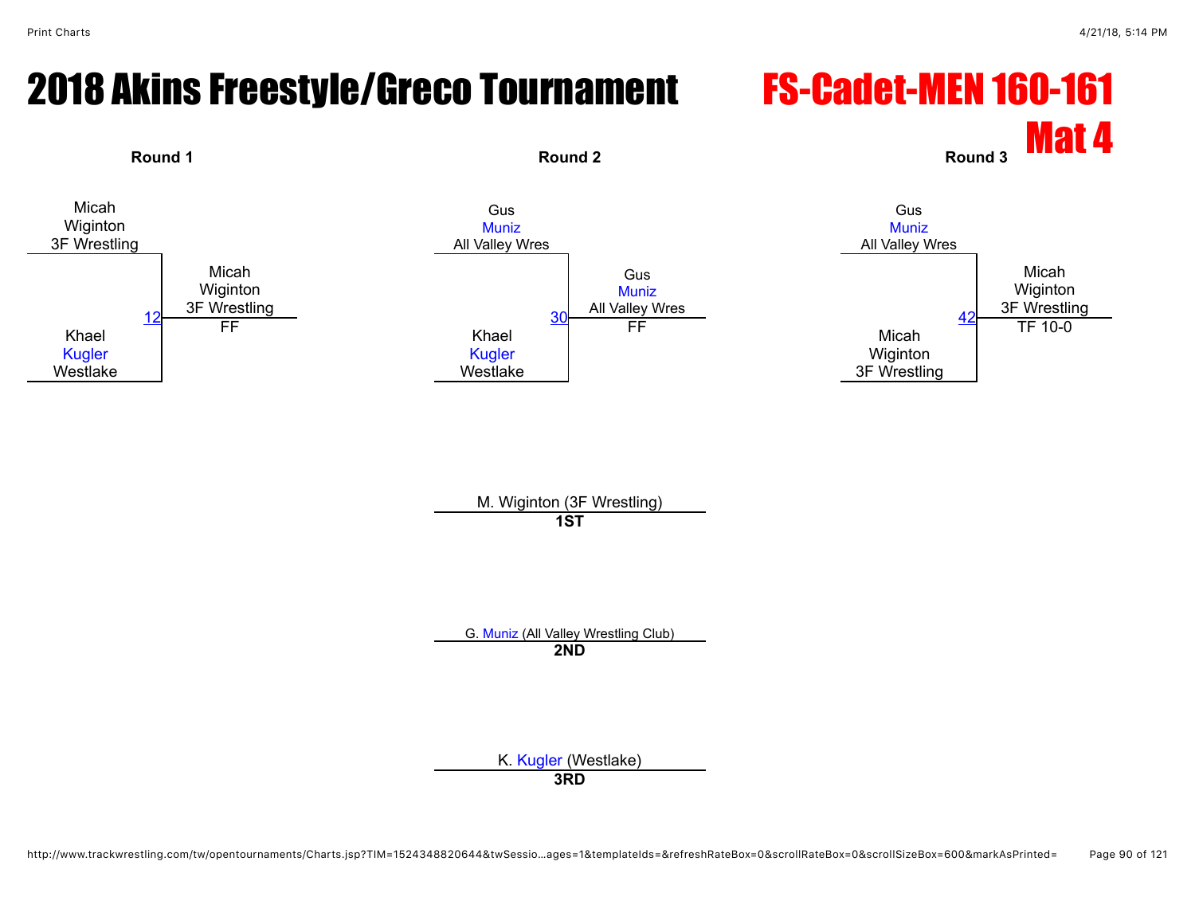# 2018 Akins Freestyle/Greco Tournament

## FS-Cadet-MEN 160-161

## Mat 4

### Round 1

Micah Wiginton
3F Wrestling

12 — Micah Wiginton, 3F Wrestling — FF

Khael Kugler
Westlake

### Round 2

Gus Muniz
All Valley Wres

30 — Gus Muniz, All Valley Wres — FF

Khael Kugler
Westlake

### Round 3

Gus Muniz
All Valley Wres

42 — Micah Wiginton, 3F Wrestling — TF 10-0

Micah Wiginton
3F Wrestling

---

M. Wiginton (3F Wrestling)
**1ST**

G. Muniz (All Valley Wrestling Club)
**2ND**

K. Kugler (Westlake)
**3RD**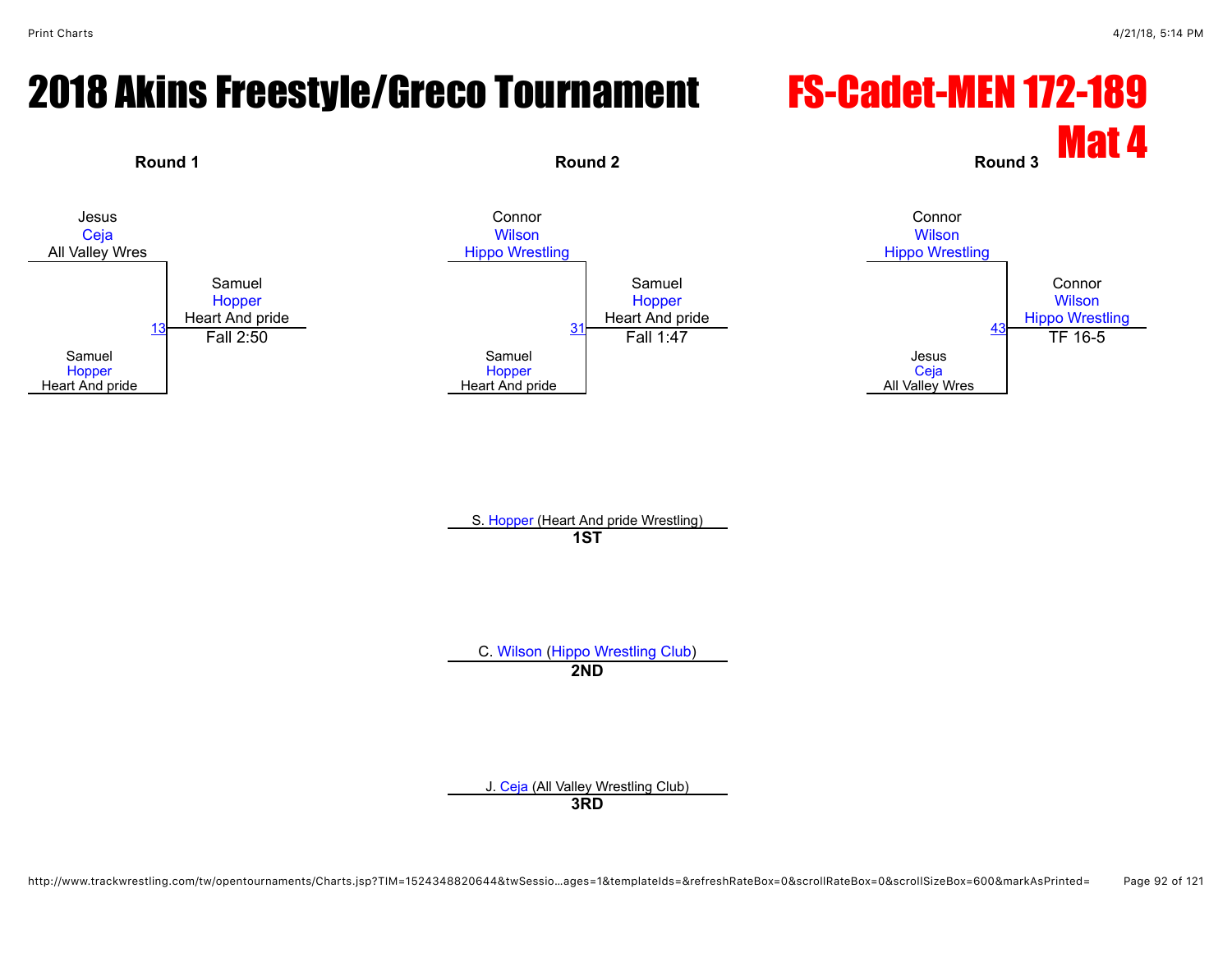# 2018 Akins Freestyle/Greco Tournament

# FS-Cadet-MEN 172-189

## Mat 4

### Round 1

Jesus
Ceja
All Valley Wres

13

Samuel
Hopper
Heart And pride

Samuel
Hopper
Heart And pride
Fall 2:50

### Round 2

Connor
Wilson
Hippo Wrestling

31

Samuel
Hopper
Heart And pride

Samuel
Hopper
Heart And pride
Fall 1:47

### Round 3

Connor
Wilson
Hippo Wrestling

43

Jesus
Ceja
All Valley Wres

Connor
Wilson
Hippo Wrestling
TF 16-5

S. Hopper (Heart And pride Wrestling)
**1ST**

C. Wilson (Hippo Wrestling Club)
**2ND**

J. Ceja (All Valley Wrestling Club)
**3RD**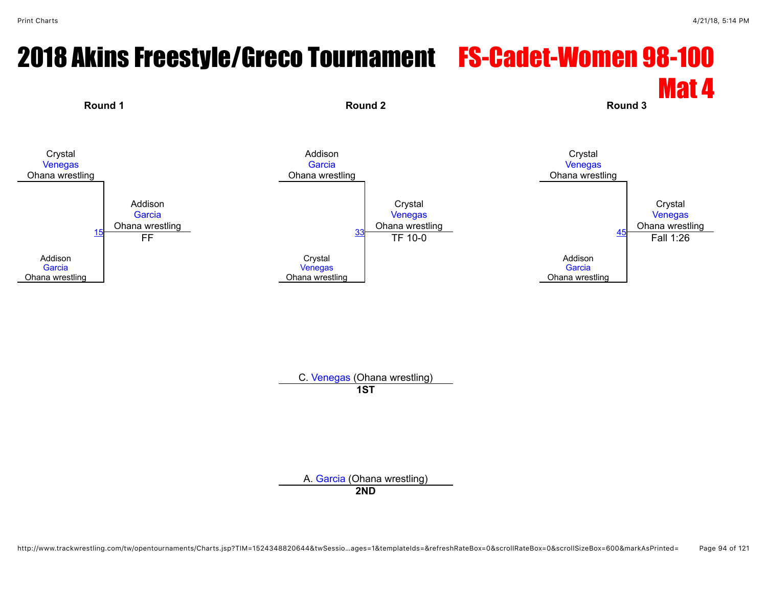# 2018 Akins Freestyle/Greco Tournament

## FS-Cadet-Women 98-100

## Mat 4

### Round 1

Crystal Venegas, Ohana wrestling
vs.
Addison Garcia, Ohana wrestling

Match 15 — Winner: Addison Garcia, Ohana wrestling — FF

### Round 2

Addison Garcia, Ohana wrestling
vs.
Crystal Venegas, Ohana wrestling

Match 33 — Winner: Crystal Venegas, Ohana wrestling — TF 10-0

### Round 3

Crystal Venegas, Ohana wrestling
vs.
Addison Garcia, Ohana wrestling

Match 45 — Winner: Crystal Venegas, Ohana wrestling — Fall 1:26

### Final Placements

C. Venegas (Ohana wrestling)
**1ST**

A. Garcia (Ohana wrestling)
**2ND**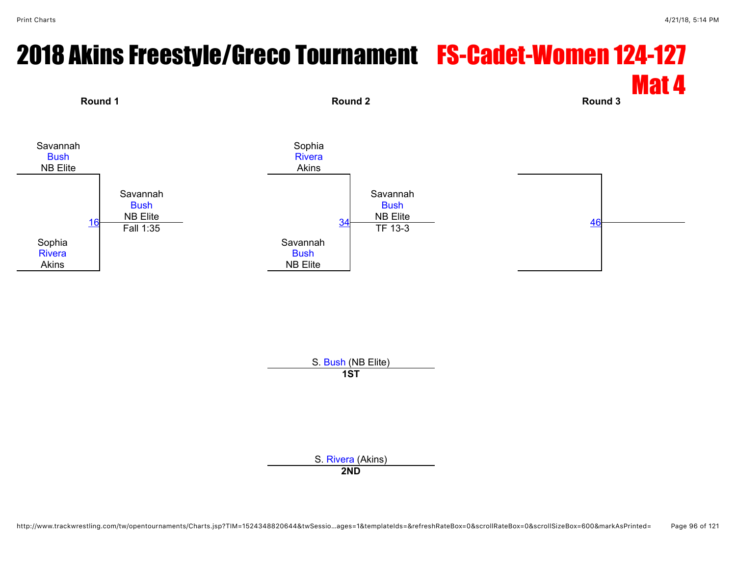# 2018 Akins Freestyle/Greco Tournament

## FS-Cadet-Women 124-127

## Mat 4

**Round 1**

Savannah Bush NB Elite

16

Sophia Rivera Akins

Savannah Bush NB Elite
Fall 1:35

**Round 2**

Sophia Rivera Akins

34

Savannah Bush NB Elite

Savannah Bush NB Elite
TF 13-3

**Round 3**

46

S. Bush (NB Elite)
**1ST**

S. Rivera (Akins)
**2ND**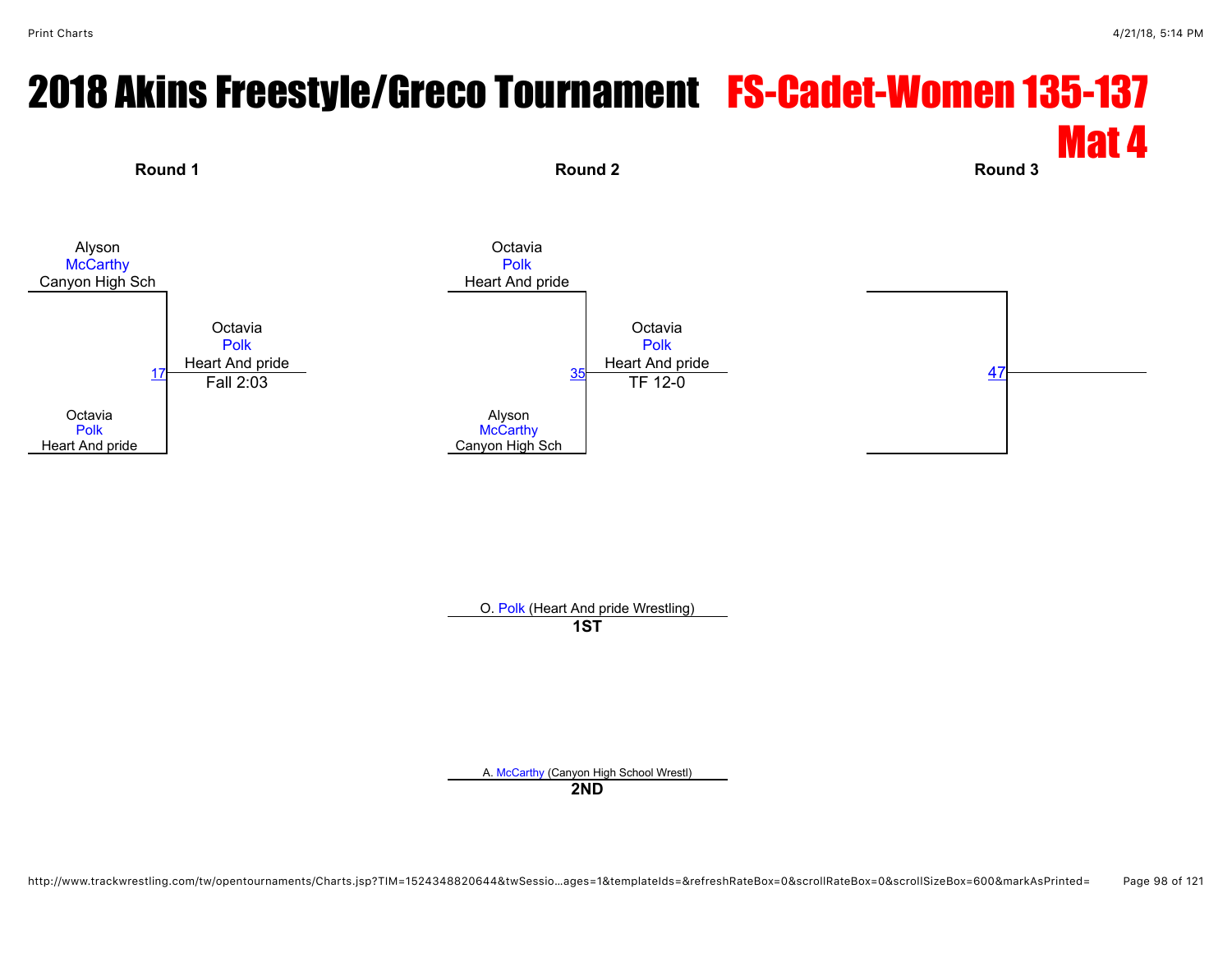# 2018 Akins Freestyle/Greco Tournament FS-Cadet-Women 135-137

## Mat 4

**Round 1**

Alyson McCarthy, Canyon High Sch

Octavia Polk, Heart And pride

17 — Octavia Polk, Heart And pride — Fall 2:03

**Round 2**

Octavia Polk, Heart And pride

Alyson McCarthy, Canyon High Sch

35 — Octavia Polk, Heart And pride — TF 12-0

**Round 3**

47

O. Polk (Heart And pride Wrestling)
**1ST**

A. McCarthy (Canyon High School Wrestl)
**2ND**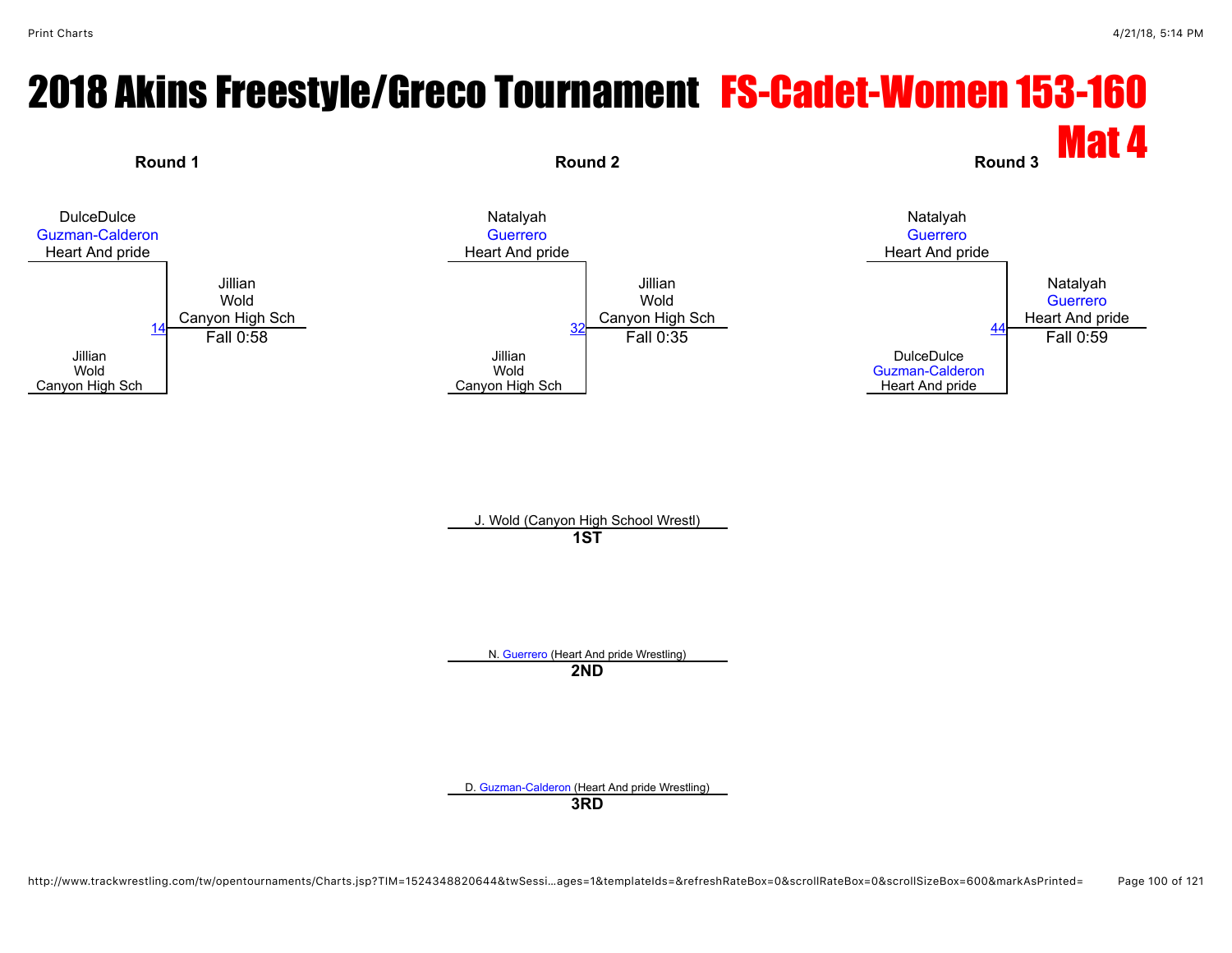# 2018 Akins Freestyle/Greco Tournament FS-Cadet-Women 153-160

## Mat 4

### Round 1

DulceDulce Guzman-Calderon Heart And pride

Jillian Wold Canyon High Sch

14 — Jillian Wold Canyon High Sch — Fall 0:58

### Round 2

Natalyah Guerrero Heart And pride

Jillian Wold Canyon High Sch

32 — Jillian Wold Canyon High Sch — Fall 0:35

### Round 3

Natalyah Guerrero Heart And pride

DulceDulce Guzman-Calderon Heart And pride

44 — Natalyah Guerrero Heart And pride — Fall 0:59

---

J. Wold (Canyon High School Wrestl)
**1ST**

N. Guerrero (Heart And pride Wrestling)
**2ND**

D. Guzman-Calderon (Heart And pride Wrestling)
**3RD**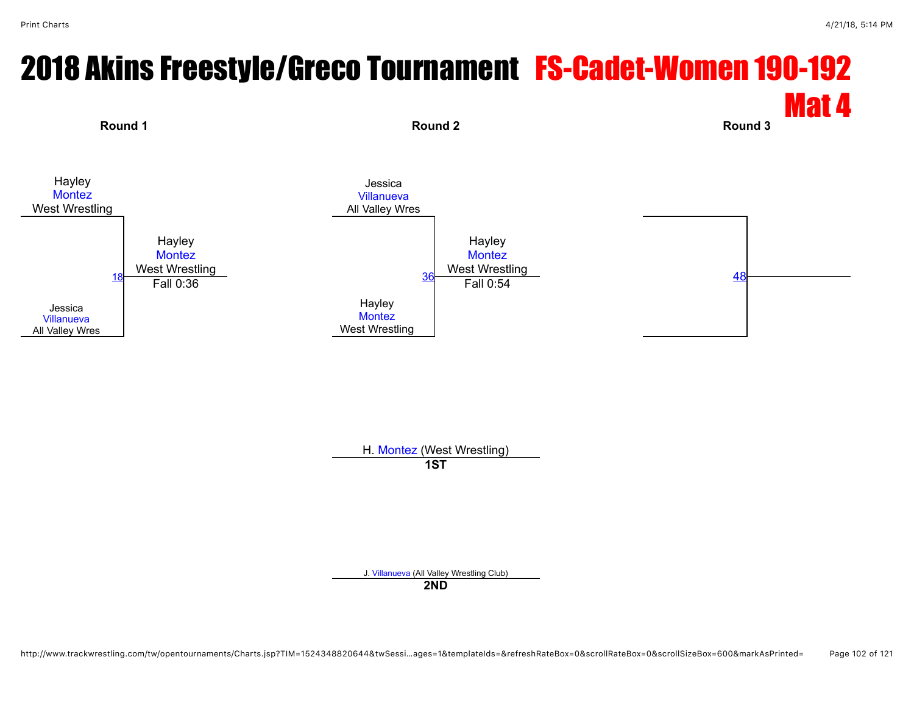# 2018 Akins Freestyle/Greco Tournament FS-Cadet-Women 190-192

## Mat 4

**Round 1**

Hayley Montez
West Wrestling

18 — Hayley Montez, West Wrestling, Fall 0:36

Jessica Villanueva
All Valley Wres

**Round 2**

Jessica Villanueva
All Valley Wres

36 — Hayley Montez, West Wrestling, Fall 0:54

Hayley Montez
West Wrestling

**Round 3**

48

H. Montez (West Wrestling)
**1ST**

J. Villanueva (All Valley Wrestling Club)
**2ND**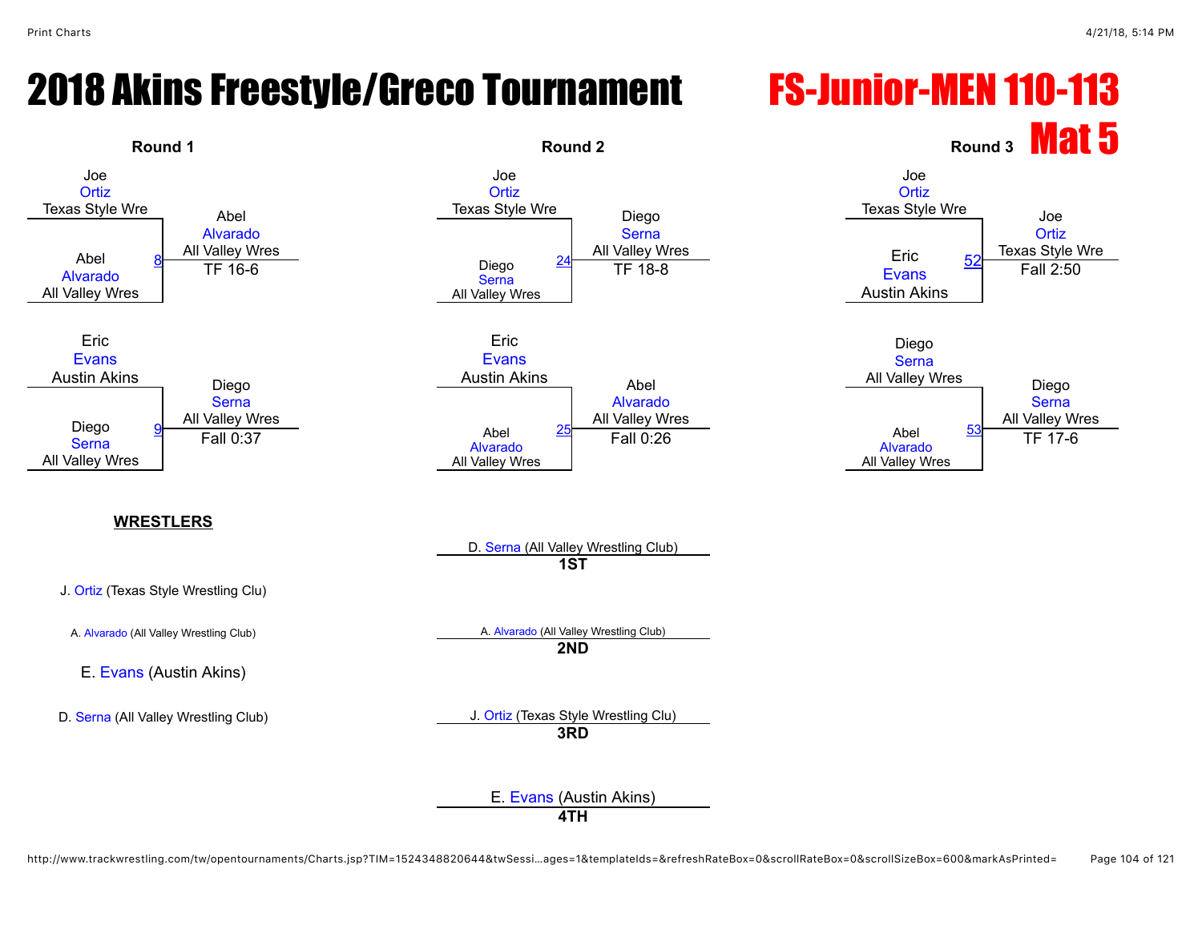# 2018 Akins Freestyle/Greco Tournament

# FS-Junior-MEN 110-113

## Mat 5

### Round 1

| Match | Wrestler 1 | Wrestler 2 | Winner | Result |
|---|---|---|---|---|
| 8 | Joe Ortiz (Texas Style Wre) | Abel Alvarado (All Valley Wres) | Abel Alvarado (All Valley Wres) | TF 16-6 |
| 9 | Eric Evans (Austin Akins) | Diego Serna (All Valley Wres) | Diego Serna (All Valley Wres) | Fall 0:37 |

### Round 2

| Match | Wrestler 1 | Wrestler 2 | Winner | Result |
|---|---|---|---|---|
| 24 | Joe Ortiz (Texas Style Wre) | Diego Serna (All Valley Wres) | Diego Serna (All Valley Wres) | TF 18-8 |
| 25 | Eric Evans (Austin Akins) | Abel Alvarado (All Valley Wres) | Abel Alvarado (All Valley Wres) | Fall 0:26 |

### Round 3

| Match | Wrestler 1 | Wrestler 2 | Winner | Result |
|---|---|---|---|---|
| 52 | Joe Ortiz (Texas Style Wre) | Eric Evans (Austin Akins) | Joe Ortiz (Texas Style Wre) | Fall 2:50 |
| 53 | Diego Serna (All Valley Wres) | Abel Alvarado (All Valley Wres) | Diego Serna (All Valley Wres) | TF 17-6 |

**WRESTLERS**

- J. Ortiz (Texas Style Wrestling Clu)
- A. Alvarado (All Valley Wrestling Club)
- E. Evans (Austin Akins)
- D. Serna (All Valley Wrestling Club)

**Placements**

- **1ST**: D. Serna (All Valley Wrestling Club)
- **2ND**: A. Alvarado (All Valley Wrestling Club)
- **3RD**: J. Ortiz (Texas Style Wrestling Clu)
- **4TH**: E. Evans (Austin Akins)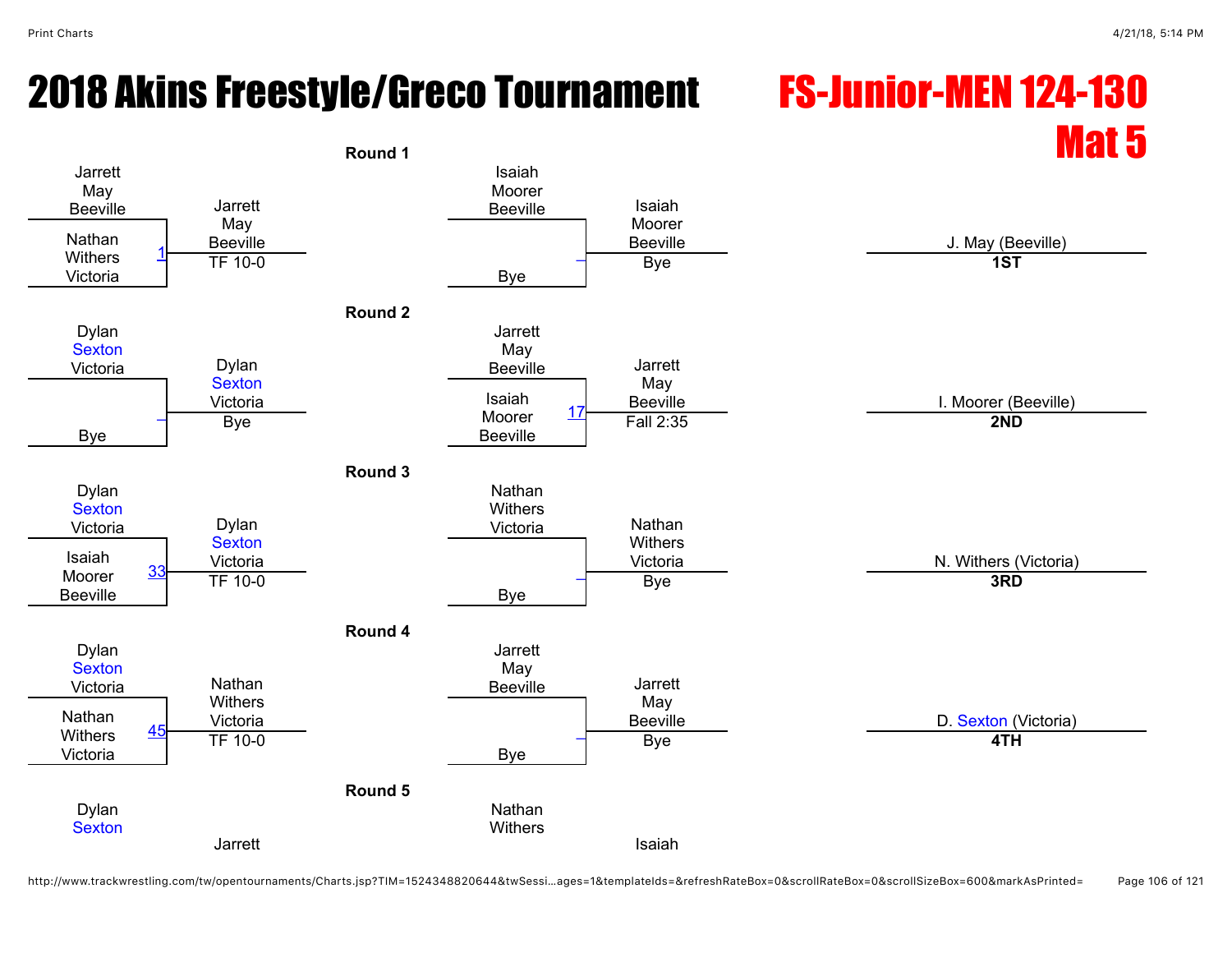# 2018 Akins Freestyle/Greco Tournament

## FS-Junior-MEN 124-130

## Mat 5

### Round 1

| Wrestler 1 | Wrestler 2 | Bout | Winner | Result |
|---|---|---|---|---|
| Jarrett May (Beeville) | Nathan Withers (Victoria) | 1 | Jarrett May (Beeville) | TF 10-0 |
| Isaiah Moorer (Beeville) | Bye | – | Isaiah Moorer (Beeville) | Bye |

### Round 2

| Wrestler 1 | Wrestler 2 | Bout | Winner | Result |
|---|---|---|---|---|
| Dylan Sexton (Victoria) | Bye | – | Dylan Sexton (Victoria) | Bye |
| Jarrett May (Beeville) | Isaiah Moorer (Beeville) | 17 | Jarrett May (Beeville) | Fall 2:35 |

### Round 3

| Wrestler 1 | Wrestler 2 | Bout | Winner | Result |
|---|---|---|---|---|
| Dylan Sexton (Victoria) | Isaiah Moorer (Beeville) | 33 | Dylan Sexton (Victoria) | TF 10-0 |
| Nathan Withers (Victoria) | Bye | – | Nathan Withers (Victoria) | Bye |

### Round 4

| Wrestler 1 | Wrestler 2 | Bout | Winner | Result |
|---|---|---|---|---|
| Dylan Sexton (Victoria) | Nathan Withers (Victoria) | 45 | Nathan Withers (Victoria) | TF 10-0 |
| Jarrett May (Beeville) | Bye | – | Jarrett May (Beeville) | Bye |

### Round 5

| Wrestler 1 | Wrestler 2 | Bout | Winner | Result |
|---|---|---|---|---|
| Dylan Sexton | | | Jarrett | |
| Nathan Withers | | | Isaiah | |

### Placements

| Place | Wrestler |
|---|---|
| 1ST | J. May (Beeville) |
| 2ND | I. Moorer (Beeville) |
| 3RD | N. Withers (Victoria) |
| 4TH | D. Sexton (Victoria) |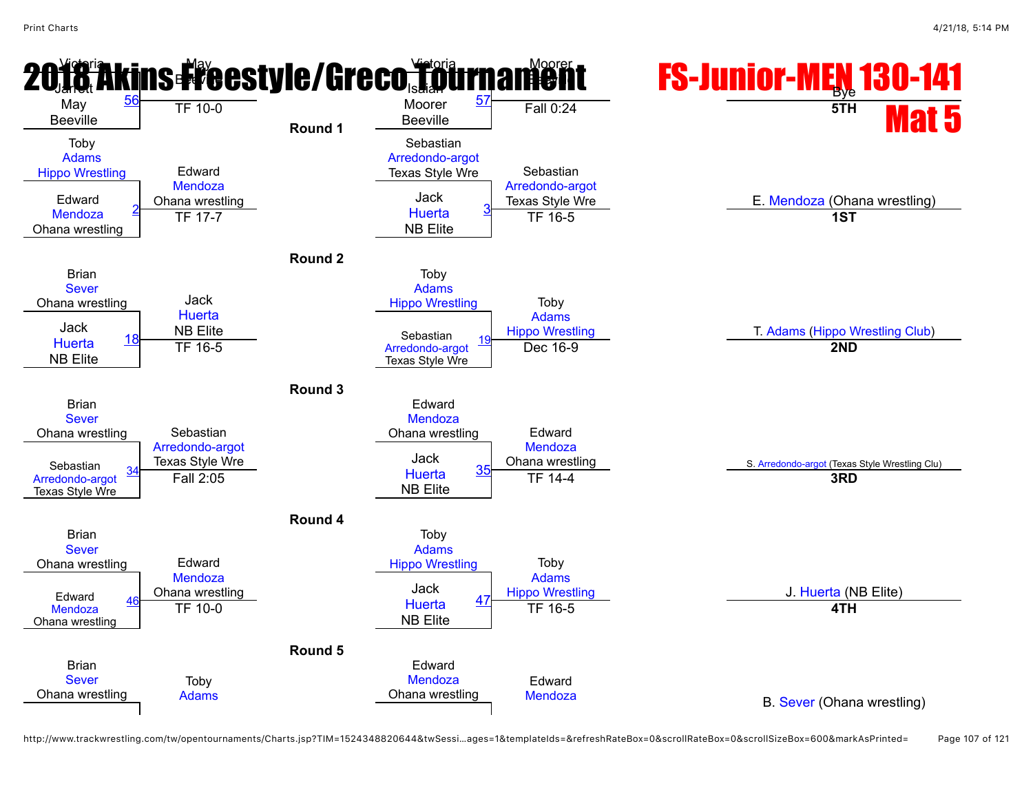# 2018 Akins Freestyle/Greco Tournament

# FS-Junior-MEN 130-141

# Mat 5

## Round 1

| Match | Wrestler 1 | Wrestler 2 | Winner | Result |
|---|---|---|---|---|
| 56 | Victoria Jarrett May, Beeville | May, Beeville | May, Beeville | TF 10-0 |
| 57 | Victoria Isaiah Moorer, Beeville | Moorer, Beeville | Moorer, Beeville | Fall 0:24 |
| 2 | Toby Adams, Hippo Wrestling | Edward Mendoza, Ohana wrestling | Edward Mendoza, Ohana wrestling | TF 17-7 |
| 3 | Sebastian Arredondo-argot, Texas Style Wre | Jack Huerta, NB Elite | Sebastian Arredondo-argot, Texas Style Wre | TF 16-5 |

## Round 2

| Match | Wrestler 1 | Wrestler 2 | Winner | Result |
|---|---|---|---|---|
| 18 | Brian Sever, Ohana wrestling | Jack Huerta, NB Elite | Jack Huerta, NB Elite | TF 16-5 |
| 19 | Toby Adams, Hippo Wrestling | Sebastian Arredondo-argot, Texas Style Wre | Toby Adams, Hippo Wrestling | Dec 16-9 |

## Round 3

| Match | Wrestler 1 | Wrestler 2 | Winner | Result |
|---|---|---|---|---|
| 34 | Brian Sever, Ohana wrestling | Sebastian Arredondo-argot, Texas Style Wre | Sebastian Arredondo-argot, Texas Style Wre | Fall 2:05 |
| 35 | Edward Mendoza, Ohana wrestling | Jack Huerta, NB Elite | Edward Mendoza, Ohana wrestling | TF 14-4 |

## Round 4

| Match | Wrestler 1 | Wrestler 2 | Winner | Result |
|---|---|---|---|---|
| 46 | Brian Sever, Ohana wrestling | Edward Mendoza, Ohana wrestling | Edward Mendoza, Ohana wrestling | TF 10-0 |
| 47 | Toby Adams, Hippo Wrestling | Jack Huerta, NB Elite | Toby Adams, Hippo Wrestling | TF 16-5 |

## Round 5

| Match | Wrestler 1 | Wrestler 2 | Winner | Result |
|---|---|---|---|---|
| | Brian Sever, Ohana wrestling | | Toby Adams | |
| | Edward Mendoza, Ohana wrestling | | Edward Mendoza | |

## Placings

| Place | Wrestler |
|---|---|
| 1ST | E. Mendoza (Ohana wrestling) |
| 2ND | T. Adams (Hippo Wrestling Club) |
| 3RD | S. Arredondo-argot (Texas Style Wrestling Clu) |
| 4TH | J. Huerta (NB Elite) |
| 5TH | B. Sever (Ohana wrestling) |
| | Bye |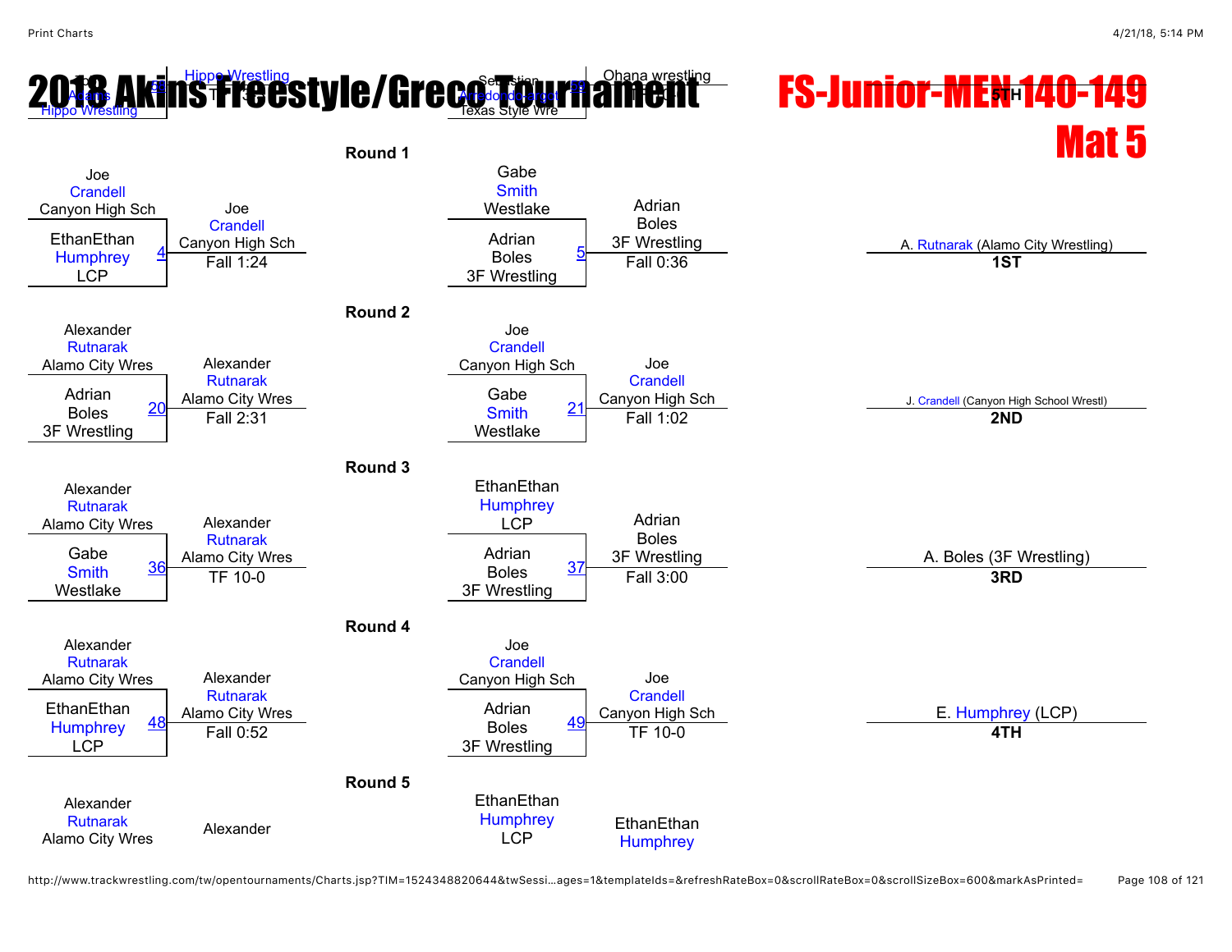# 2018 Akins Freestyle/Greco Tournament

# FS-Junior-MEN 140-149

# Mat 5

Jo... Adams Hippo Wrestling | 58 | Hippo Wrestling T... 3... | Sebastian Amedondo-angel Texas Style Wre | 59 | Ohana wrestling T... | 5TH

### Round 1

| Wrestler 1 | Wrestler 2 | Bout | Winner | Result |
|---|---|---|---|---|
| Joe Crandell Canyon High Sch | EthanEthan Humphrey LCP | 4 | Joe Crandell Canyon High Sch | Fall 1:24 |
| Gabe Smith Westlake | Adrian Boles 3F Wrestling | 5 | Adrian Boles 3F Wrestling | Fall 0:36 |

### Round 2

| Wrestler 1 | Wrestler 2 | Bout | Winner | Result |
|---|---|---|---|---|
| Alexander Rutnarak Alamo City Wres | Adrian Boles 3F Wrestling | 20 | Alexander Rutnarak Alamo City Wres | Fall 2:31 |
| Joe Crandell Canyon High Sch | Gabe Smith Westlake | 21 | Joe Crandell Canyon High Sch | Fall 1:02 |

### Round 3

| Wrestler 1 | Wrestler 2 | Bout | Winner | Result |
|---|---|---|---|---|
| Alexander Rutnarak Alamo City Wres | Gabe Smith Westlake | 36 | Alexander Rutnarak Alamo City Wres | TF 10-0 |
| EthanEthan Humphrey LCP | Adrian Boles 3F Wrestling | 37 | Adrian Boles 3F Wrestling | Fall 3:00 |

### Round 4

| Wrestler 1 | Wrestler 2 | Bout | Winner | Result |
|---|---|---|---|---|
| Alexander Rutnarak Alamo City Wres | EthanEthan Humphrey LCP | 48 | Alexander Rutnarak Alamo City Wres | Fall 0:52 |
| Joe Crandell Canyon High Sch | Adrian Boles 3F Wrestling | 49 | Joe Crandell Canyon High Sch | TF 10-0 |

### Round 5

| Wrestler 1 | Wrestler 2 | Bout | Winner | Result |
|---|---|---|---|---|
| Alexander Rutnarak Alamo City Wres | | | Alexander | |
| EthanEthan Humphrey LCP | | | EthanEthan Humphrey | |

### Placings

- **1ST**: A. Rutnarak (Alamo City Wrestling)
- **2ND**: J. Crandell (Canyon High School Wrestl)
- **3RD**: A. Boles (3F Wrestling)
- **4TH**: E. Humphrey (LCP)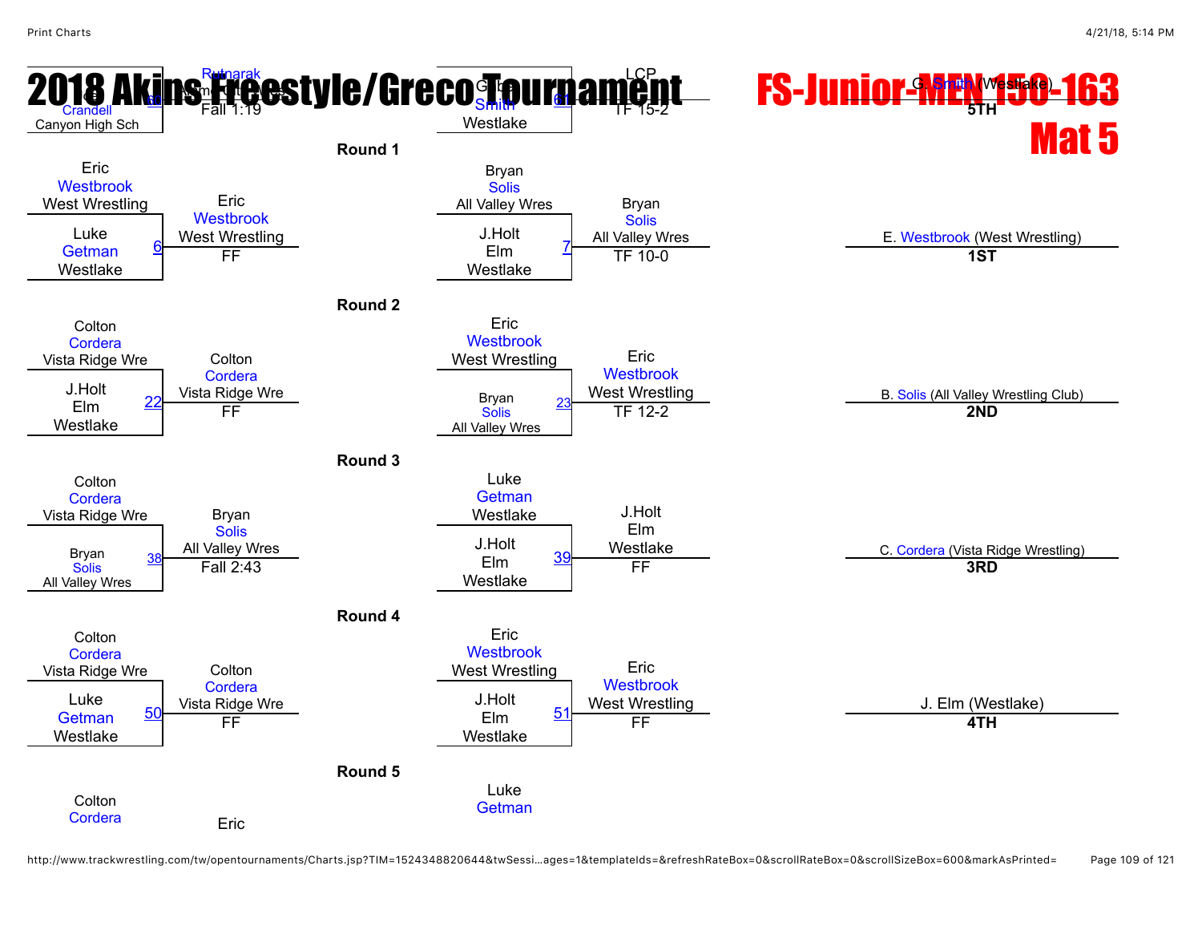# 2018 Akins Freestyle/Greco Tournament

# FS-Junior-MEN 150-163

# Mat 5

Crandell | 60 | Rutnarak | Fall 1:19
Canyon High Sch

G. Smith | 61 | LCP | TF 15-2
Westlake

G. Smith (Westlake) — **5TH**

### Round 1

| Wrestler 1 | Wrestler 2 | Bout | Winner | Result |
|---|---|---|---|---|
| Eric Westbrook, West Wrestling | Luke Getman, Westlake | 6 | Eric Westbrook, West Wrestling | FF |
| Bryan Solis, All Valley Wres | J.Holt Elm, Westlake | 7 | Bryan Solis, All Valley Wres | TF 10-0 |

E. Westbrook (West Wrestling) — **1ST**

### Round 2

| Wrestler 1 | Wrestler 2 | Bout | Winner | Result |
|---|---|---|---|---|
| Colton Cordera, Vista Ridge Wre | J.Holt Elm, Westlake | 22 | Colton Cordera, Vista Ridge Wre | FF |
| Eric Westbrook, West Wrestling | Bryan Solis, All Valley Wres | 23 | Eric Westbrook, West Wrestling | TF 12-2 |

B. Solis (All Valley Wrestling Club) — **2ND**

### Round 3

| Wrestler 1 | Wrestler 2 | Bout | Winner | Result |
|---|---|---|---|---|
| Colton Cordera, Vista Ridge Wre | Bryan Solis, All Valley Wres | 38 | Bryan Solis, All Valley Wres | Fall 2:43 |
| Luke Getman, Westlake | J.Holt Elm, Westlake | 39 | J.Holt Elm, Westlake | FF |

C. Cordera (Vista Ridge Wrestling) — **3RD**

### Round 4

| Wrestler 1 | Wrestler 2 | Bout | Winner | Result |
|---|---|---|---|---|
| Colton Cordera, Vista Ridge Wre | Luke Getman, Westlake | 50 | Colton Cordera, Vista Ridge Wre | FF |
| Eric Westbrook, West Wrestling | J.Holt Elm, Westlake | 51 | Eric Westbrook, West Wrestling | FF |

J. Elm (Westlake) — **4TH**

### Round 5

| Wrestler 1 | Wrestler 2 | Bout | Winner | Result |
|---|---|---|---|---|
| Colton Cordera | | | Eric | |
| Luke Getman | | | | |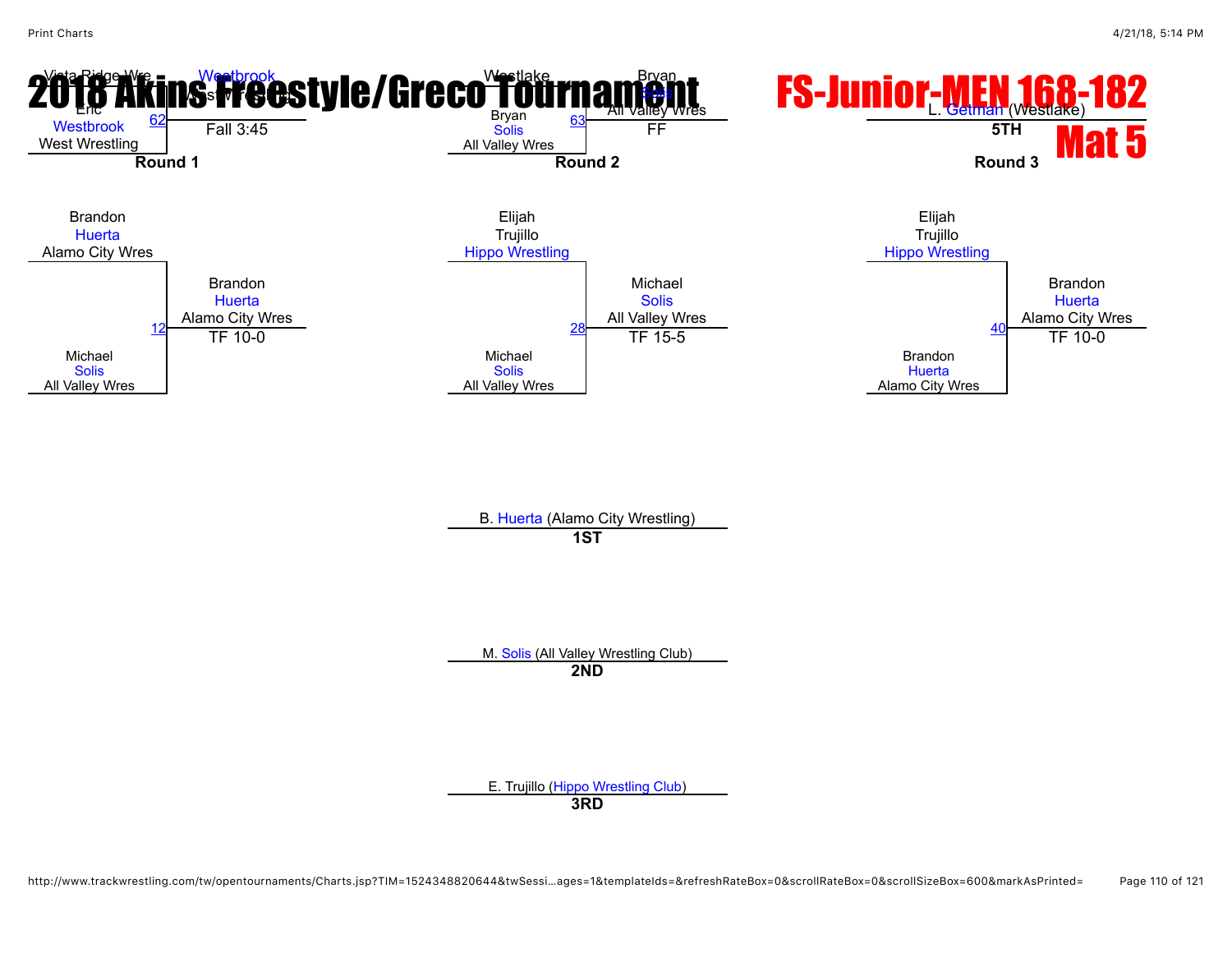# 2018 Akins Freestyle/Greco Tournament

# FS-Junior-MEN 168-182

# Mat 5

**Round 1**

Vista Ridge Wre
Eric Westbrook
West Wrestling
62
Westbrook
West Wrestling
Fall 3:45

Brandon Huerta
Alamo City Wres
12
Michael Solis
All Valley Wres
Brandon Huerta
Alamo City Wres
TF 10-0

**Round 2**

Westlake
Bryan Solis
All Valley Wres
63
Bryan Solis
All Valley Wres
FF

Elijah Trujillo
Hippo Wrestling
28
Michael Solis
All Valley Wres
Michael Solis
All Valley Wres
TF 15-5

**Round 3**

L. Getman (Westlake)
**5TH**

Elijah Trujillo
Hippo Wrestling
40
Brandon Huerta
Alamo City Wres
Brandon Huerta
Alamo City Wres
TF 10-0

B. Huerta (Alamo City Wrestling)
**1ST**

M. Solis (All Valley Wrestling Club)
**2ND**

E. Trujillo (Hippo Wrestling Club)
**3RD**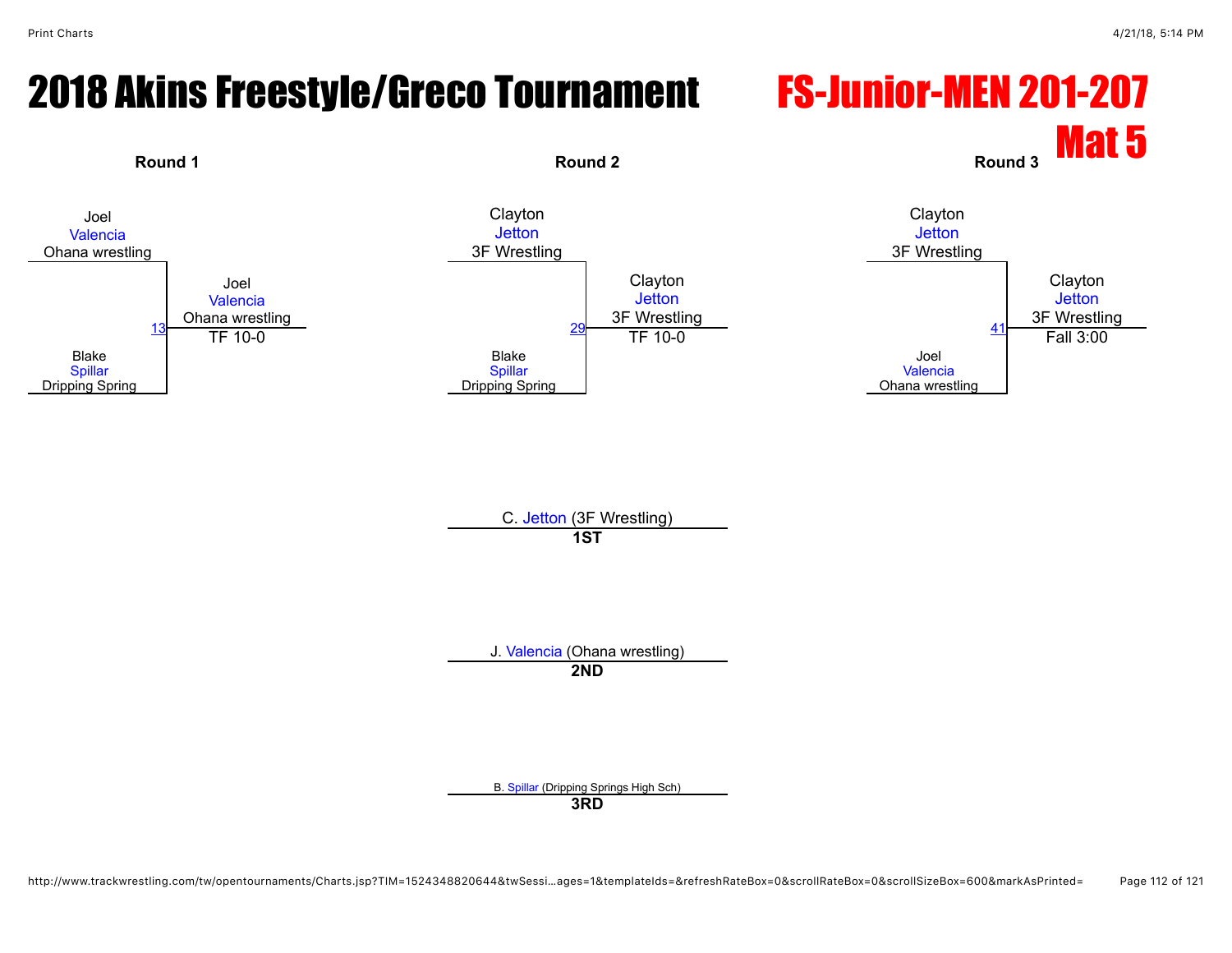# 2018 Akins Freestyle/Greco Tournament

## FS-Junior-MEN 201-207

## Mat 5

### Round 1

Joel Valencia, Ohana wrestling
vs.
Blake Spillar, Dripping Spring

Bout 13 — Winner: Joel Valencia, Ohana wrestling — TF 10-0

### Round 2

Clayton Jetton, 3F Wrestling
vs.
Blake Spillar, Dripping Spring

Bout 29 — Winner: Clayton Jetton, 3F Wrestling — TF 10-0

### Round 3

Clayton Jetton, 3F Wrestling
vs.
Joel Valencia, Ohana wrestling

Bout 41 — Winner: Clayton Jetton, 3F Wrestling — Fall 3:00

### Placements

**1ST**: C. Jetton (3F Wrestling)

**2ND**: J. Valencia (Ohana wrestling)

**3RD**: B. Spillar (Dripping Springs High Sch)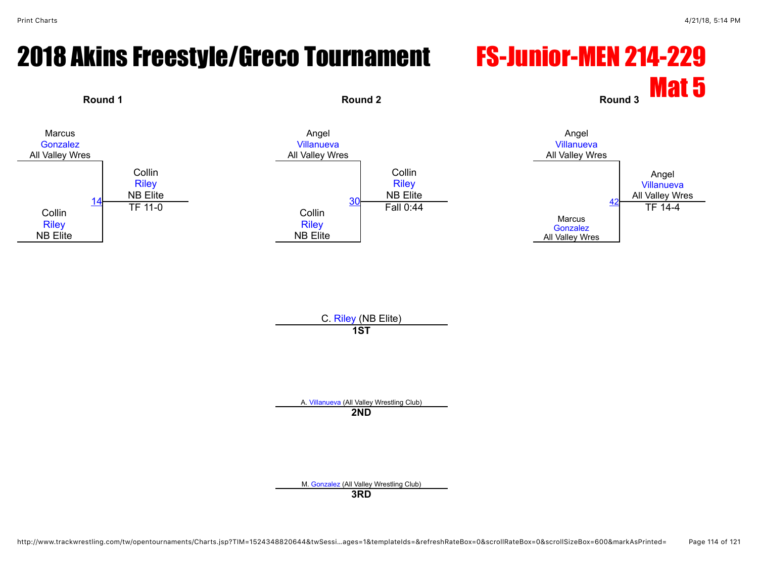# 2018 Akins Freestyle/Greco Tournament

# FS-Junior-MEN 214-229

## Mat 5

### Round 1

Marcus Gonzalez, All Valley Wres
vs.
Collin Riley, NB Elite

Bout 14 — Winner: Collin Riley, NB Elite — TF 11-0

### Round 2

Angel Villanueva, All Valley Wres
vs.
Collin Riley, NB Elite

Bout 30 — Winner: Collin Riley, NB Elite — Fall 0:44

### Round 3

Angel Villanueva, All Valley Wres
vs.
Marcus Gonzalez, All Valley Wres

Bout 42 — Winner: Angel Villanueva, All Valley Wres — TF 14-4

### Placements

**1ST**: C. Riley (NB Elite)

**2ND**: A. Villanueva (All Valley Wrestling Club)

**3RD**: M. Gonzalez (All Valley Wrestling Club)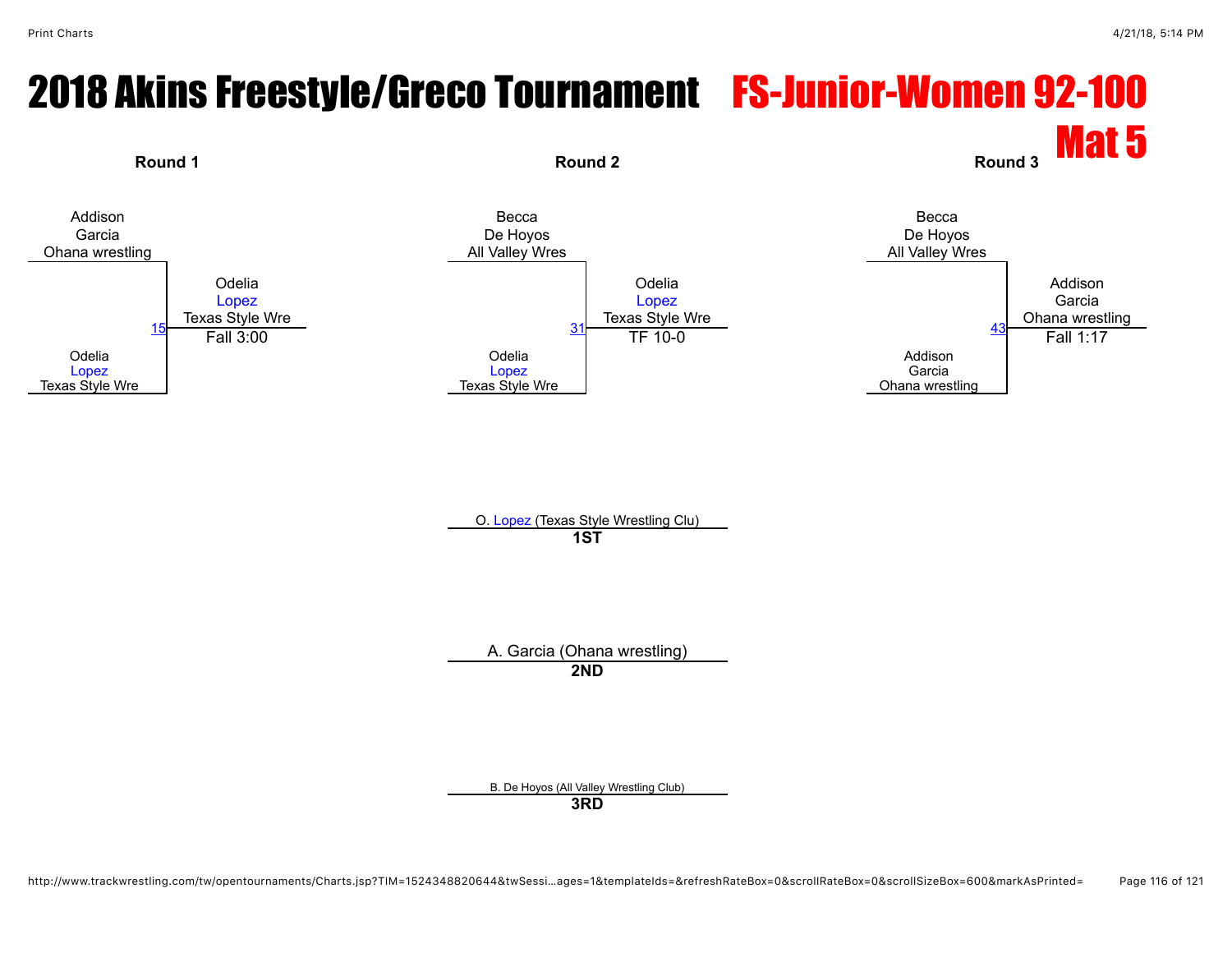# 2018 Akins Freestyle/Greco Tournament

## FS-Junior-Women 92-100

## Mat 5

### Round 1

Addison Garcia, Ohana wrestling

vs.

Odelia Lopez, Texas Style Wre

Match 15 — Winner: Odelia Lopez, Texas Style Wre — Fall 3:00

### Round 2

Becca De Hoyos, All Valley Wres

vs.

Odelia Lopez, Texas Style Wre

Match 31 — Winner: Odelia Lopez, Texas Style Wre — TF 10-0

### Round 3

Becca De Hoyos, All Valley Wres

vs.

Addison Garcia, Ohana wrestling

Match 43 — Winner: Addison Garcia, Ohana wrestling — Fall 1:17

### Placements

**1ST**: O. Lopez (Texas Style Wrestling Clu)

**2ND**: A. Garcia (Ohana wrestling)

**3RD**: B. De Hoyos (All Valley Wrestling Club)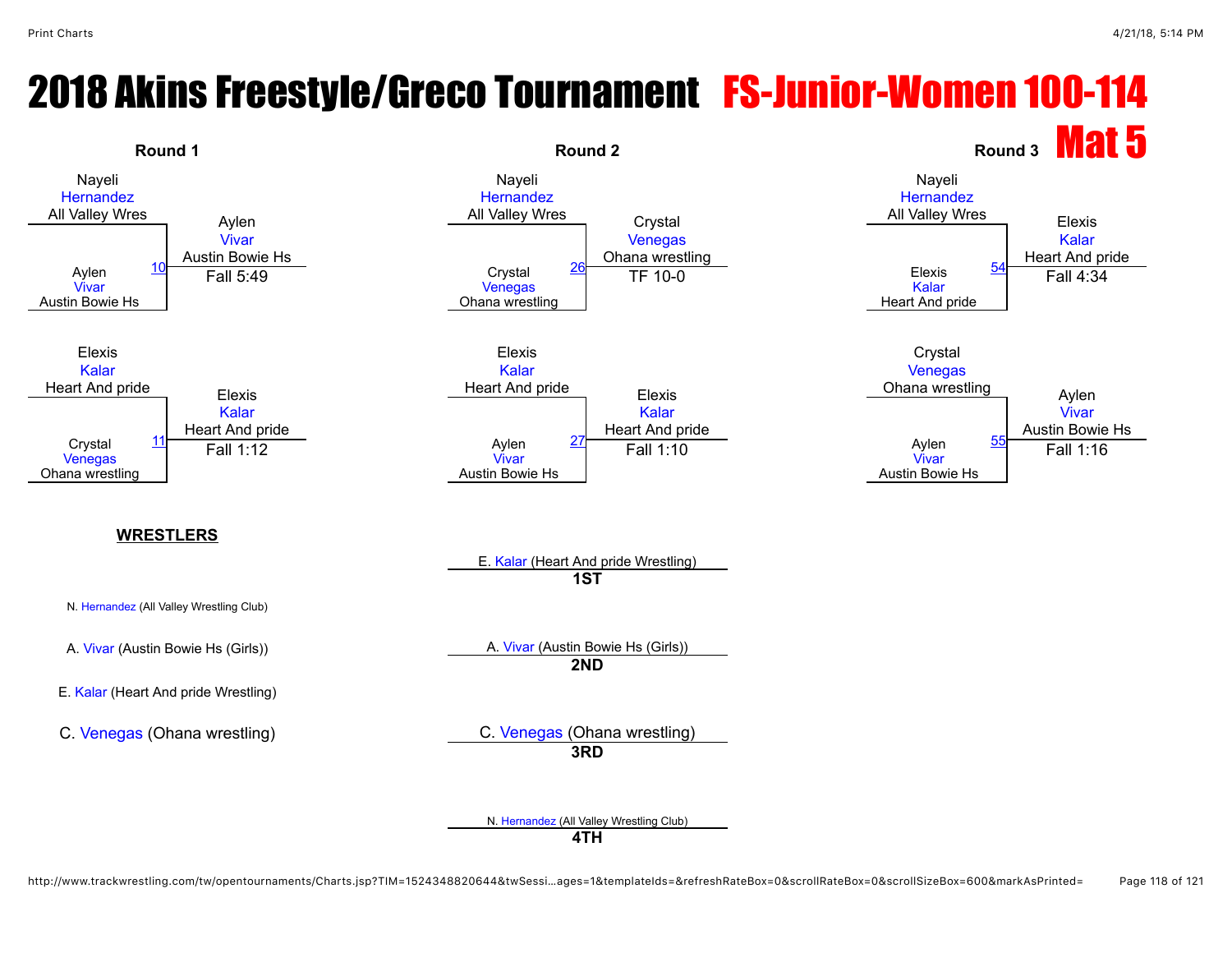# 2018 Akins Freestyle/Greco Tournament FS-Junior-Women 100-114

## Mat 5

### Round 1

| Match | Wrestler 1 | Wrestler 2 | Winner | Result |
|---|---|---|---|---|
| 10 | Nayeli Hernandez (All Valley Wres) | Aylen Vivar (Austin Bowie Hs) | Aylen Vivar (Austin Bowie Hs) | Fall 5:49 |
| 11 | Elexis Kalar (Heart And pride) | Crystal Venegas (Ohana wrestling) | Elexis Kalar (Heart And pride) | Fall 1:12 |

### Round 2

| Match | Wrestler 1 | Wrestler 2 | Winner | Result |
|---|---|---|---|---|
| 26 | Nayeli Hernandez (All Valley Wres) | Crystal Venegas (Ohana wrestling) | Crystal Venegas (Ohana wrestling) | TF 10-0 |
| 27 | Elexis Kalar (Heart And pride) | Aylen Vivar (Austin Bowie Hs) | Elexis Kalar (Heart And pride) | Fall 1:10 |

### Round 3

| Match | Wrestler 1 | Wrestler 2 | Winner | Result |
|---|---|---|---|---|
| 54 | Nayeli Hernandez (All Valley Wres) | Elexis Kalar (Heart And pride) | Elexis Kalar (Heart And pride) | Fall 4:34 |
| 55 | Crystal Venegas (Ohana wrestling) | Aylen Vivar (Austin Bowie Hs) | Aylen Vivar (Austin Bowie Hs) | Fall 1:16 |

### WRESTLERS

- N. Hernandez (All Valley Wrestling Club)
- A. Vivar (Austin Bowie Hs (Girls))
- E. Kalar (Heart And pride Wrestling)
- C. Venegas (Ohana wrestling)

### Placements

- **1ST**: E. Kalar (Heart And pride Wrestling)
- **2ND**: A. Vivar (Austin Bowie Hs (Girls))
- **3RD**: C. Venegas (Ohana wrestling)
- **4TH**: N. Hernandez (All Valley Wrestling Club)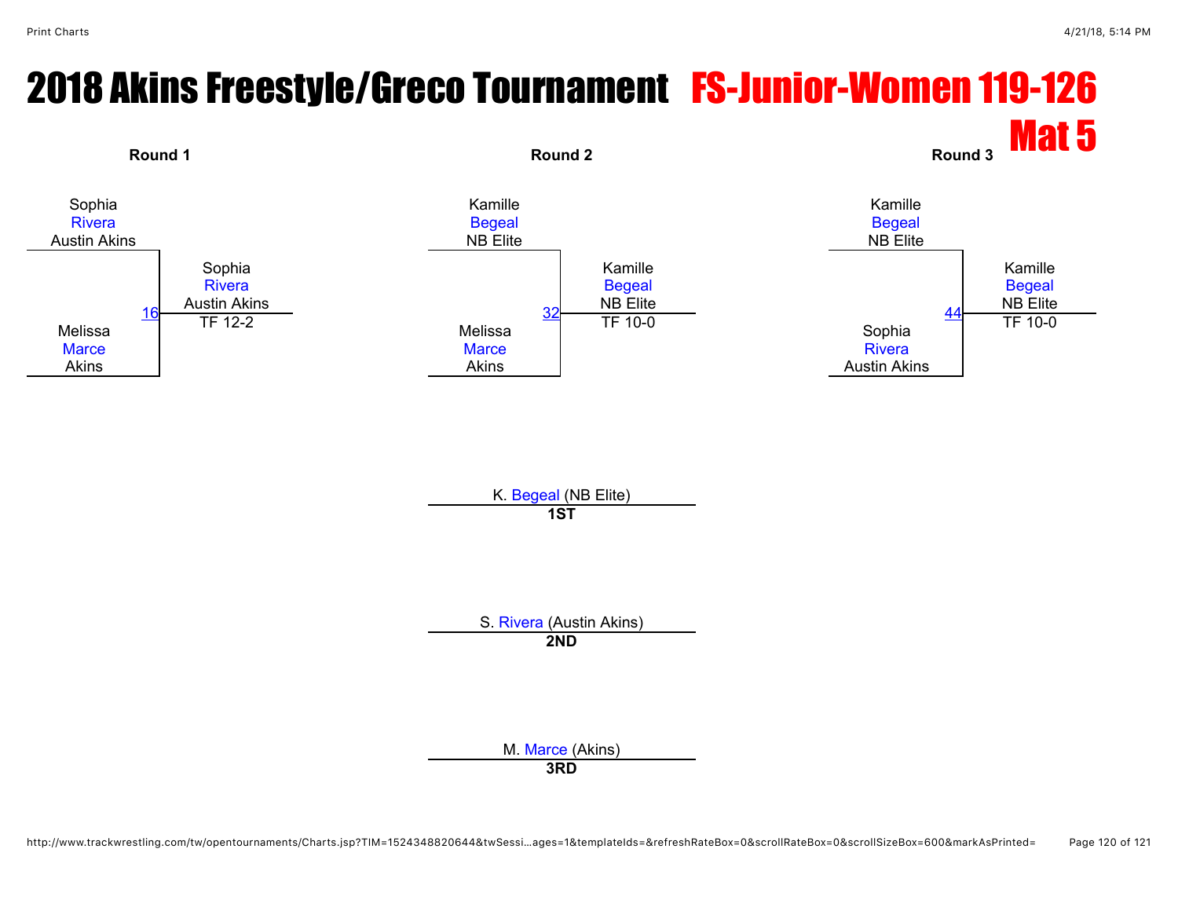# 2018 Akins Freestyle/Greco Tournament FS-Junior-Women 119-126 Mat 5

**Round 1**

Sophia
Rivera
Austin Akins

16

Melissa
Marce
Akins

Sophia
Rivera
Austin Akins
TF 12-2

**Round 2**

Kamille
Begeal
NB Elite

32

Melissa
Marce
Akins

Kamille
Begeal
NB Elite
TF 10-0

**Round 3**

Kamille
Begeal
NB Elite

44

Sophia
Rivera
Austin Akins

Kamille
Begeal
NB Elite
TF 10-0

K. Begeal (NB Elite)
**1ST**

S. Rivera (Austin Akins)
**2ND**

M. Marce (Akins)
**3RD**